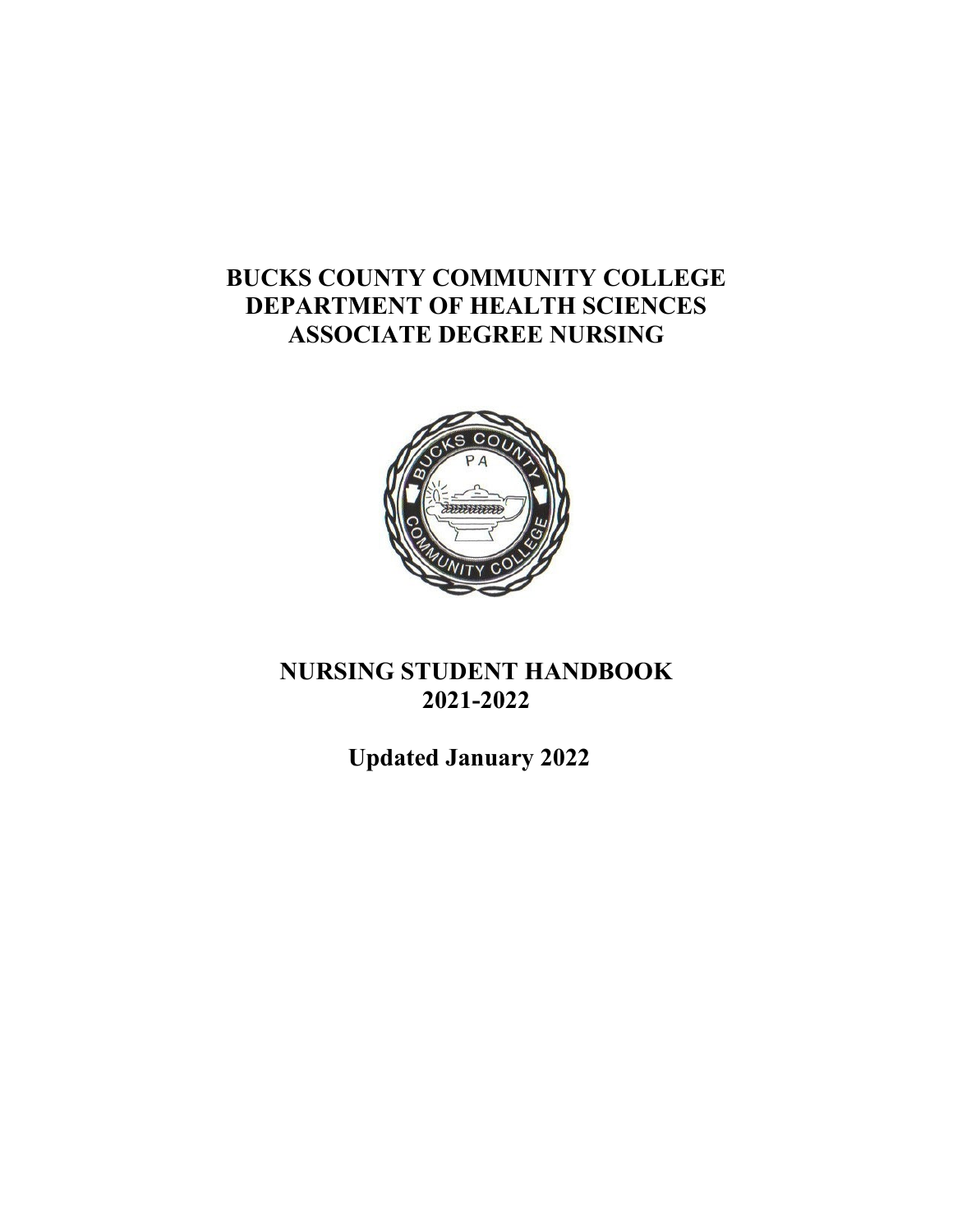# BUCKS COUNTY COMMUNITY COLLEGE
# DEPARTMENT OF HEALTH SCIENCES
# ASSOCIATE DEGREE NURSING

# NURSING STUDENT HANDBOOK
# 2021-2022

**Updated January 2022**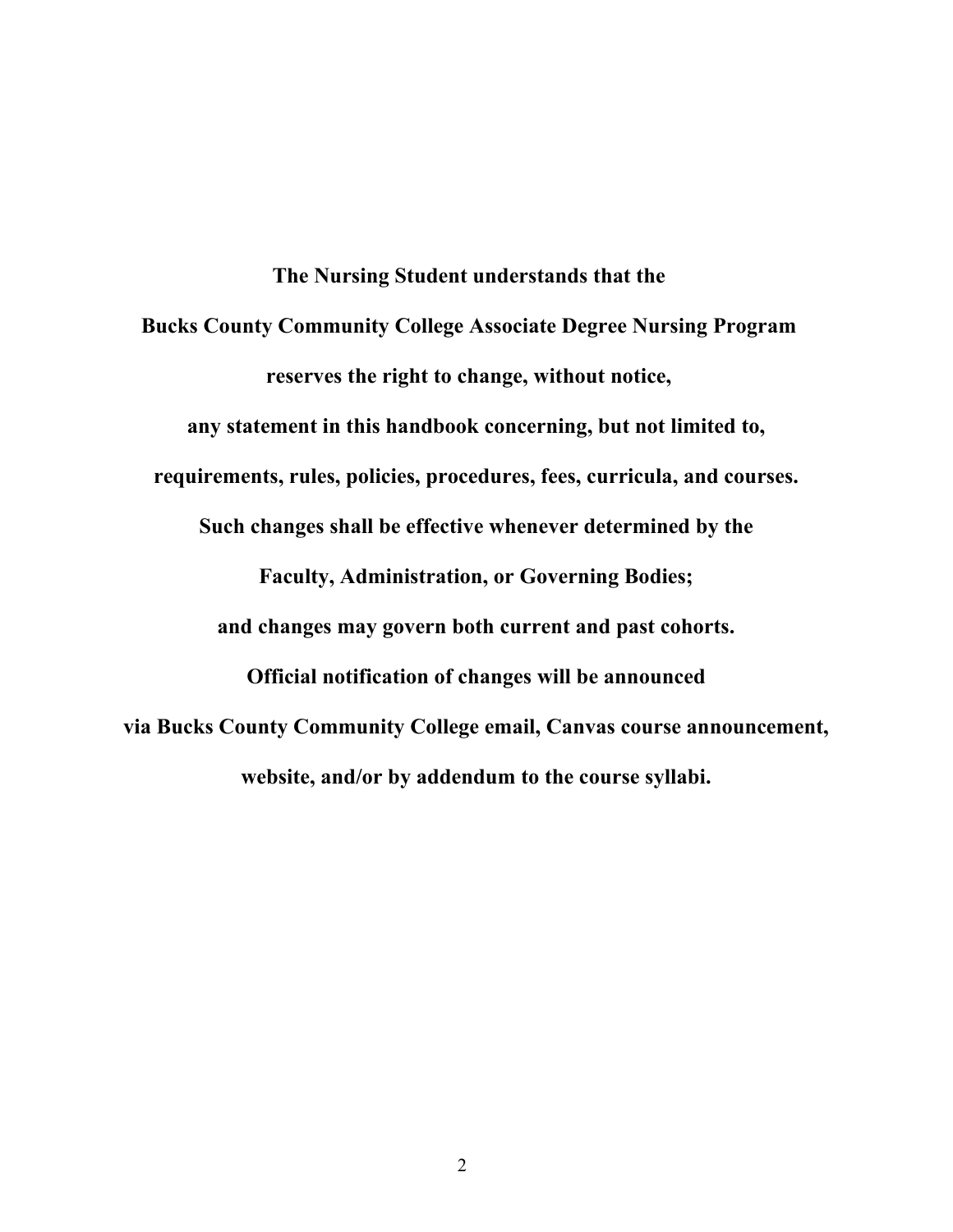**The Nursing Student understands that the**

**Bucks County Community College Associate Degree Nursing Program**

**reserves the right to change, without notice,**

**any statement in this handbook concerning, but not limited to,**

**requirements, rules, policies, procedures, fees, curricula, and courses.**

**Such changes shall be effective whenever determined by the**

**Faculty, Administration, or Governing Bodies;**

**and changes may govern both current and past cohorts.**

**Official notification of changes will be announced**

**via Bucks County Community College email, Canvas course announcement,**

**website, and/or by addendum to the course syllabi.**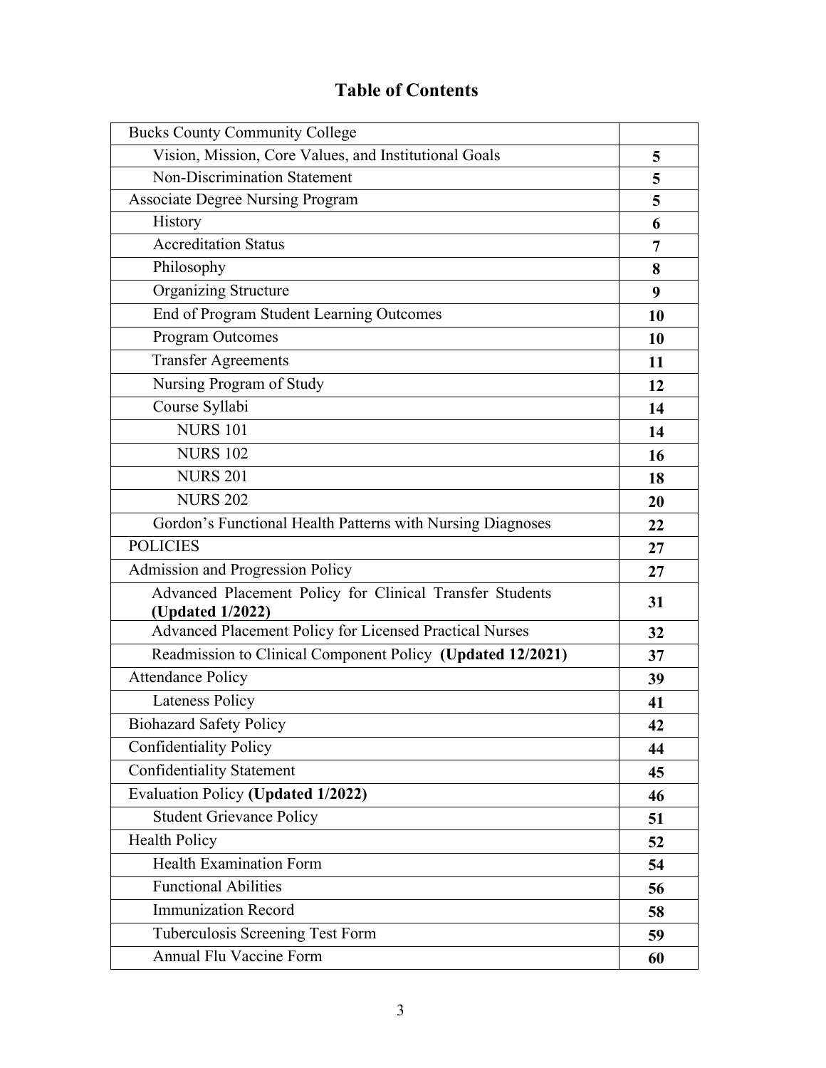# Table of Contents

| | |
|---|---|
| Bucks County Community College | |
| Vision, Mission, Core Values, and Institutional Goals | **5** |
| Non-Discrimination Statement | **5** |
| Associate Degree Nursing Program | **5** |
| History | **6** |
| Accreditation Status | **7** |
| Philosophy | **8** |
| Organizing Structure | **9** |
| End of Program Student Learning Outcomes | **10** |
| Program Outcomes | **10** |
| Transfer Agreements | **11** |
| Nursing Program of Study | **12** |
| Course Syllabi | **14** |
| NURS 101 | **14** |
| NURS 102 | **16** |
| NURS 201 | **18** |
| NURS 202 | **20** |
| Gordon's Functional Health Patterns with Nursing Diagnoses | **22** |
| POLICIES | **27** |
| Admission and Progression Policy | **27** |
| Advanced Placement Policy for Clinical Transfer Students **(Updated 1/2022)** | **31** |
| Advanced Placement Policy for Licensed Practical Nurses | **32** |
| Readmission to Clinical Component Policy **(Updated 12/2021)** | **37** |
| Attendance Policy | **39** |
| Lateness Policy | **41** |
| Biohazard Safety Policy | **42** |
| Confidentiality Policy | **44** |
| Confidentiality Statement | **45** |
| Evaluation Policy **(Updated 1/2022)** | **46** |
| Student Grievance Policy | **51** |
| Health Policy | **52** |
| Health Examination Form | **54** |
| Functional Abilities | **56** |
| Immunization Record | **58** |
| Tuberculosis Screening Test Form | **59** |
| Annual Flu Vaccine Form | **60** |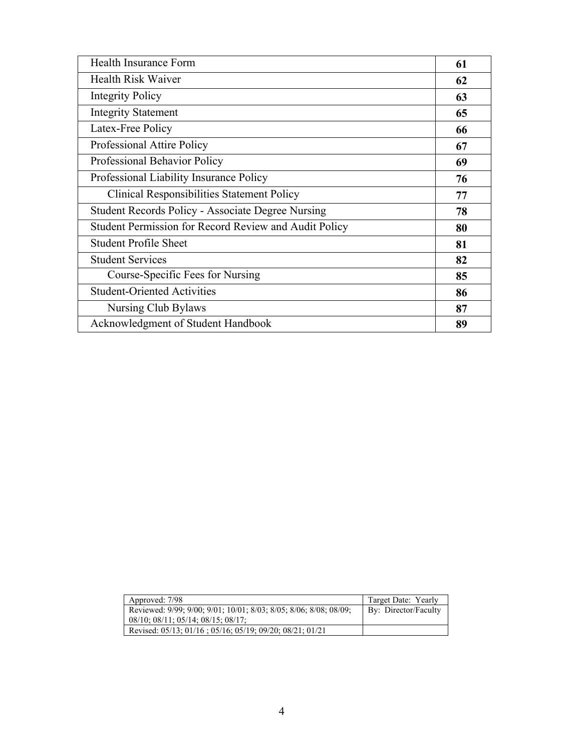| | |
|---|---|
| Health Insurance Form | **61** |
| Health Risk Waiver | **62** |
| Integrity Policy | **63** |
| Integrity Statement | **65** |
| Latex-Free Policy | **66** |
| Professional Attire Policy | **67** |
| Professional Behavior Policy | **69** |
| Professional Liability Insurance Policy | **76** |
| Clinical Responsibilities Statement Policy | **77** |
| Student Records Policy - Associate Degree Nursing | **78** |
| Student Permission for Record Review and Audit Policy | **80** |
| Student Profile Sheet | **81** |
| Student Services | **82** |
| Course-Specific Fees for Nursing | **85** |
| Student-Oriented Activities | **86** |
| Nursing Club Bylaws | **87** |
| Acknowledgment of Student Handbook | **89** |

| | |
|---|---|
| Approved: 7/98 | Target Date: Yearly |
| Reviewed: 9/99; 9/00; 9/01; 10/01; 8/03; 8/05; 8/06; 8/08; 08/09; 08/10; 08/11; 05/14; 08/15; 08/17; | By: Director/Faculty |
| Revised: 05/13; 01/16 ; 05/16; 05/19; 09/20; 08/21; 01/21 | |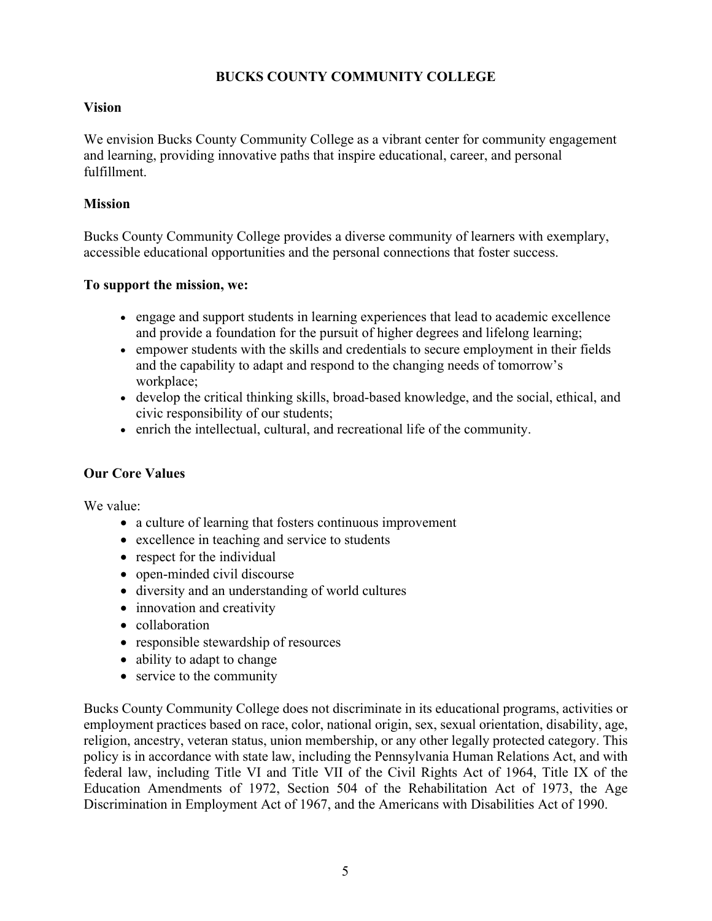# BUCKS COUNTY COMMUNITY COLLEGE

## Vision

We envision Bucks County Community College as a vibrant center for community engagement and learning, providing innovative paths that inspire educational, career, and personal fulfillment.

## Mission

Bucks County Community College provides a diverse community of learners with exemplary, accessible educational opportunities and the personal connections that foster success.

**To support the mission, we:**

- engage and support students in learning experiences that lead to academic excellence and provide a foundation for the pursuit of higher degrees and lifelong learning;
- empower students with the skills and credentials to secure employment in their fields and the capability to adapt and respond to the changing needs of tomorrow's workplace;
- develop the critical thinking skills, broad-based knowledge, and the social, ethical, and civic responsibility of our students;
- enrich the intellectual, cultural, and recreational life of the community.

## Our Core Values

We value:

- a culture of learning that fosters continuous improvement
- excellence in teaching and service to students
- respect for the individual
- open-minded civil discourse
- diversity and an understanding of world cultures
- innovation and creativity
- collaboration
- responsible stewardship of resources
- ability to adapt to change
- service to the community

Bucks County Community College does not discriminate in its educational programs, activities or employment practices based on race, color, national origin, sex, sexual orientation, disability, age, religion, ancestry, veteran status, union membership, or any other legally protected category. This policy is in accordance with state law, including the Pennsylvania Human Relations Act, and with federal law, including Title VI and Title VII of the Civil Rights Act of 1964, Title IX of the Education Amendments of 1972, Section 504 of the Rehabilitation Act of 1973, the Age Discrimination in Employment Act of 1967, and the Americans with Disabilities Act of 1990.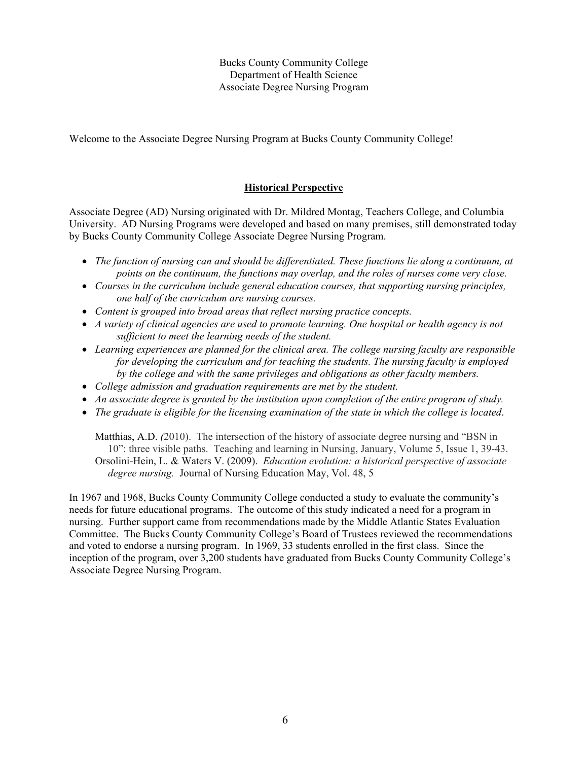Bucks County Community College
Department of Health Science
Associate Degree Nursing Program

Welcome to the Associate Degree Nursing Program at Bucks County Community College!

## Historical Perspective

Associate Degree (AD) Nursing originated with Dr. Mildred Montag, Teachers College, and Columbia University. AD Nursing Programs were developed and based on many premises, still demonstrated today by Bucks County Community College Associate Degree Nursing Program.

- *The function of nursing can and should be differentiated. These functions lie along a continuum, at points on the continuum, the functions may overlap, and the roles of nurses come very close.*
- *Courses in the curriculum include general education courses, that supporting nursing principles, one half of the curriculum are nursing courses.*
- *Content is grouped into broad areas that reflect nursing practice concepts.*
- *A variety of clinical agencies are used to promote learning. One hospital or health agency is not sufficient to meet the learning needs of the student.*
- *Learning experiences are planned for the clinical area. The college nursing faculty are responsible for developing the curriculum and for teaching the students. The nursing faculty is employed by the college and with the same privileges and obligations as other faculty members.*
- *College admission and graduation requirements are met by the student.*
- *An associate degree is granted by the institution upon completion of the entire program of study.*
- *The graduate is eligible for the licensing examination of the state in which the college is located*.

Matthias, A.D. (2010). The intersection of the history of associate degree nursing and "BSN in 10": three visible paths. Teaching and learning in Nursing, January, Volume 5, Issue 1, 39-43.
Orsolini-Hein, L. & Waters V. (2009). *Education evolution: a historical perspective of associate degree nursing.* Journal of Nursing Education May, Vol. 48, 5

In 1967 and 1968, Bucks County Community College conducted a study to evaluate the community's needs for future educational programs. The outcome of this study indicated a need for a program in nursing. Further support came from recommendations made by the Middle Atlantic States Evaluation Committee. The Bucks County Community College's Board of Trustees reviewed the recommendations and voted to endorse a nursing program. In 1969, 33 students enrolled in the first class. Since the inception of the program, over 3,200 students have graduated from Bucks County Community College's Associate Degree Nursing Program.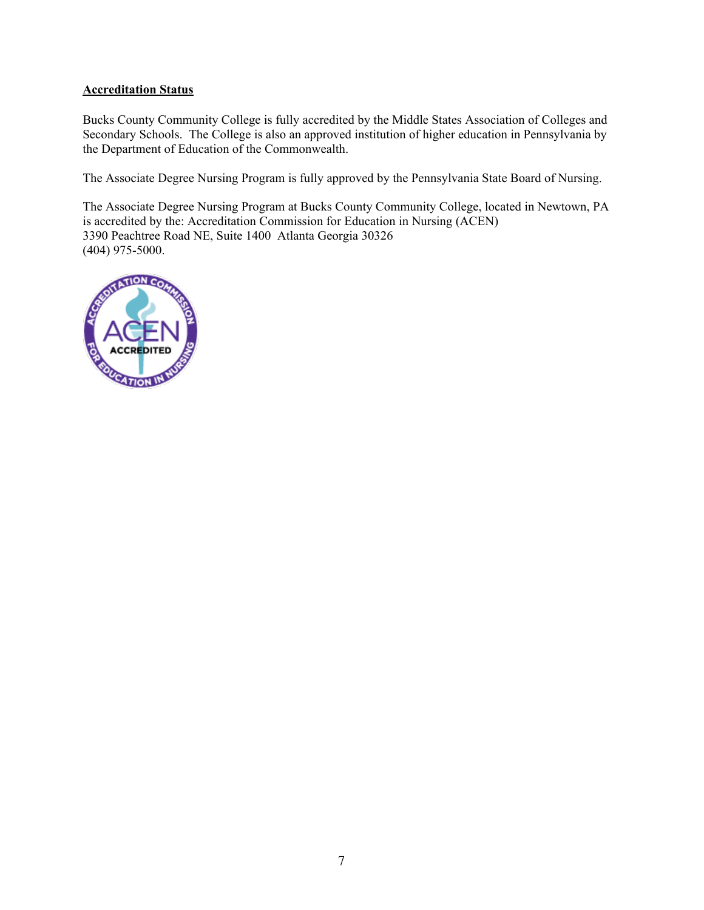## Accreditation Status

Bucks County Community College is fully accredited by the Middle States Association of Colleges and Secondary Schools. The College is also an approved institution of higher education in Pennsylvania by the Department of Education of the Commonwealth.

The Associate Degree Nursing Program is fully approved by the Pennsylvania State Board of Nursing.

The Associate Degree Nursing Program at Bucks County Community College, located in Newtown, PA is accredited by the: Accreditation Commission for Education in Nursing (ACEN)
3390 Peachtree Road NE, Suite 1400 Atlanta Georgia 30326
(404) 975-5000.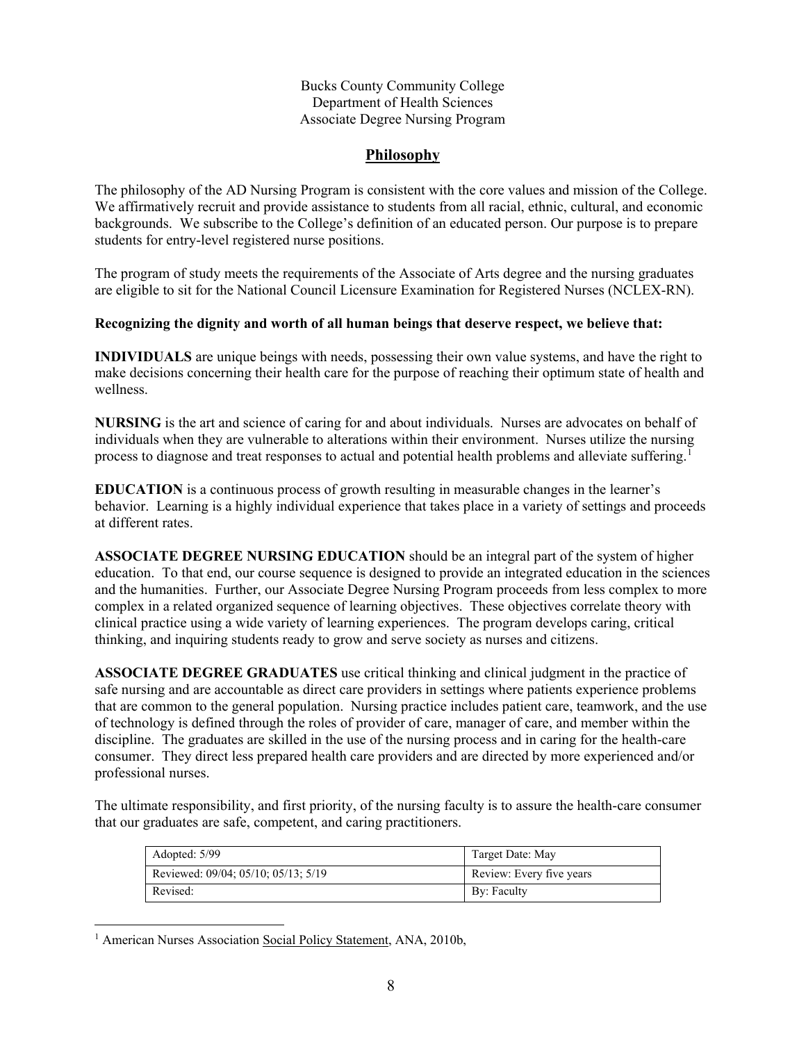Bucks County Community College
Department of Health Sciences
Associate Degree Nursing Program

# Philosophy

The philosophy of the AD Nursing Program is consistent with the core values and mission of the College. We affirmatively recruit and provide assistance to students from all racial, ethnic, cultural, and economic backgrounds. We subscribe to the College's definition of an educated person. Our purpose is to prepare students for entry-level registered nurse positions.

The program of study meets the requirements of the Associate of Arts degree and the nursing graduates are eligible to sit for the National Council Licensure Examination for Registered Nurses (NCLEX-RN).

**Recognizing the dignity and worth of all human beings that deserve respect, we believe that:**

**INDIVIDUALS** are unique beings with needs, possessing their own value systems, and have the right to make decisions concerning their health care for the purpose of reaching their optimum state of health and wellness.

**NURSING** is the art and science of caring for and about individuals. Nurses are advocates on behalf of individuals when they are vulnerable to alterations within their environment. Nurses utilize the nursing process to diagnose and treat responses to actual and potential health problems and alleviate suffering.[1]

**EDUCATION** is a continuous process of growth resulting in measurable changes in the learner's behavior. Learning is a highly individual experience that takes place in a variety of settings and proceeds at different rates.

**ASSOCIATE DEGREE NURSING EDUCATION** should be an integral part of the system of higher education. To that end, our course sequence is designed to provide an integrated education in the sciences and the humanities. Further, our Associate Degree Nursing Program proceeds from less complex to more complex in a related organized sequence of learning objectives. These objectives correlate theory with clinical practice using a wide variety of learning experiences. The program develops caring, critical thinking, and inquiring students ready to grow and serve society as nurses and citizens.

**ASSOCIATE DEGREE GRADUATES** use critical thinking and clinical judgment in the practice of safe nursing and are accountable as direct care providers in settings where patients experience problems that are common to the general population. Nursing practice includes patient care, teamwork, and the use of technology is defined through the roles of provider of care, manager of care, and member within the discipline. The graduates are skilled in the use of the nursing process and in caring for the health-care consumer. They direct less prepared health care providers and are directed by more experienced and/or professional nurses.

The ultimate responsibility, and first priority, of the nursing faculty is to assure the health-care consumer that our graduates are safe, competent, and caring practitioners.

| Adopted: 5/99 | Target Date: May |
|---|---|
| Reviewed: 09/04; 05/10; 05/13; 5/19 | Review: Every five years |
| Revised: | By: Faculty |

[1] American Nurses Association Social Policy Statement, ANA, 2010b,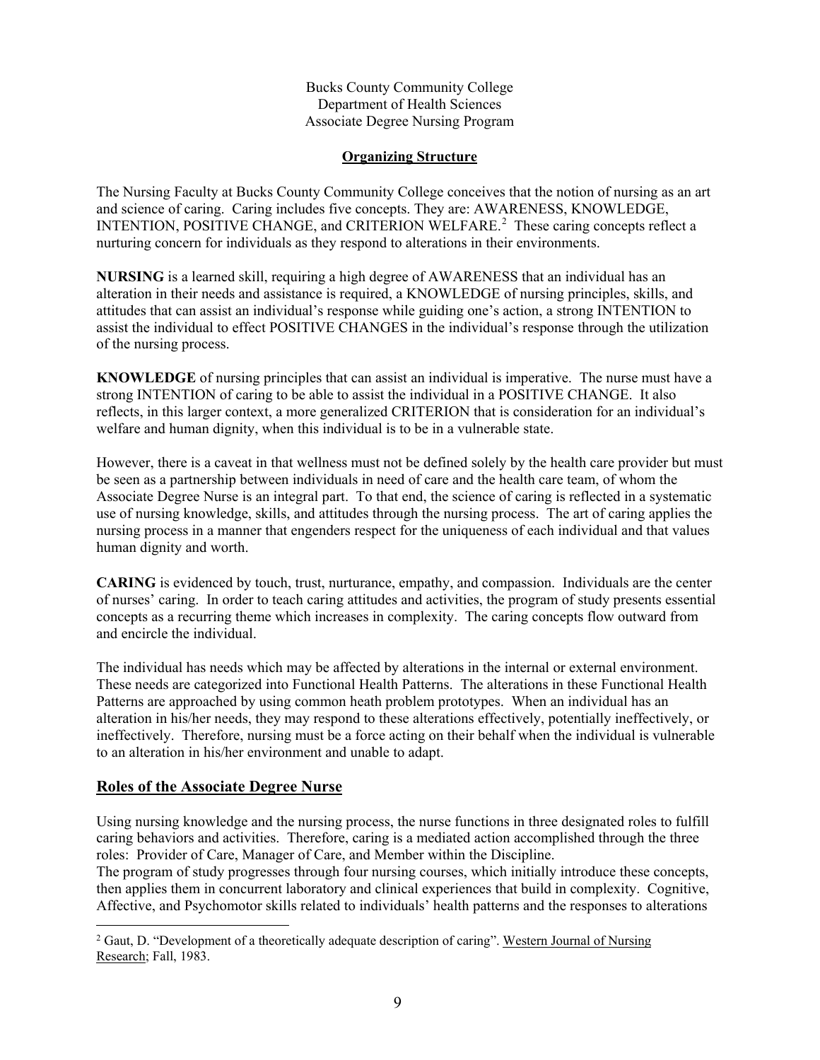Bucks County Community College
Department of Health Sciences
Associate Degree Nursing Program

## Organizing Structure

The Nursing Faculty at Bucks County Community College conceives that the notion of nursing as an art and science of caring. Caring includes five concepts. They are: AWARENESS, KNOWLEDGE, INTENTION, POSITIVE CHANGE, and CRITERION WELFARE.[2] These caring concepts reflect a nurturing concern for individuals as they respond to alterations in their environments.

**NURSING** is a learned skill, requiring a high degree of AWARENESS that an individual has an alteration in their needs and assistance is required, a KNOWLEDGE of nursing principles, skills, and attitudes that can assist an individual's response while guiding one's action, a strong INTENTION to assist the individual to effect POSITIVE CHANGES in the individual's response through the utilization of the nursing process.

**KNOWLEDGE** of nursing principles that can assist an individual is imperative. The nurse must have a strong INTENTION of caring to be able to assist the individual in a POSITIVE CHANGE. It also reflects, in this larger context, a more generalized CRITERION that is consideration for an individual's welfare and human dignity, when this individual is to be in a vulnerable state.

However, there is a caveat in that wellness must not be defined solely by the health care provider but must be seen as a partnership between individuals in need of care and the health care team, of whom the Associate Degree Nurse is an integral part. To that end, the science of caring is reflected in a systematic use of nursing knowledge, skills, and attitudes through the nursing process. The art of caring applies the nursing process in a manner that engenders respect for the uniqueness of each individual and that values human dignity and worth.

**CARING** is evidenced by touch, trust, nurturance, empathy, and compassion. Individuals are the center of nurses' caring. In order to teach caring attitudes and activities, the program of study presents essential concepts as a recurring theme which increases in complexity. The caring concepts flow outward from and encircle the individual.

The individual has needs which may be affected by alterations in the internal or external environment. These needs are categorized into Functional Health Patterns. The alterations in these Functional Health Patterns are approached by using common heath problem prototypes. When an individual has an alteration in his/her needs, they may respond to these alterations effectively, potentially ineffectively, or ineffectively. Therefore, nursing must be a force acting on their behalf when the individual is vulnerable to an alteration in his/her environment and unable to adapt.

## Roles of the Associate Degree Nurse

Using nursing knowledge and the nursing process, the nurse functions in three designated roles to fulfill caring behaviors and activities. Therefore, caring is a mediated action accomplished through the three roles: Provider of Care, Manager of Care, and Member within the Discipline.
The program of study progresses through four nursing courses, which initially introduce these concepts, then applies them in concurrent laboratory and clinical experiences that build in complexity. Cognitive, Affective, and Psychomotor skills related to individuals' health patterns and the responses to alterations

---

[2] Gaut, D. "Development of a theoretically adequate description of caring". Western Journal of Nursing Research; Fall, 1983.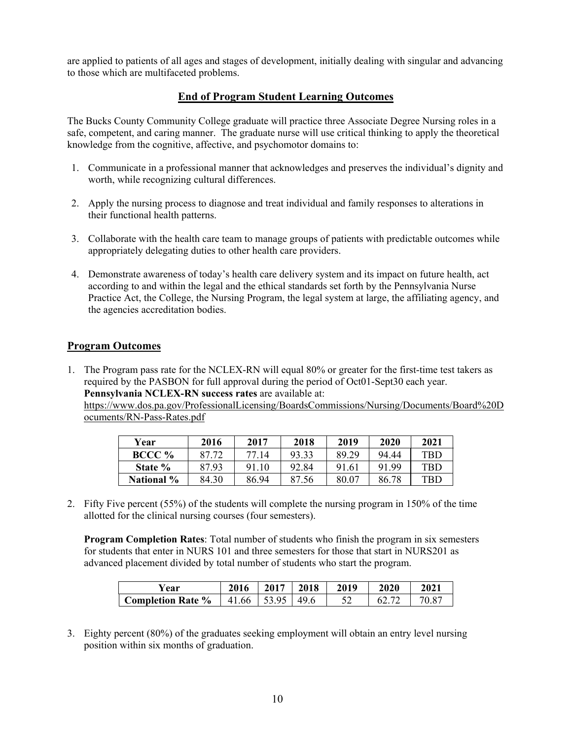are applied to patients of all ages and stages of development, initially dealing with singular and advancing to those which are multifaceted problems.

## End of Program Student Learning Outcomes

The Bucks County Community College graduate will practice three Associate Degree Nursing roles in a safe, competent, and caring manner. The graduate nurse will use critical thinking to apply the theoretical knowledge from the cognitive, affective, and psychomotor domains to:

1. Communicate in a professional manner that acknowledges and preserves the individual's dignity and worth, while recognizing cultural differences.
2. Apply the nursing process to diagnose and treat individual and family responses to alterations in their functional health patterns.
3. Collaborate with the health care team to manage groups of patients with predictable outcomes while appropriately delegating duties to other health care providers.
4. Demonstrate awareness of today's health care delivery system and its impact on future health, act according to and within the legal and the ethical standards set forth by the Pennsylvania Nurse Practice Act, the College, the Nursing Program, the legal system at large, the affiliating agency, and the agencies accreditation bodies.

## Program Outcomes

1. The Program pass rate for the NCLEX-RN will equal 80% or greater for the first-time test takers as required by the PASBON for full approval during the period of Oct01-Sept30 each year.
   **Pennsylvania NCLEX-RN success rates** are available at:
   https://www.dos.pa.gov/ProfessionalLicensing/BoardsCommissions/Nursing/Documents/Board%20Documents/RN-Pass-Rates.pdf

| Year | 2016 | 2017 | 2018 | 2019 | 2020 | 2021 |
|---|---|---|---|---|---|---|
| BCCC % | 87.72 | 77.14 | 93.33 | 89.29 | 94.44 | TBD |
| State % | 87.93 | 91.10 | 92.84 | 91.61 | 91.99 | TBD |
| National % | 84.30 | 86.94 | 87.56 | 80.07 | 86.78 | TBD |

2. Fifty Five percent (55%) of the students will complete the nursing program in 150% of the time allotted for the clinical nursing courses (four semesters).

   **Program Completion Rates**: Total number of students who finish the program in six semesters for students that enter in NURS 101 and three semesters for those that start in NURS201 as advanced placement divided by total number of students who start the program.

| Year | 2016 | 2017 | 2018 | 2019 | 2020 | 2021 |
|---|---|---|---|---|---|---|
| Completion Rate % | 41.66 | 53.95 | 49.6 | 52 | 62.72 | 70.87 |

3. Eighty percent (80%) of the graduates seeking employment will obtain an entry level nursing position within six months of graduation.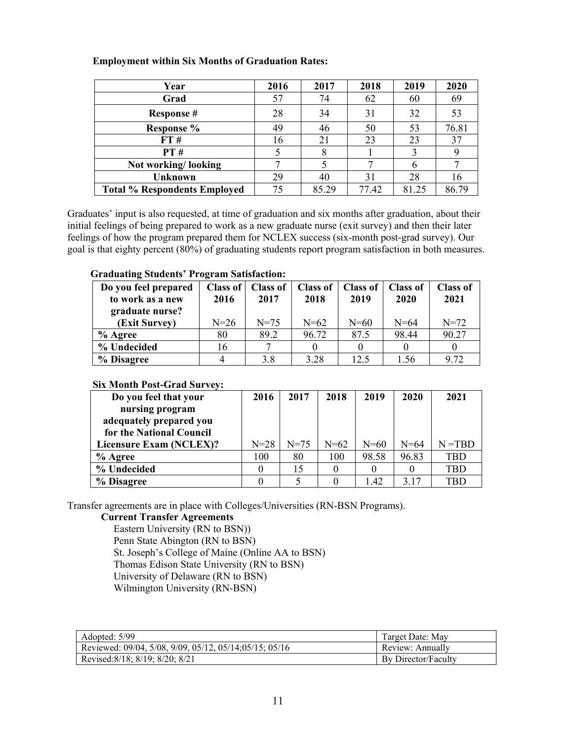**Employment within Six Months of Graduation Rates:**

| Year | 2016 | 2017 | 2018 | 2019 | 2020 |
|---|---|---|---|---|---|
| Grad | 57 | 74 | 62 | 60 | 69 |
| Response # | 28 | 34 | 31 | 32 | 53 |
| Response % | 49 | 46 | 50 | 53 | 76.81 |
| FT # | 16 | 21 | 23 | 23 | 37 |
| PT # | 5 | 8 | 1 | 3 | 9 |
| Not working/ looking | 7 | 5 | 7 | 6 | 7 |
| Unknown | 29 | 40 | 31 | 28 | 16 |
| Total % Respondents Employed | 75 | 85.29 | 77.42 | 81.25 | 86.79 |

Graduates' input is also requested, at time of graduation and six months after graduation, about their initial feelings of being prepared to work as a new graduate nurse (exit survey) and then their later feelings of how the program prepared them for NCLEX success (six-month post-grad survey). Our goal is that eighty percent (80%) of graduating students report program satisfaction in both measures.

**Graduating Students' Program Satisfaction:**

| Do you feel prepared to work as a new graduate nurse? (Exit Survey) | Class of 2016 N=26 | Class of 2017 N=75 | Class of 2018 N=62 | Class of 2019 N=60 | Class of 2020 N=64 | Class of 2021 N=72 |
|---|---|---|---|---|---|---|
| % Agree | 80 | 89.2 | 96.72 | 87.5 | 98.44 | 90.27 |
| % Undecided | 16 | 7 | 0 | 0 | 0 | 0 |
| % Disagree | 4 | 3.8 | 3.28 | 12.5 | 1.56 | 9.72 |

**Six Month Post-Grad Survey:**

| Do you feel that your nursing program adequately prepared you for the National Council Licensure Exam (NCLEX)? | 2016 N=28 | 2017 N=75 | 2018 N=62 | 2019 N=60 | 2020 N=64 | 2021 N =TBD |
|---|---|---|---|---|---|---|
| % Agree | 100 | 80 | 100 | 98.58 | 96.83 | TBD |
| % Undecided | 0 | 15 | 0 | 0 | 0 | TBD |
| % Disagree | 0 | 5 | 0 | 1.42 | 3.17 | TBD |

Transfer agreements are in place with Colleges/Universities (RN-BSN Programs).

**Current Transfer Agreements**

Eastern University (RN to BSN))
Penn State Abington (RN to BSN)
St. Joseph's College of Maine (Online AA to BSN)
Thomas Edison State University (RN to BSN)
University of Delaware (RN to BSN)
Wilmington University (RN-BSN)

| Adopted: 5/99 | Target Date: May |
|---|---|
| Reviewed: 09/04, 5/08, 9/09, 05/12, 05/14;05/15; 05/16 | Review: Annually |
| Revised:8/18; 8/19; 8/20; 8/21 | By Director/Faculty |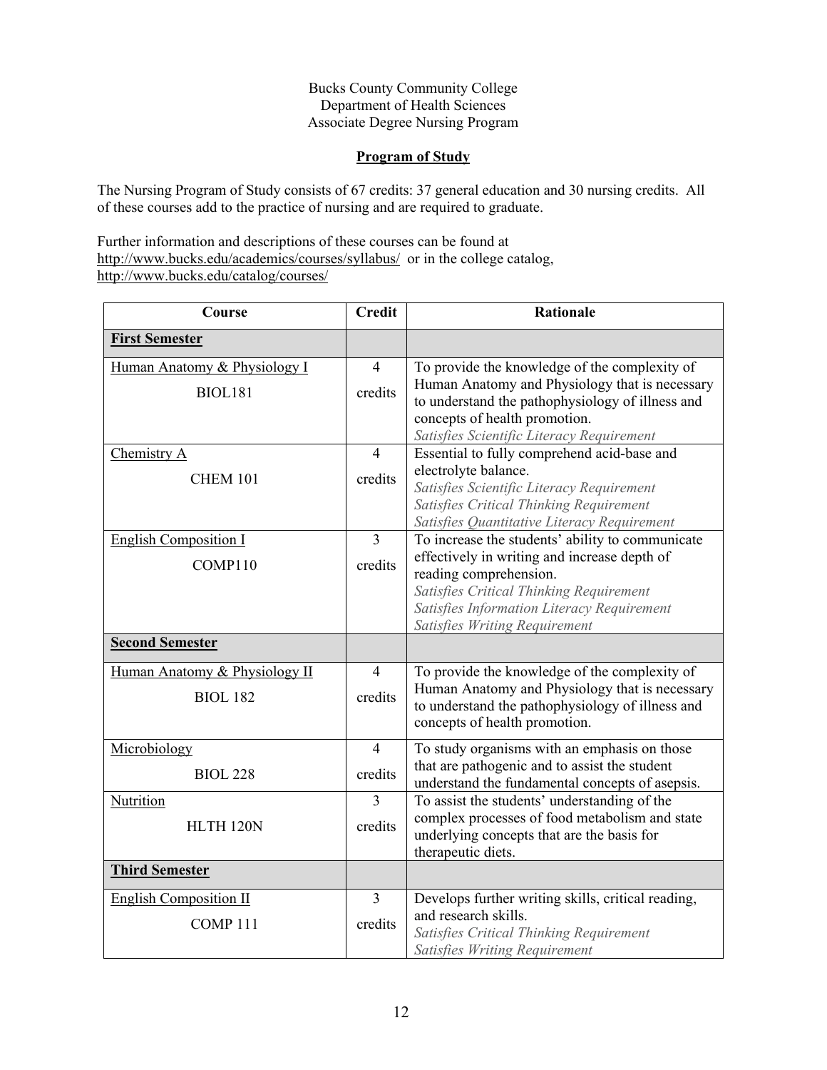Bucks County Community College
Department of Health Sciences
Associate Degree Nursing Program

## Program of Study

The Nursing Program of Study consists of 67 credits: 37 general education and 30 nursing credits. All of these courses add to the practice of nursing and are required to graduate.

Further information and descriptions of these courses can be found at http://www.bucks.edu/academics/courses/syllabus/ or in the college catalog, http://www.bucks.edu/catalog/courses/

| Course | Credit | Rationale |
|---|---|---|
| **First Semester** | | |
| Human Anatomy & Physiology I<br>BIOL181 | 4 credits | To provide the knowledge of the complexity of Human Anatomy and Physiology that is necessary to understand the pathophysiology of illness and concepts of health promotion.<br>*Satisfies Scientific Literacy Requirement* |
| Chemistry A<br>CHEM 101 | 4 credits | Essential to fully comprehend acid-base and electrolyte balance.<br>*Satisfies Scientific Literacy Requirement*<br>*Satisfies Critical Thinking Requirement*<br>*Satisfies Quantitative Literacy Requirement* |
| English Composition I<br>COMP110 | 3 credits | To increase the students' ability to communicate effectively in writing and increase depth of reading comprehension.<br>*Satisfies Critical Thinking Requirement*<br>*Satisfies Information Literacy Requirement*<br>*Satisfies Writing Requirement* |
| **Second Semester** | | |
| Human Anatomy & Physiology II<br>BIOL 182 | 4 credits | To provide the knowledge of the complexity of Human Anatomy and Physiology that is necessary to understand the pathophysiology of illness and concepts of health promotion. |
| Microbiology<br>BIOL 228 | 4 credits | To study organisms with an emphasis on those that are pathogenic and to assist the student understand the fundamental concepts of asepsis. |
| Nutrition<br>HLTH 120N | 3 credits | To assist the students' understanding of the complex processes of food metabolism and state underlying concepts that are the basis for therapeutic diets. |
| **Third Semester** | | |
| English Composition II<br>COMP 111 | 3 credits | Develops further writing skills, critical reading, and research skills.<br>*Satisfies Critical Thinking Requirement*<br>*Satisfies Writing Requirement* |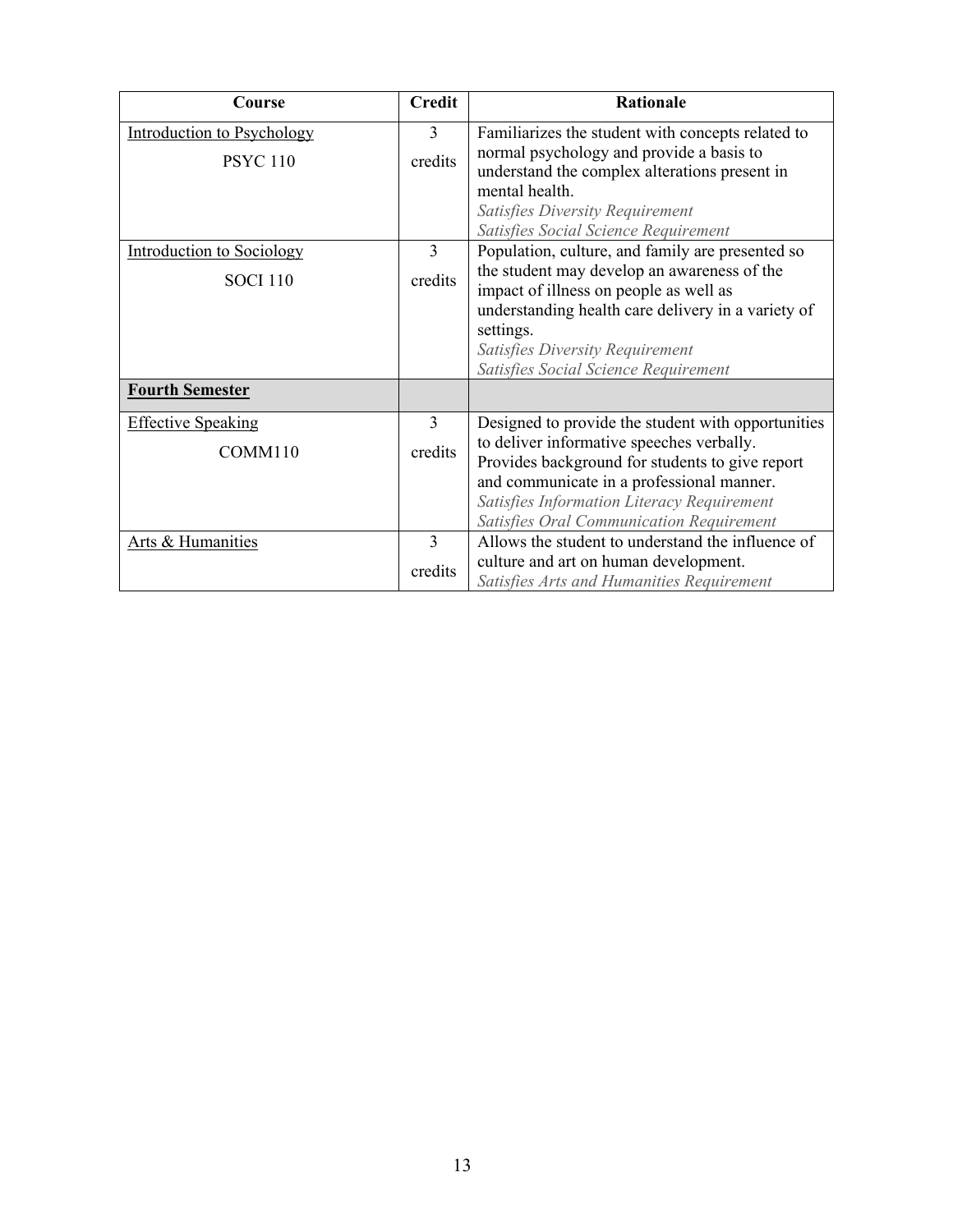| Course | Credit | Rationale |
|---|---|---|
| Introduction to Psychology<br>PSYC 110 | 3 credits | Familiarizes the student with concepts related to normal psychology and provide a basis to understand the complex alterations present in mental health.<br>*Satisfies Diversity Requirement*<br>*Satisfies Social Science Requirement* |
| Introduction to Sociology<br>SOCI 110 | 3 credits | Population, culture, and family are presented so the student may develop an awareness of the impact of illness on people as well as understanding health care delivery in a variety of settings.<br>*Satisfies Diversity Requirement*<br>*Satisfies Social Science Requirement* |
| **Fourth Semester** | | |
| Effective Speaking<br>COMM110 | 3 credits | Designed to provide the student with opportunities to deliver informative speeches verbally. Provides background for students to give report and communicate in a professional manner.<br>*Satisfies Information Literacy Requirement*<br>*Satisfies Oral Communication Requirement* |
| Arts & Humanities | 3 credits | Allows the student to understand the influence of culture and art on human development.<br>*Satisfies Arts and Humanities Requirement* |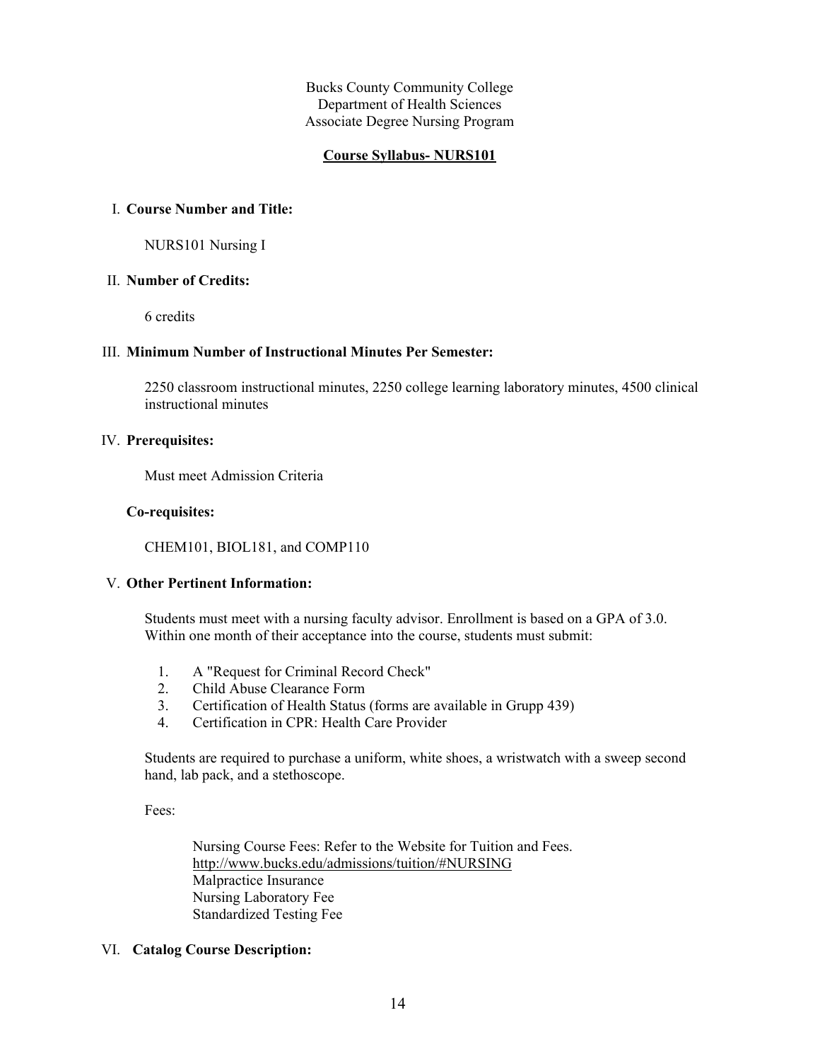Bucks County Community College
Department of Health Sciences
Associate Degree Nursing Program

**Course Syllabus- NURS101**

## I. Course Number and Title:

NURS101 Nursing I

## II. Number of Credits:

6 credits

## III. Minimum Number of Instructional Minutes Per Semester:

2250 classroom instructional minutes, 2250 college learning laboratory minutes, 4500 clinical instructional minutes

## IV. Prerequisites:

Must meet Admission Criteria

### Co-requisites:

CHEM101, BIOL181, and COMP110

## V. Other Pertinent Information:

Students must meet with a nursing faculty advisor. Enrollment is based on a GPA of 3.0. Within one month of their acceptance into the course, students must submit:

1. A "Request for Criminal Record Check"
2. Child Abuse Clearance Form
3. Certification of Health Status (forms are available in Grupp 439)
4. Certification in CPR: Health Care Provider

Students are required to purchase a uniform, white shoes, a wristwatch with a sweep second hand, lab pack, and a stethoscope.

Fees:

Nursing Course Fees: Refer to the Website for Tuition and Fees.
http://www.bucks.edu/admissions/tuition/#NURSING
Malpractice Insurance
Nursing Laboratory Fee
Standardized Testing Fee

## VI. Catalog Course Description: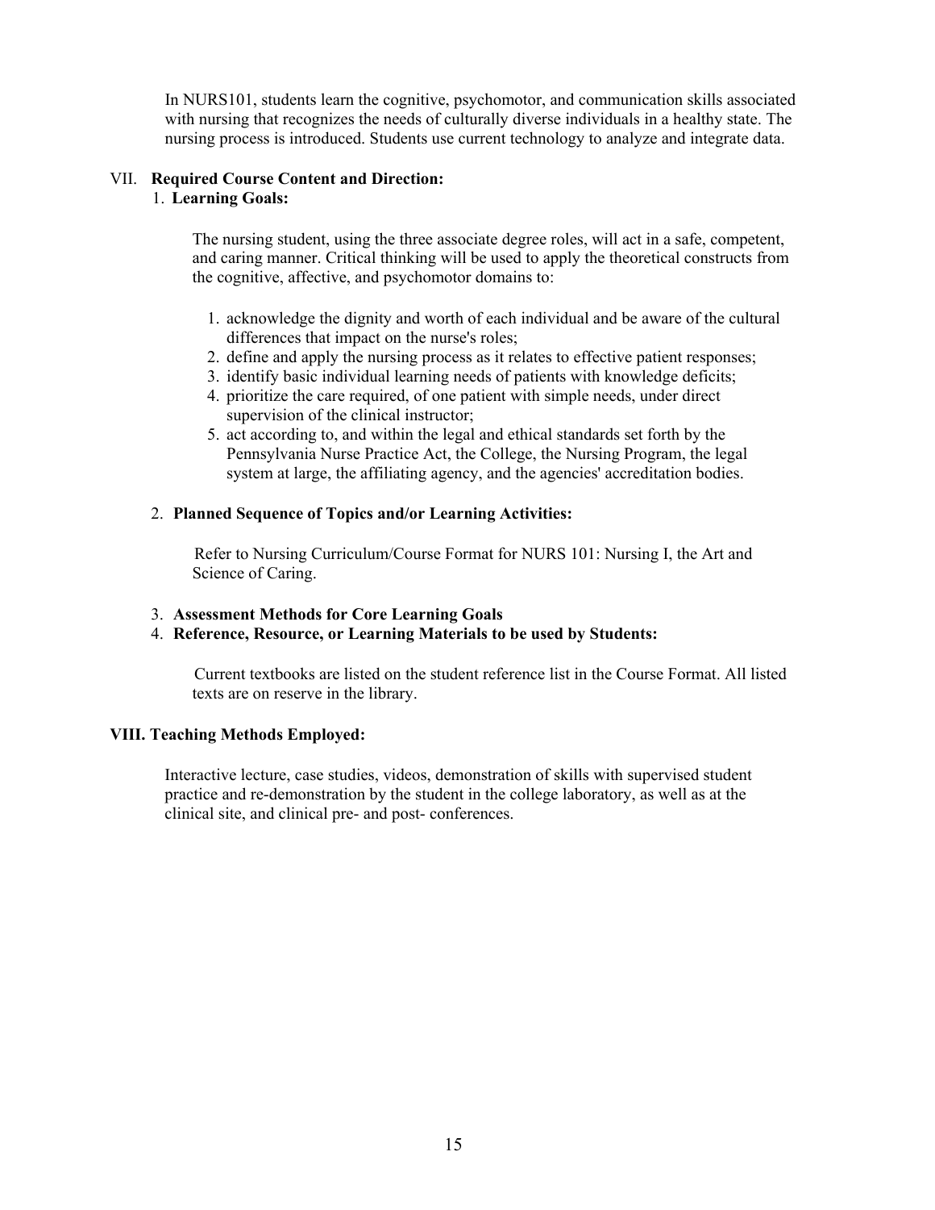In NURS101, students learn the cognitive, psychomotor, and communication skills associated with nursing that recognizes the needs of culturally diverse individuals in a healthy state. The nursing process is introduced. Students use current technology to analyze and integrate data.

## VII. Required Course Content and Direction:

### 1. Learning Goals:

The nursing student, using the three associate degree roles, will act in a safe, competent, and caring manner. Critical thinking will be used to apply the theoretical constructs from the cognitive, affective, and psychomotor domains to:

1. acknowledge the dignity and worth of each individual and be aware of the cultural differences that impact on the nurse's roles;
2. define and apply the nursing process as it relates to effective patient responses;
3. identify basic individual learning needs of patients with knowledge deficits;
4. prioritize the care required, of one patient with simple needs, under direct supervision of the clinical instructor;
5. act according to, and within the legal and ethical standards set forth by the Pennsylvania Nurse Practice Act, the College, the Nursing Program, the legal system at large, the affiliating agency, and the agencies' accreditation bodies.

### 2. Planned Sequence of Topics and/or Learning Activities:

Refer to Nursing Curriculum/Course Format for NURS 101: Nursing I, the Art and Science of Caring.

### 3. Assessment Methods for Core Learning Goals

### 4. Reference, Resource, or Learning Materials to be used by Students:

Current textbooks are listed on the student reference list in the Course Format. All listed texts are on reserve in the library.

## VIII. Teaching Methods Employed:

Interactive lecture, case studies, videos, demonstration of skills with supervised student practice and re-demonstration by the student in the college laboratory, as well as at the clinical site, and clinical pre- and post- conferences.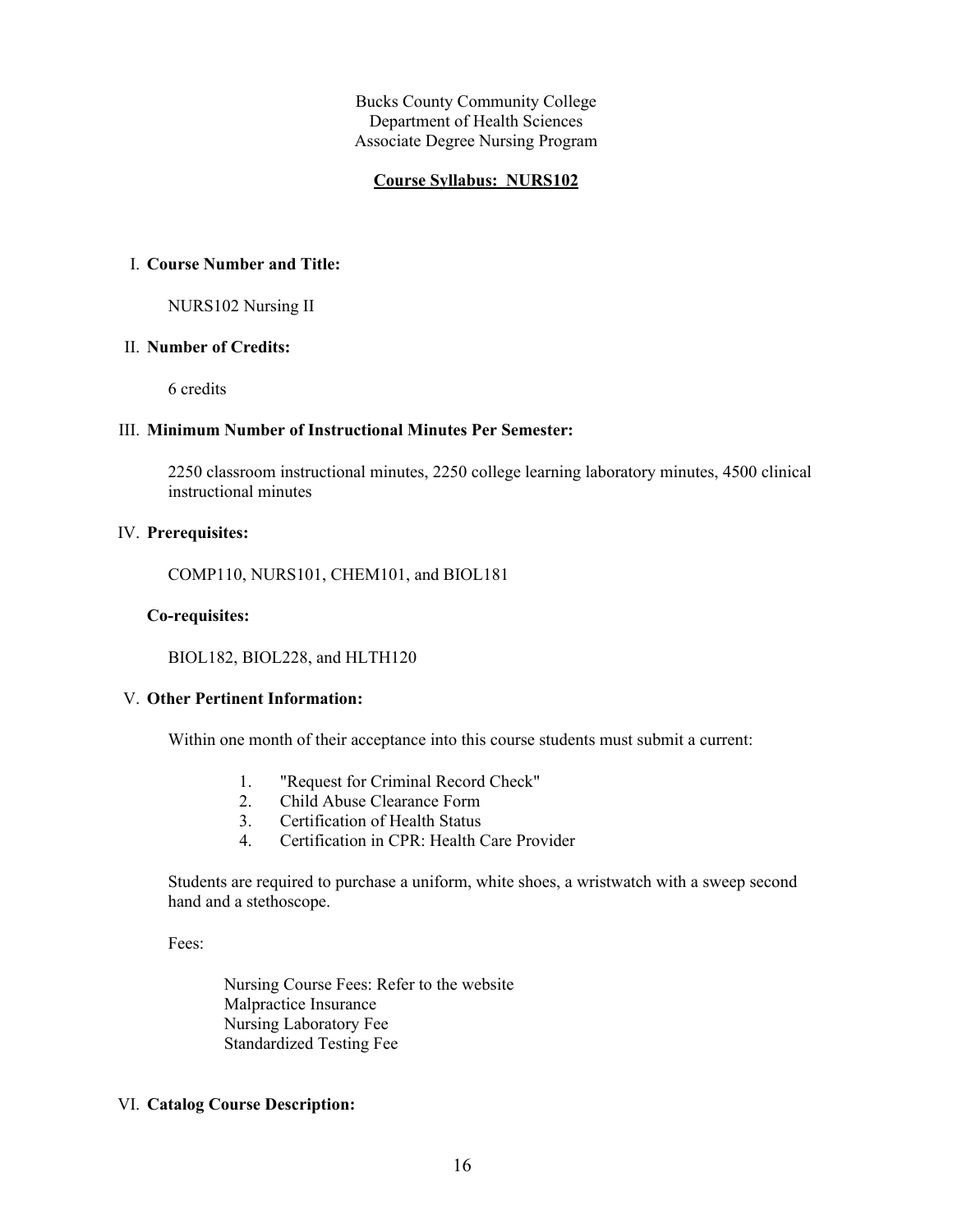Bucks County Community College
Department of Health Sciences
Associate Degree Nursing Program

**Course Syllabus: NURS102**

I. **Course Number and Title:**

NURS102 Nursing II

II. **Number of Credits:**

6 credits

III. **Minimum Number of Instructional Minutes Per Semester:**

2250 classroom instructional minutes, 2250 college learning laboratory minutes, 4500 clinical instructional minutes

IV. **Prerequisites:**

COMP110, NURS101, CHEM101, and BIOL181

**Co-requisites:**

BIOL182, BIOL228, and HLTH120

V. **Other Pertinent Information:**

Within one month of their acceptance into this course students must submit a current:

1. "Request for Criminal Record Check"
2. Child Abuse Clearance Form
3. Certification of Health Status
4. Certification in CPR: Health Care Provider

Students are required to purchase a uniform, white shoes, a wristwatch with a sweep second hand and a stethoscope.

Fees:

Nursing Course Fees: Refer to the website
Malpractice Insurance
Nursing Laboratory Fee
Standardized Testing Fee

VI. **Catalog Course Description:**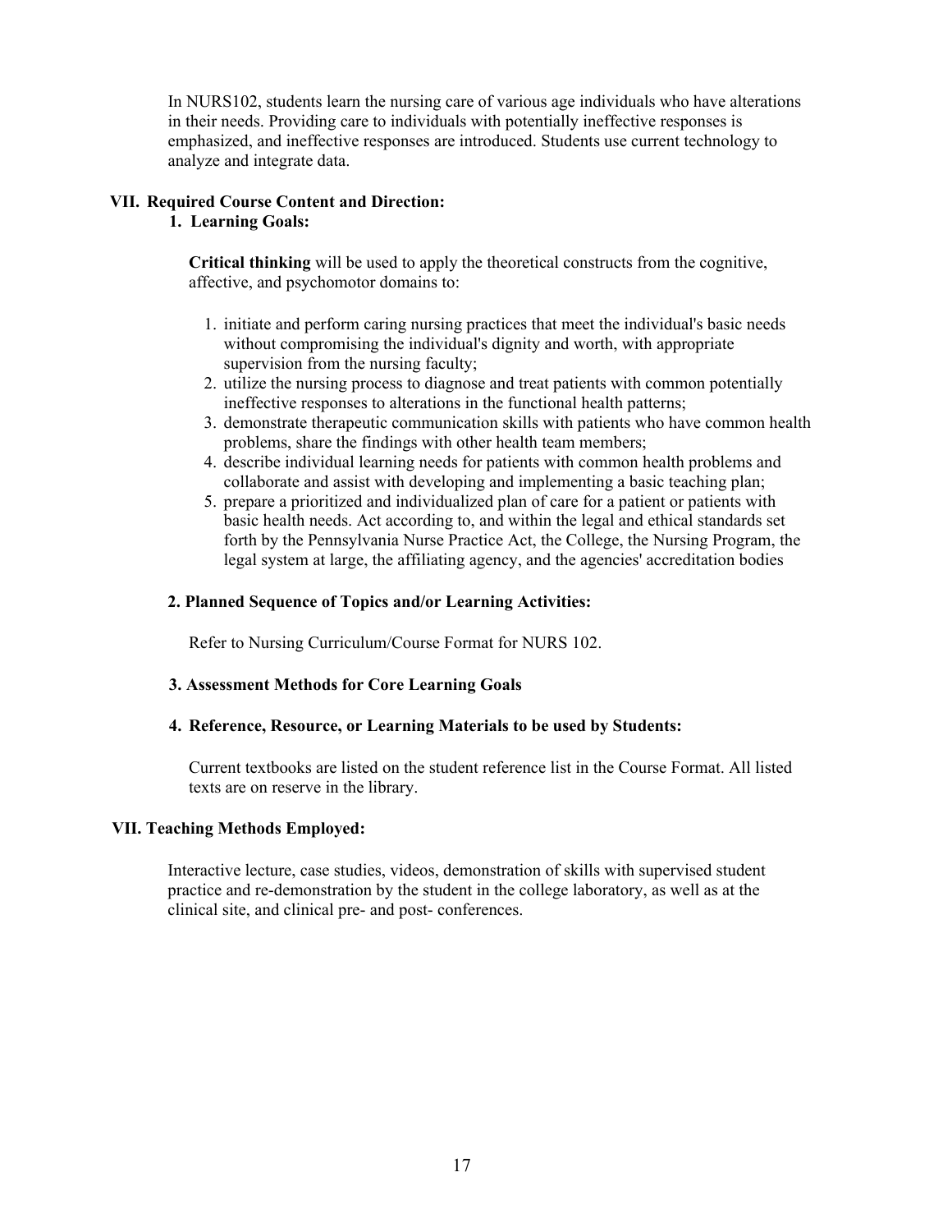In NURS102, students learn the nursing care of various age individuals who have alterations in their needs. Providing care to individuals with potentially ineffective responses is emphasized, and ineffective responses are introduced. Students use current technology to analyze and integrate data.

## VII. Required Course Content and Direction:

### 1. Learning Goals:

**Critical thinking** will be used to apply the theoretical constructs from the cognitive, affective, and psychomotor domains to:

1. initiate and perform caring nursing practices that meet the individual's basic needs without compromising the individual's dignity and worth, with appropriate supervision from the nursing faculty;
2. utilize the nursing process to diagnose and treat patients with common potentially ineffective responses to alterations in the functional health patterns;
3. demonstrate therapeutic communication skills with patients who have common health problems, share the findings with other health team members;
4. describe individual learning needs for patients with common health problems and collaborate and assist with developing and implementing a basic teaching plan;
5. prepare a prioritized and individualized plan of care for a patient or patients with basic health needs. Act according to, and within the legal and ethical standards set forth by the Pennsylvania Nurse Practice Act, the College, the Nursing Program, the legal system at large, the affiliating agency, and the agencies' accreditation bodies

### 2. Planned Sequence of Topics and/or Learning Activities:

Refer to Nursing Curriculum/Course Format for NURS 102.

### 3. Assessment Methods for Core Learning Goals

### 4. Reference, Resource, or Learning Materials to be used by Students:

Current textbooks are listed on the student reference list in the Course Format. All listed texts are on reserve in the library.

## VII. Teaching Methods Employed:

Interactive lecture, case studies, videos, demonstration of skills with supervised student practice and re-demonstration by the student in the college laboratory, as well as at the clinical site, and clinical pre- and post- conferences.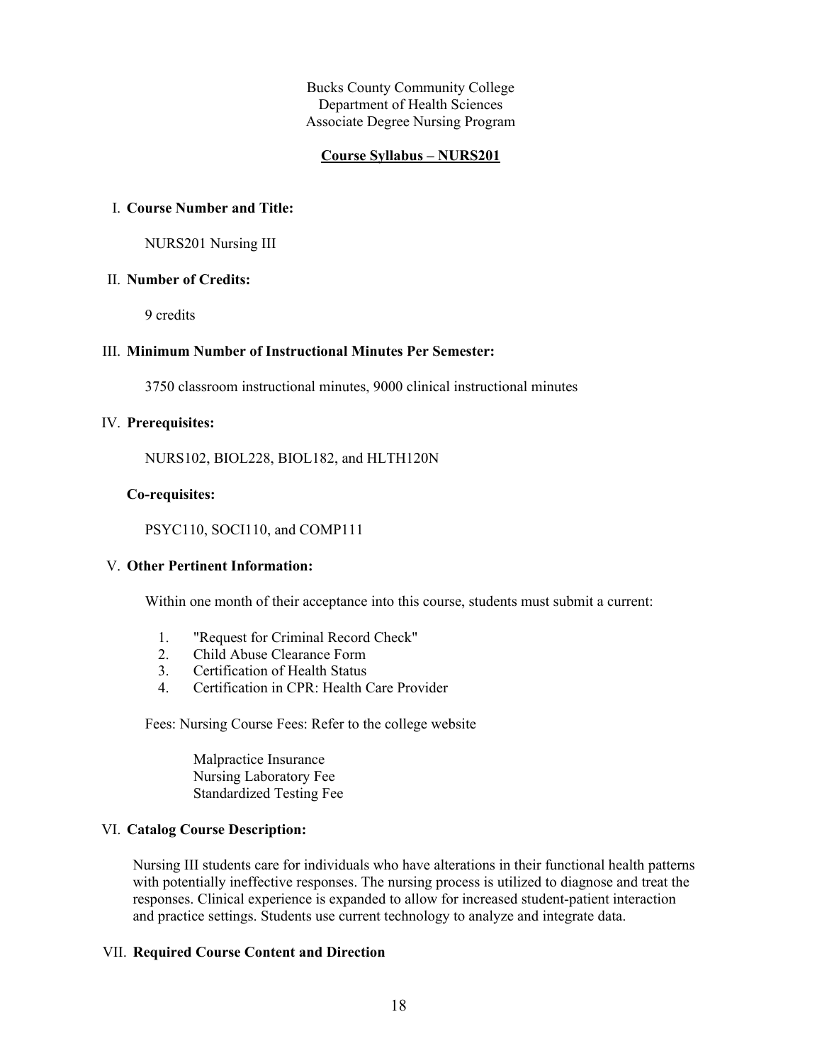Bucks County Community College
Department of Health Sciences
Associate Degree Nursing Program

## Course Syllabus – NURS201

### I. Course Number and Title:

NURS201 Nursing III

### II. Number of Credits:

9 credits

### III. Minimum Number of Instructional Minutes Per Semester:

3750 classroom instructional minutes, 9000 clinical instructional minutes

### IV. Prerequisites:

NURS102, BIOL228, BIOL182, and HLTH120N

**Co-requisites:**

PSYC110, SOCI110, and COMP111

### V. Other Pertinent Information:

Within one month of their acceptance into this course, students must submit a current:

1. "Request for Criminal Record Check"
2. Child Abuse Clearance Form
3. Certification of Health Status
4. Certification in CPR: Health Care Provider

Fees: Nursing Course Fees: Refer to the college website

- Malpractice Insurance
- Nursing Laboratory Fee
- Standardized Testing Fee

### VI. Catalog Course Description:

Nursing III students care for individuals who have alterations in their functional health patterns with potentially ineffective responses. The nursing process is utilized to diagnose and treat the responses. Clinical experience is expanded to allow for increased student-patient interaction and practice settings. Students use current technology to analyze and integrate data.

### VII. Required Course Content and Direction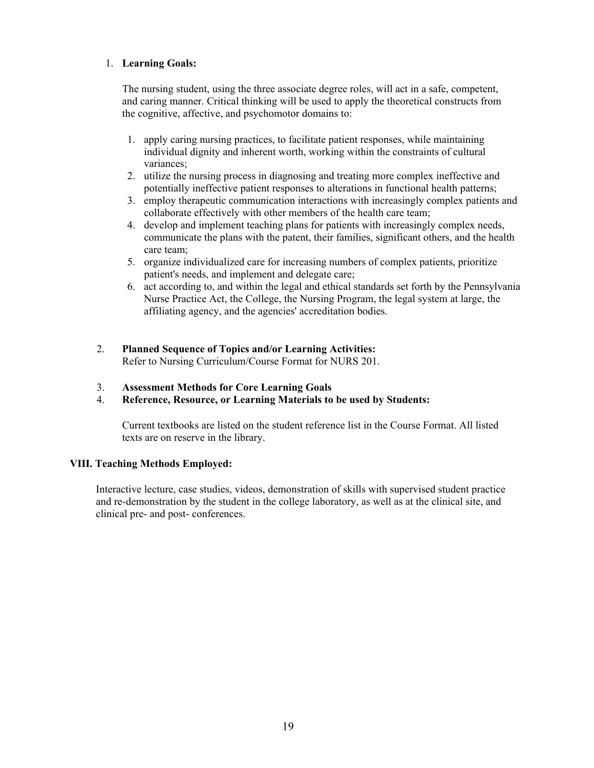1. **Learning Goals:**

   The nursing student, using the three associate degree roles, will act in a safe, competent, and caring manner. Critical thinking will be used to apply the theoretical constructs from the cognitive, affective, and psychomotor domains to:

   1. apply caring nursing practices, to facilitate patient responses, while maintaining individual dignity and inherent worth, working within the constraints of cultural variances;
   2. utilize the nursing process in diagnosing and treating more complex ineffective and potentially ineffective patient responses to alterations in functional health patterns;
   3. employ therapeutic communication interactions with increasingly complex patients and collaborate effectively with other members of the health care team;
   4. develop and implement teaching plans for patients with increasingly complex needs, communicate the plans with the patent, their families, significant others, and the health care team;
   5. organize individualized care for increasing numbers of complex patients, prioritize patient's needs, and implement and delegate care;
   6. act according to, and within the legal and ethical standards set forth by the Pennsylvania Nurse Practice Act, the College, the Nursing Program, the legal system at large, the affiliating agency, and the agencies' accreditation bodies.

2. **Planned Sequence of Topics and/or Learning Activities:**
   Refer to Nursing Curriculum/Course Format for NURS 201.

3. **Assessment Methods for Core Learning Goals**
4. **Reference, Resource, or Learning Materials to be used by Students:**

   Current textbooks are listed on the student reference list in the Course Format. All listed texts are on reserve in the library.

**VIII. Teaching Methods Employed:**

Interactive lecture, case studies, videos, demonstration of skills with supervised student practice and re-demonstration by the student in the college laboratory, as well as at the clinical site, and clinical pre- and post- conferences.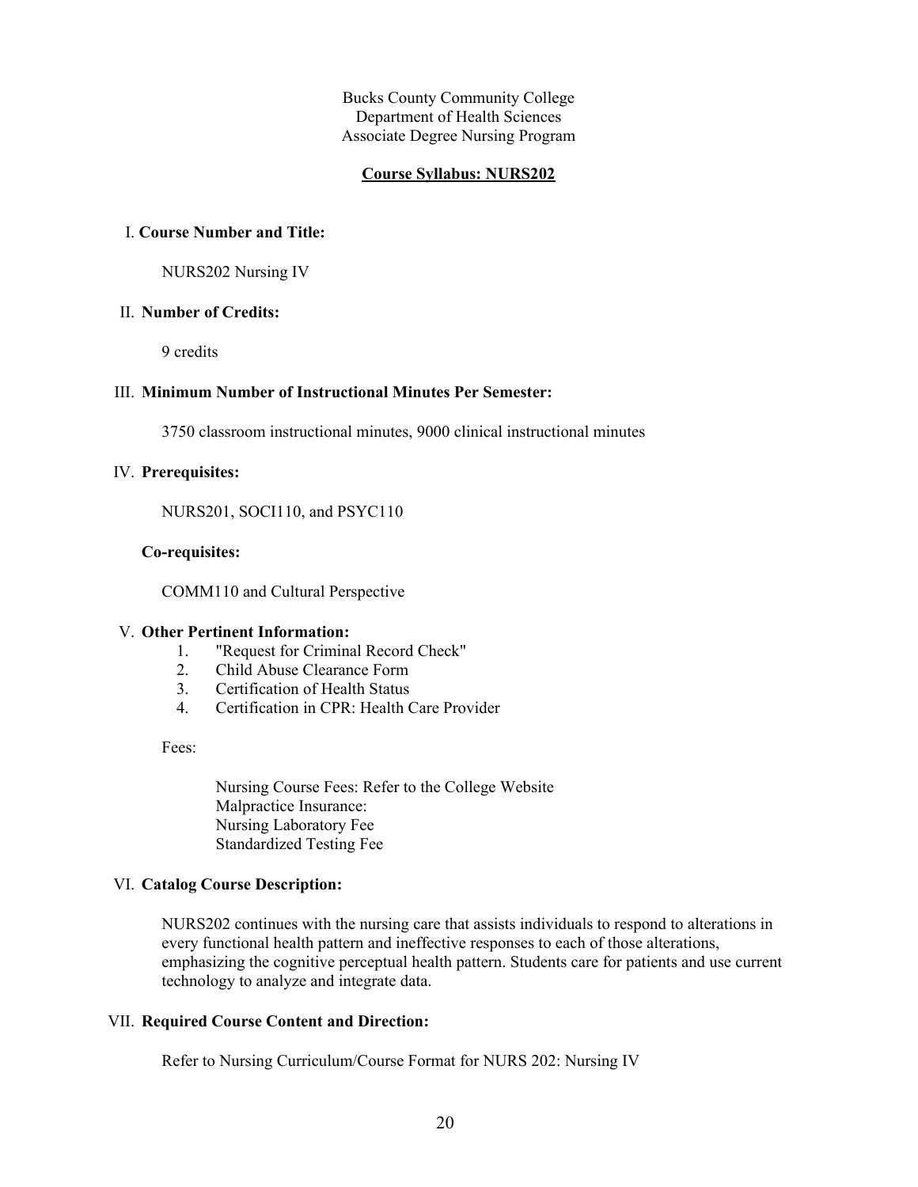Bucks County Community College
Department of Health Sciences
Associate Degree Nursing Program

## Course Syllabus: NURS202

### I. Course Number and Title:

NURS202 Nursing IV

### II. Number of Credits:

9 credits

### III. Minimum Number of Instructional Minutes Per Semester:

3750 classroom instructional minutes, 9000 clinical instructional minutes

### IV. Prerequisites:

NURS201, SOCI110, and PSYC110

**Co-requisites:**

COMM110 and Cultural Perspective

### V. Other Pertinent Information:

1. "Request for Criminal Record Check"
2. Child Abuse Clearance Form
3. Certification of Health Status
4. Certification in CPR: Health Care Provider

Fees:

Nursing Course Fees: Refer to the College Website
Malpractice Insurance:
Nursing Laboratory Fee
Standardized Testing Fee

### VI. Catalog Course Description:

NURS202 continues with the nursing care that assists individuals to respond to alterations in every functional health pattern and ineffective responses to each of those alterations, emphasizing the cognitive perceptual health pattern. Students care for patients and use current technology to analyze and integrate data.

### VII. Required Course Content and Direction:

Refer to Nursing Curriculum/Course Format for NURS 202: Nursing IV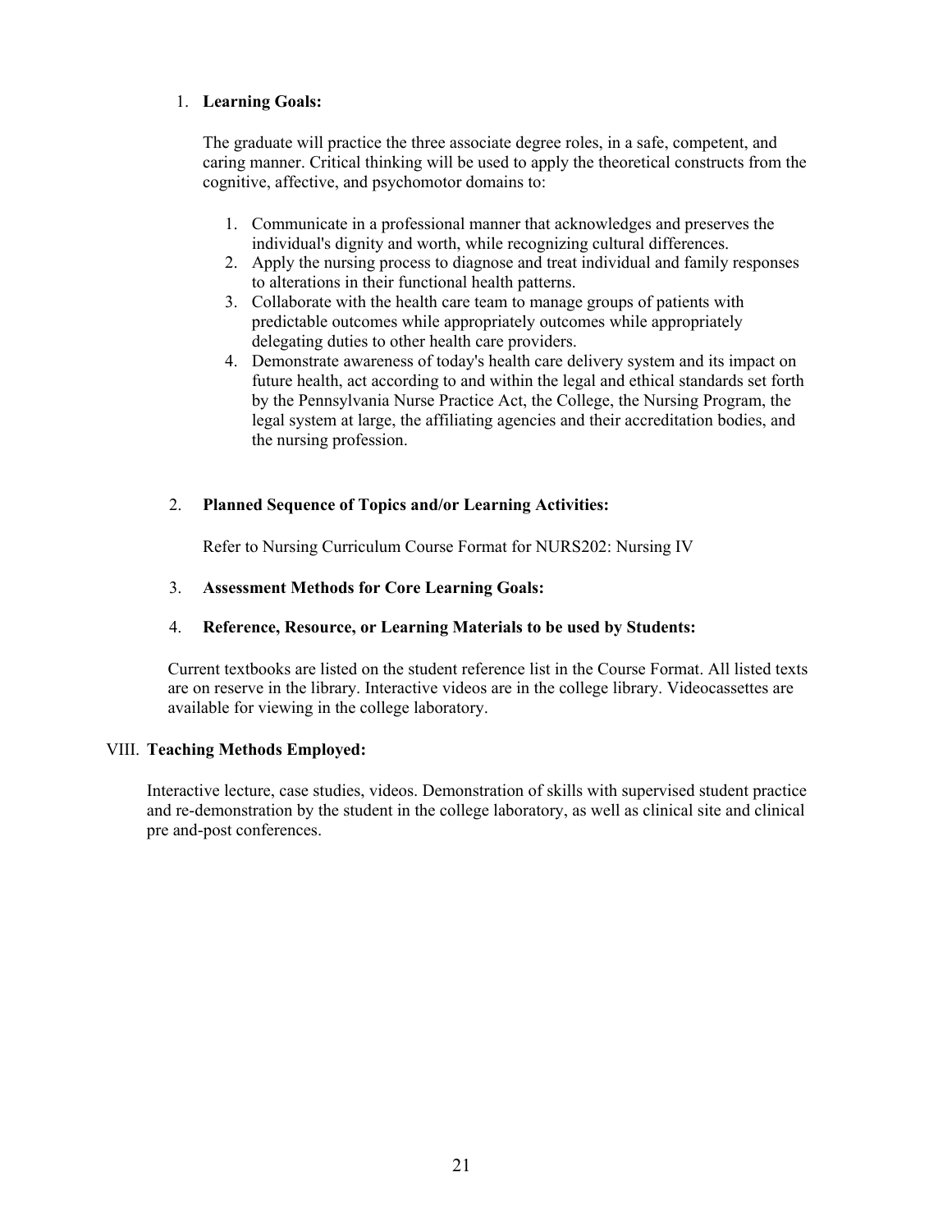1. **Learning Goals:**

   The graduate will practice the three associate degree roles, in a safe, competent, and caring manner. Critical thinking will be used to apply the theoretical constructs from the cognitive, affective, and psychomotor domains to:

   1. Communicate in a professional manner that acknowledges and preserves the individual's dignity and worth, while recognizing cultural differences.
   2. Apply the nursing process to diagnose and treat individual and family responses to alterations in their functional health patterns.
   3. Collaborate with the health care team to manage groups of patients with predictable outcomes while appropriately outcomes while appropriately delegating duties to other health care providers.
   4. Demonstrate awareness of today's health care delivery system and its impact on future health, act according to and within the legal and ethical standards set forth by the Pennsylvania Nurse Practice Act, the College, the Nursing Program, the legal system at large, the affiliating agencies and their accreditation bodies, and the nursing profession.

2. **Planned Sequence of Topics and/or Learning Activities:**

   Refer to Nursing Curriculum Course Format for NURS202: Nursing IV

3. **Assessment Methods for Core Learning Goals:**

4. **Reference, Resource, or Learning Materials to be used by Students:**

   Current textbooks are listed on the student reference list in the Course Format. All listed texts are on reserve in the library. Interactive videos are in the college library. Videocassettes are available for viewing in the college laboratory.

VIII. **Teaching Methods Employed:**

Interactive lecture, case studies, videos. Demonstration of skills with supervised student practice and re-demonstration by the student in the college laboratory, as well as clinical site and clinical pre and-post conferences.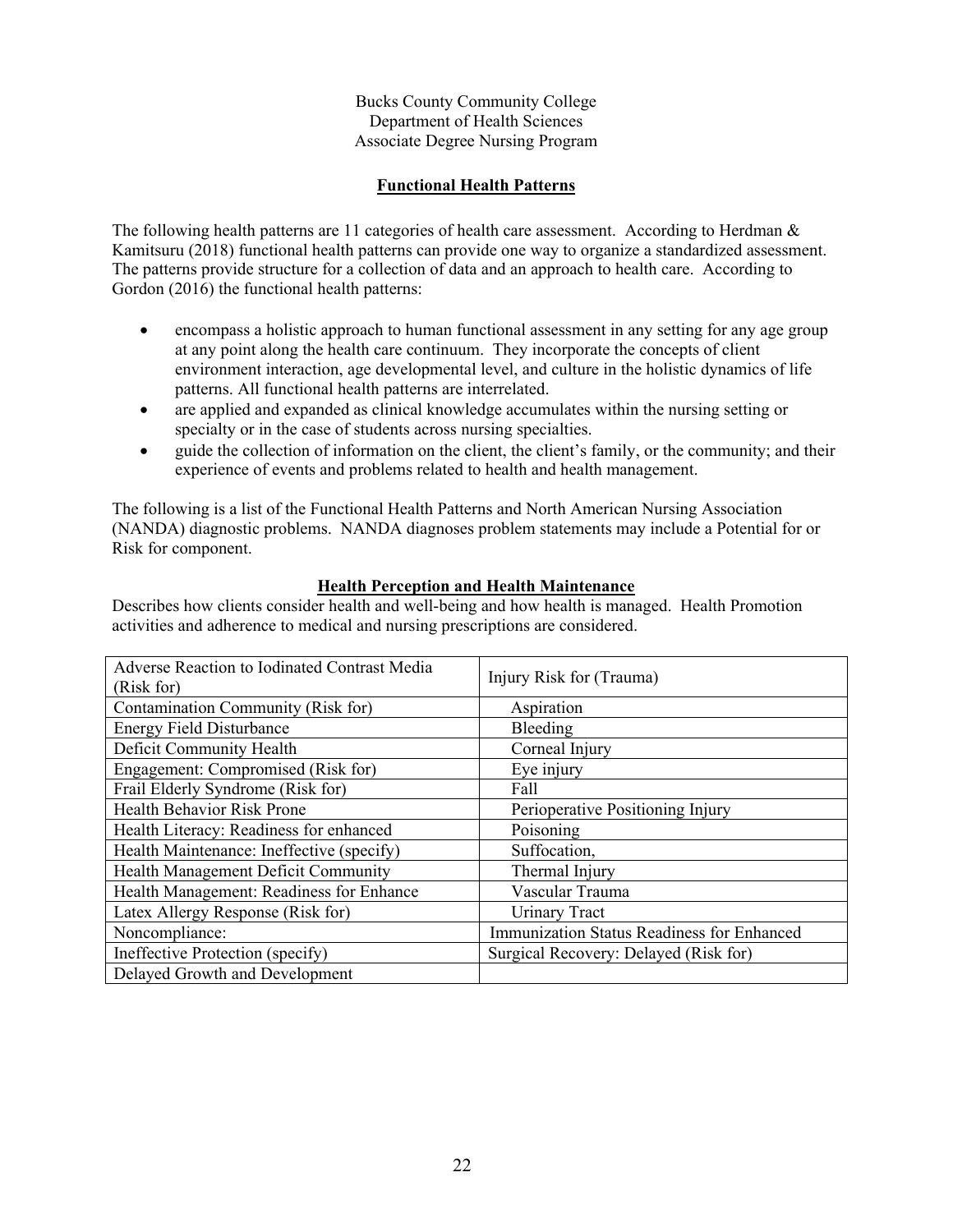Bucks County Community College
Department of Health Sciences
Associate Degree Nursing Program

## Functional Health Patterns

The following health patterns are 11 categories of health care assessment. According to Herdman & Kamitsuru (2018) functional health patterns can provide one way to organize a standardized assessment. The patterns provide structure for a collection of data and an approach to health care. According to Gordon (2016) the functional health patterns:

- encompass a holistic approach to human functional assessment in any setting for any age group at any point along the health care continuum. They incorporate the concepts of client environment interaction, age developmental level, and culture in the holistic dynamics of life patterns. All functional health patterns are interrelated.
- are applied and expanded as clinical knowledge accumulates within the nursing setting or specialty or in the case of students across nursing specialties.
- guide the collection of information on the client, the client's family, or the community; and their experience of events and problems related to health and health management.

The following is a list of the Functional Health Patterns and North American Nursing Association (NANDA) diagnostic problems. NANDA diagnoses problem statements may include a Potential for or Risk for component.

### Health Perception and Health Maintenance

Describes how clients consider health and well-being and how health is managed. Health Promotion activities and adherence to medical and nursing prescriptions are considered.

| | |
|---|---|
| Adverse Reaction to Iodinated Contrast Media (Risk for) | Injury Risk for (Trauma) |
| Contamination Community (Risk for) | Aspiration |
| Energy Field Disturbance | Bleeding |
| Deficit Community Health | Corneal Injury |
| Engagement: Compromised (Risk for) | Eye injury |
| Frail Elderly Syndrome (Risk for) | Fall |
| Health Behavior Risk Prone | Perioperative Positioning Injury |
| Health Literacy: Readiness for enhanced | Poisoning |
| Health Maintenance: Ineffective (specify) | Suffocation, |
| Health Management Deficit Community | Thermal Injury |
| Health Management: Readiness for Enhance | Vascular Trauma |
| Latex Allergy Response (Risk for) | Urinary Tract |
| Noncompliance: | Immunization Status Readiness for Enhanced |
| Ineffective Protection (specify) | Surgical Recovery: Delayed (Risk for) |
| Delayed Growth and Development | |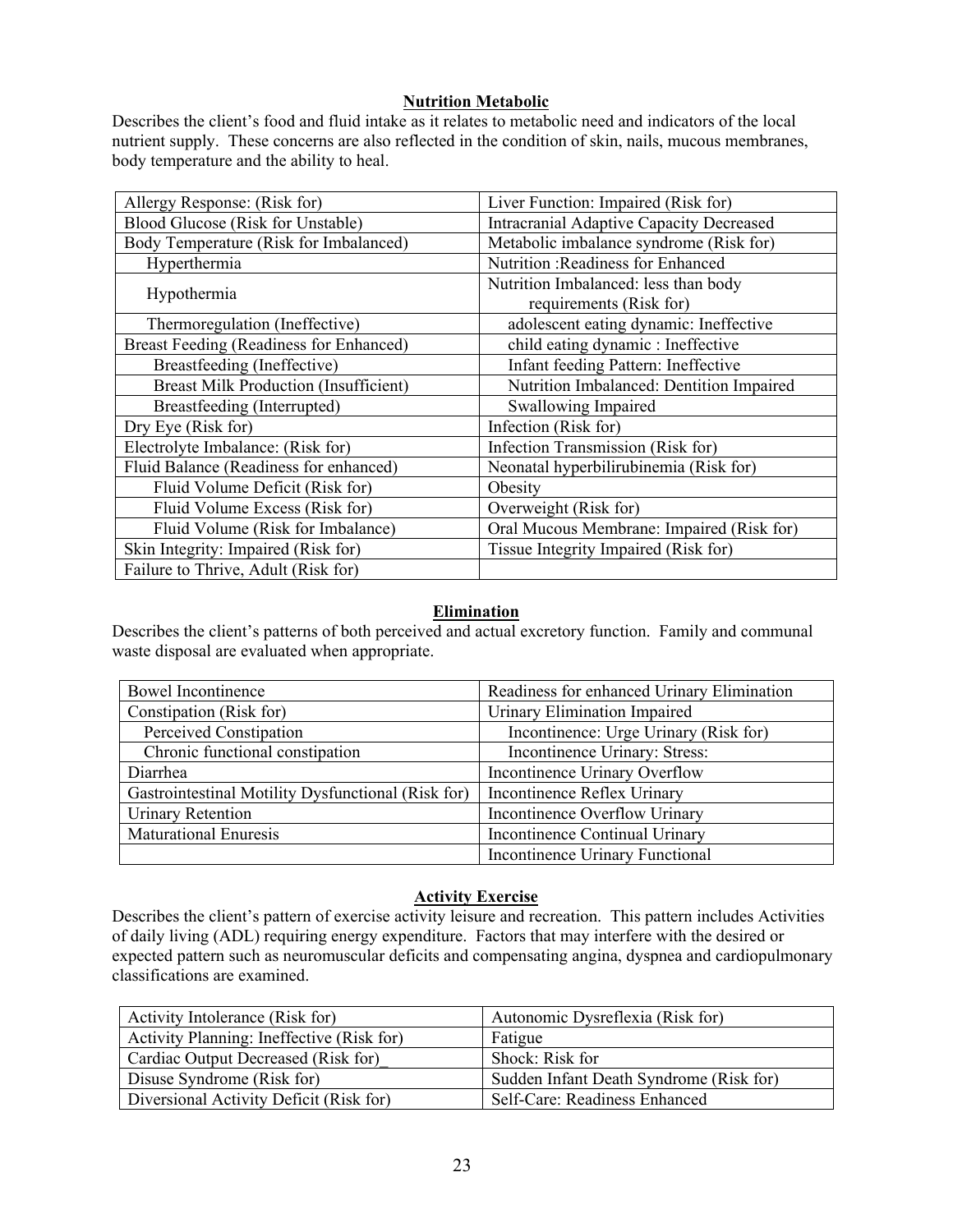### Nutrition Metabolic

Describes the client's food and fluid intake as it relates to metabolic need and indicators of the local nutrient supply. These concerns are also reflected in the condition of skin, nails, mucous membranes, body temperature and the ability to heal.

| | |
|---|---|
| Allergy Response: (Risk for) | Liver Function: Impaired (Risk for) |
| Blood Glucose (Risk for Unstable) | Intracranial Adaptive Capacity Decreased |
| Body Temperature (Risk for Imbalanced) | Metabolic imbalance syndrome (Risk for) |
| Hyperthermia | Nutrition :Readiness for Enhanced |
| Hypothermia | Nutrition Imbalanced: less than body requirements (Risk for) |
| Thermoregulation (Ineffective) | adolescent eating dynamic: Ineffective |
| Breast Feeding (Readiness for Enhanced) | child eating dynamic : Ineffective |
| Breastfeeding (Ineffective) | Infant feeding Pattern: Ineffective |
| Breast Milk Production (Insufficient) | Nutrition Imbalanced: Dentition Impaired |
| Breastfeeding (Interrupted) | Swallowing Impaired |
| Dry Eye (Risk for) | Infection (Risk for) |
| Electrolyte Imbalance: (Risk for) | Infection Transmission (Risk for) |
| Fluid Balance (Readiness for enhanced) | Neonatal hyperbilirubinemia (Risk for) |
| Fluid Volume Deficit (Risk for) | Obesity |
| Fluid Volume Excess (Risk for) | Overweight (Risk for) |
| Fluid Volume (Risk for Imbalance) | Oral Mucous Membrane: Impaired (Risk for) |
| Skin Integrity: Impaired (Risk for) | Tissue Integrity Impaired (Risk for) |
| Failure to Thrive, Adult (Risk for) | |

### Elimination

Describes the client's patterns of both perceived and actual excretory function. Family and communal waste disposal are evaluated when appropriate.

| | |
|---|---|
| Bowel Incontinence | Readiness for enhanced Urinary Elimination |
| Constipation (Risk for) | Urinary Elimination Impaired |
| Perceived Constipation | Incontinence: Urge Urinary (Risk for) |
| Chronic functional constipation | Incontinence Urinary: Stress: |
| Diarrhea | Incontinence Urinary Overflow |
| Gastrointestinal Motility Dysfunctional (Risk for) | Incontinence Reflex Urinary |
| Urinary Retention | Incontinence Overflow Urinary |
| Maturational Enuresis | Incontinence Continual Urinary |
| | Incontinence Urinary Functional |

### Activity Exercise

Describes the client's pattern of exercise activity leisure and recreation. This pattern includes Activities of daily living (ADL) requiring energy expenditure. Factors that may interfere with the desired or expected pattern such as neuromuscular deficits and compensating angina, dyspnea and cardiopulmonary classifications are examined.

| | |
|---|---|
| Activity Intolerance (Risk for) | Autonomic Dysreflexia (Risk for) |
| Activity Planning: Ineffective (Risk for) | Fatigue |
| Cardiac Output Decreased (Risk for)_ | Shock: Risk for |
| Disuse Syndrome (Risk for) | Sudden Infant Death Syndrome (Risk for) |
| Diversional Activity Deficit (Risk for) | Self-Care: Readiness Enhanced |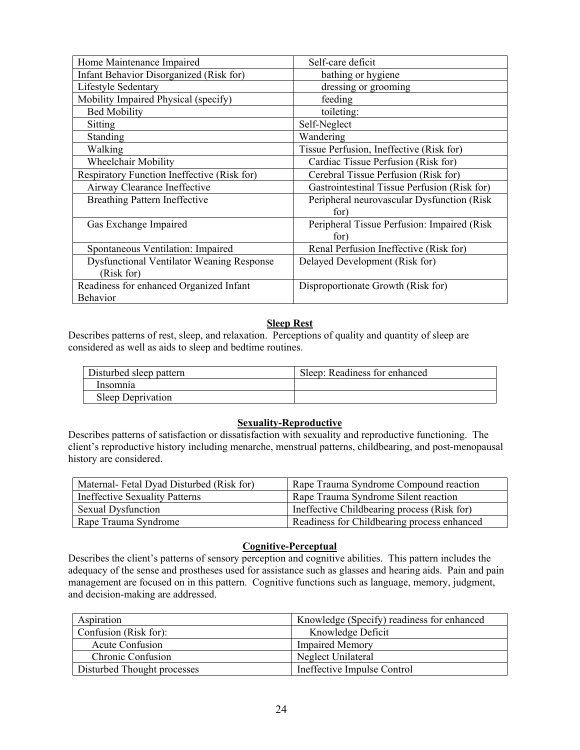| | |
|---|---|
| Home Maintenance Impaired | Self-care deficit |
| Infant Behavior Disorganized (Risk for) | bathing or hygiene |
| Lifestyle Sedentary | dressing or grooming |
| Mobility Impaired Physical (specify) | feeding |
| Bed Mobility | toileting: |
| Sitting | Self-Neglect |
| Standing | Wandering |
| Walking | Tissue Perfusion, Ineffective (Risk for) |
| Wheelchair Mobility | Cardiac Tissue Perfusion (Risk for) |
| Respiratory Function Ineffective (Risk for) | Cerebral Tissue Perfusion (Risk for) |
| Airway Clearance Ineffective | Gastrointestinal Tissue Perfusion (Risk for) |
| Breathing Pattern Ineffective | Peripheral neurovascular Dysfunction (Risk for) |
| Gas Exchange Impaired | Peripheral Tissue Perfusion: Impaired (Risk for) |
| Spontaneous Ventilation: Impaired | Renal Perfusion Ineffective (Risk for) |
| Dysfunctional Ventilator Weaning Response (Risk for) | Delayed Development (Risk for) |
| Readiness for enhanced Organized Infant Behavior | Disproportionate Growth (Risk for) |

## Sleep Rest

Describes patterns of rest, sleep, and relaxation. Perceptions of quality and quantity of sleep are considered as well as aids to sleep and bedtime routines.

| | |
|---|---|
| Disturbed sleep pattern | Sleep: Readiness for enhanced |
| Insomnia | |
| Sleep Deprivation | |

## Sexuality-Reproductive

Describes patterns of satisfaction or dissatisfaction with sexuality and reproductive functioning. The client's reproductive history including menarche, menstrual patterns, childbearing, and post-menopausal history are considered.

| | |
|---|---|
| Maternal- Fetal Dyad Disturbed (Risk for) | Rape Trauma Syndrome Compound reaction |
| Ineffective Sexuality Patterns | Rape Trauma Syndrome Silent reaction |
| Sexual Dysfunction | Ineffective Childbearing process (Risk for) |
| Rape Trauma Syndrome | Readiness for Childbearing process enhanced |

## Cognitive-Perceptual

Describes the client's patterns of sensory perception and cognitive abilities. This pattern includes the adequacy of the sense and prostheses used for assistance such as glasses and hearing aids. Pain and pain management are focused on in this pattern. Cognitive functions such as language, memory, judgment, and decision-making are addressed.

| | |
|---|---|
| Aspiration | Knowledge (Specify) readiness for enhanced |
| Confusion (Risk for): | Knowledge Deficit |
| Acute Confusion | Impaired Memory |
| Chronic Confusion | Neglect Unilateral |
| Disturbed Thought processes | Ineffective Impulse Control |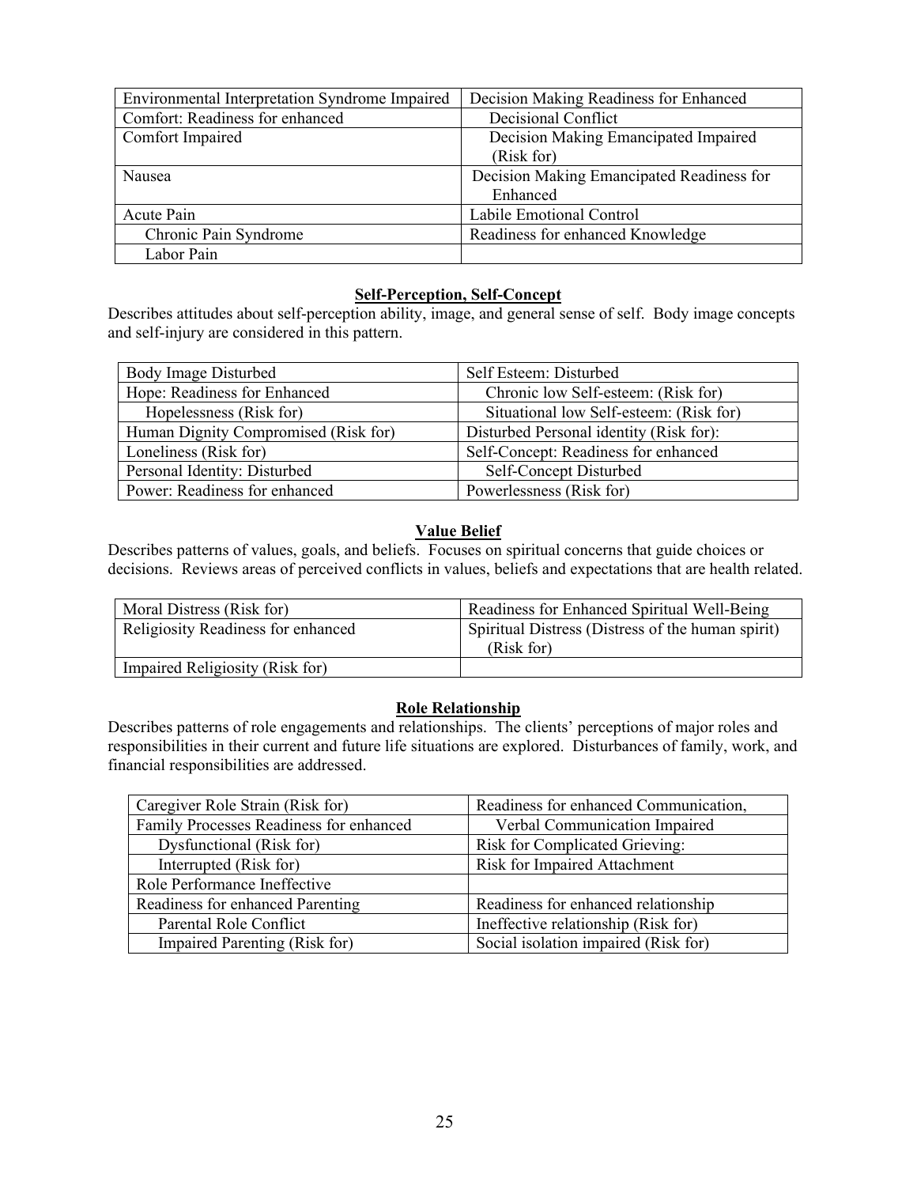| | |
|---|---|
| Environmental Interpretation Syndrome Impaired | Decision Making Readiness for Enhanced |
| Comfort: Readiness for enhanced | Decisional Conflict |
| Comfort Impaired | Decision Making Emancipated Impaired (Risk for) |
| Nausea | Decision Making Emancipated Readiness for Enhanced |
| Acute Pain | Labile Emotional Control |
| Chronic Pain Syndrome | Readiness for enhanced Knowledge |
| Labor Pain | |

**Self-Perception, Self-Concept**

Describes attitudes about self-perception ability, image, and general sense of self. Body image concepts and self-injury are considered in this pattern.

| | |
|---|---|
| Body Image Disturbed | Self Esteem: Disturbed |
| Hope: Readiness for Enhanced | Chronic low Self-esteem: (Risk for) |
| Hopelessness (Risk for) | Situational low Self-esteem: (Risk for) |
| Human Dignity Compromised (Risk for) | Disturbed Personal identity (Risk for): |
| Loneliness (Risk for) | Self-Concept: Readiness for enhanced |
| Personal Identity: Disturbed | Self-Concept Disturbed |
| Power: Readiness for enhanced | Powerlessness (Risk for) |

**Value Belief**

Describes patterns of values, goals, and beliefs. Focuses on spiritual concerns that guide choices or decisions. Reviews areas of perceived conflicts in values, beliefs and expectations that are health related.

| | |
|---|---|
| Moral Distress (Risk for) | Readiness for Enhanced Spiritual Well-Being |
| Religiosity Readiness for enhanced | Spiritual Distress (Distress of the human spirit) (Risk for) |
| Impaired Religiosity (Risk for) | |

**Role Relationship**

Describes patterns of role engagements and relationships. The clients' perceptions of major roles and responsibilities in their current and future life situations are explored. Disturbances of family, work, and financial responsibilities are addressed.

| | |
|---|---|
| Caregiver Role Strain (Risk for) | Readiness for enhanced Communication, |
| Family Processes Readiness for enhanced | Verbal Communication Impaired |
| Dysfunctional (Risk for) | Risk for Complicated Grieving: |
| Interrupted (Risk for) | Risk for Impaired Attachment |
| Role Performance Ineffective | |
| Readiness for enhanced Parenting | Readiness for enhanced relationship |
| Parental Role Conflict | Ineffective relationship (Risk for) |
| Impaired Parenting (Risk for) | Social isolation impaired (Risk for) |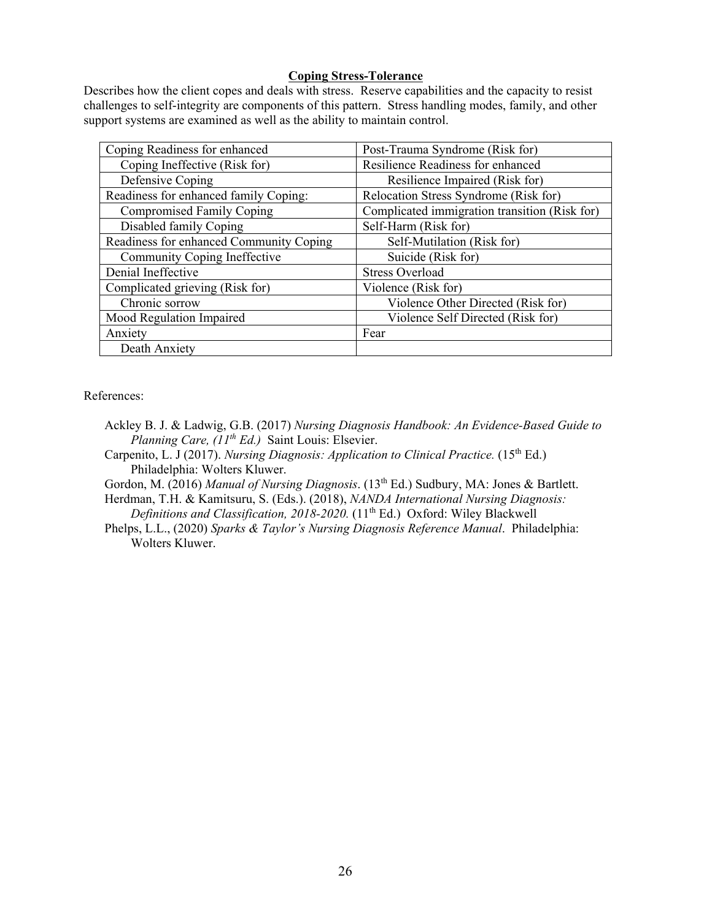## Coping Stress-Tolerance

Describes how the client copes and deals with stress. Reserve capabilities and the capacity to resist challenges to self-integrity are components of this pattern. Stress handling modes, family, and other support systems are examined as well as the ability to maintain control.

| | |
|---|---|
| Coping Readiness for enhanced | Post-Trauma Syndrome (Risk for) |
| Coping Ineffective (Risk for) | Resilience Readiness for enhanced |
| Defensive Coping | Resilience Impaired (Risk for) |
| Readiness for enhanced family Coping: | Relocation Stress Syndrome (Risk for) |
| Compromised Family Coping | Complicated immigration transition (Risk for) |
| Disabled family Coping | Self-Harm (Risk for) |
| Readiness for enhanced Community Coping | Self-Mutilation (Risk for) |
| Community Coping Ineffective | Suicide (Risk for) |
| Denial Ineffective | Stress Overload |
| Complicated grieving (Risk for) | Violence (Risk for) |
| Chronic sorrow | Violence Other Directed (Risk for) |
| Mood Regulation Impaired | Violence Self Directed (Risk for) |
| Anxiety | Fear |
| Death Anxiety | |

References:

Ackley B. J. & Ladwig, G.B. (2017) *Nursing Diagnosis Handbook: An Evidence-Based Guide to Planning Care, (11th Ed.)* Saint Louis: Elsevier.

Carpenito, L. J (2017). *Nursing Diagnosis: Application to Clinical Practice.* (15th Ed.) Philadelphia: Wolters Kluwer.

Gordon, M. (2016) *Manual of Nursing Diagnosis*. (13th Ed.) Sudbury, MA: Jones & Bartlett.

Herdman, T.H. & Kamitsuru, S. (Eds.). (2018), *NANDA International Nursing Diagnosis: Definitions and Classification, 2018-2020.* (11th Ed.) Oxford: Wiley Blackwell

Phelps, L.L., (2020) *Sparks & Taylor's Nursing Diagnosis Reference Manual*. Philadelphia: Wolters Kluwer.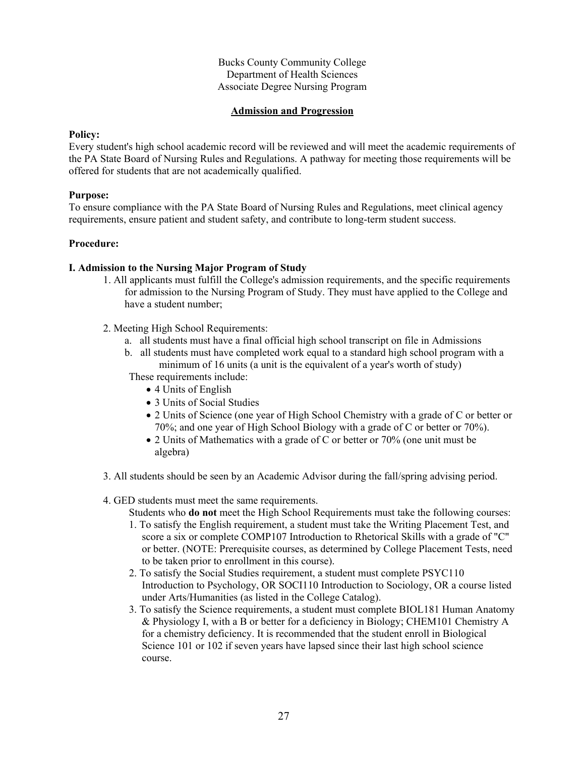Bucks County Community College
Department of Health Sciences
Associate Degree Nursing Program

## Admission and Progression

**Policy:**
Every student's high school academic record will be reviewed and will meet the academic requirements of the PA State Board of Nursing Rules and Regulations. A pathway for meeting those requirements will be offered for students that are not academically qualified.

**Purpose:**
To ensure compliance with the PA State Board of Nursing Rules and Regulations, meet clinical agency requirements, ensure patient and student safety, and contribute to long-term student success.

**Procedure:**

### I. Admission to the Nursing Major Program of Study

1. All applicants must fulfill the College's admission requirements, and the specific requirements for admission to the Nursing Program of Study. They must have applied to the College and have a student number;

2. Meeting High School Requirements:
   a. all students must have a final official high school transcript on file in Admissions
   b. all students must have completed work equal to a standard high school program with a minimum of 16 units (a unit is the equivalent of a year's worth of study)

   These requirements include:
   - 4 Units of English
   - 3 Units of Social Studies
   - 2 Units of Science (one year of High School Chemistry with a grade of C or better or 70%; and one year of High School Biology with a grade of C or better or 70%).
   - 2 Units of Mathematics with a grade of C or better or 70% (one unit must be algebra)

3. All students should be seen by an Academic Advisor during the fall/spring advising period.

4. GED students must meet the same requirements.

   Students who **do not** meet the High School Requirements must take the following courses:
   1. To satisfy the English requirement, a student must take the Writing Placement Test, and score a six or complete COMP107 Introduction to Rhetorical Skills with a grade of "C" or better. (NOTE: Prerequisite courses, as determined by College Placement Tests, need to be taken prior to enrollment in this course).
   2. To satisfy the Social Studies requirement, a student must complete PSYC110 Introduction to Psychology, OR SOCI110 Introduction to Sociology, OR a course listed under Arts/Humanities (as listed in the College Catalog).
   3. To satisfy the Science requirements, a student must complete BIOL181 Human Anatomy & Physiology I, with a B or better for a deficiency in Biology; CHEM101 Chemistry A for a chemistry deficiency. It is recommended that the student enroll in Biological Science 101 or 102 if seven years have lapsed since their last high school science course.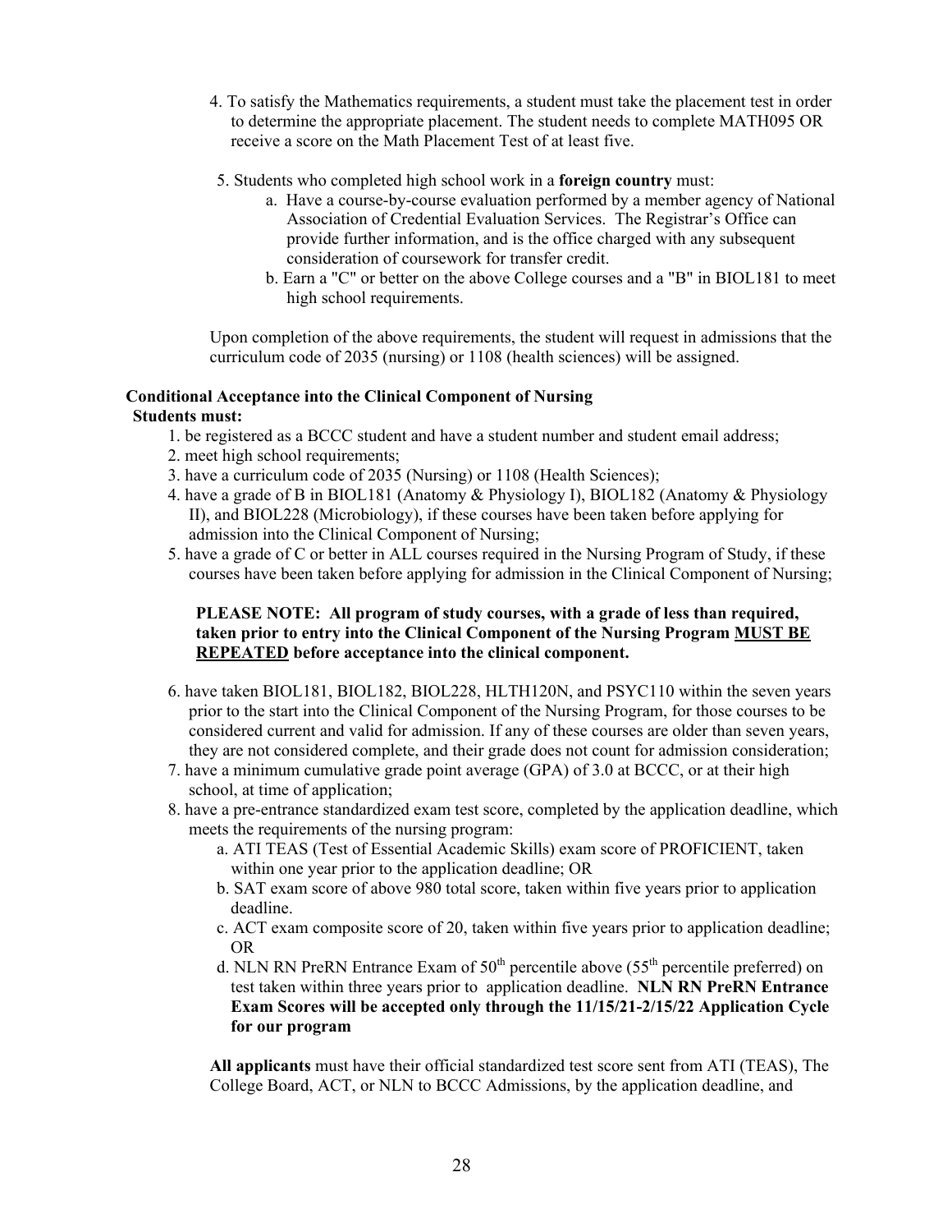4. To satisfy the Mathematics requirements, a student must take the placement test in order to determine the appropriate placement. The student needs to complete MATH095 OR receive a score on the Math Placement Test of at least five.

5. Students who completed high school work in a **foreign country** must:
   a. Have a course-by-course evaluation performed by a member agency of National Association of Credential Evaluation Services. The Registrar's Office can provide further information, and is the office charged with any subsequent consideration of coursework for transfer credit.
   b. Earn a "C" or better on the above College courses and a "B" in BIOL181 to meet high school requirements.

Upon completion of the above requirements, the student will request in admissions that the curriculum code of 2035 (nursing) or 1108 (health sciences) will be assigned.

**Conditional Acceptance into the Clinical Component of Nursing**

**Students must:**

1. be registered as a BCCC student and have a student number and student email address;
2. meet high school requirements;
3. have a curriculum code of 2035 (Nursing) or 1108 (Health Sciences);
4. have a grade of B in BIOL181 (Anatomy & Physiology I), BIOL182 (Anatomy & Physiology II), and BIOL228 (Microbiology), if these courses have been taken before applying for admission into the Clinical Component of Nursing;
5. have a grade of C or better in ALL courses required in the Nursing Program of Study, if these courses have been taken before applying for admission in the Clinical Component of Nursing;

   **PLEASE NOTE: All program of study courses, with a grade of less than required, taken prior to entry into the Clinical Component of the Nursing Program <u>MUST BE REPEATED</u> before acceptance into the clinical component.**

6. have taken BIOL181, BIOL182, BIOL228, HLTH120N, and PSYC110 within the seven years prior to the start into the Clinical Component of the Nursing Program, for those courses to be considered current and valid for admission. If any of these courses are older than seven years, they are not considered complete, and their grade does not count for admission consideration;
7. have a minimum cumulative grade point average (GPA) of 3.0 at BCCC, or at their high school, at time of application;
8. have a pre-entrance standardized exam test score, completed by the application deadline, which meets the requirements of the nursing program:
   a. ATI TEAS (Test of Essential Academic Skills) exam score of PROFICIENT, taken within one year prior to the application deadline; OR
   b. SAT exam score of above 980 total score, taken within five years prior to application deadline.
   c. ACT exam composite score of 20, taken within five years prior to application deadline; OR
   d. NLN RN PreRN Entrance Exam of 50th percentile above (55th percentile preferred) on test taken within three years prior to application deadline. **NLN RN PreRN Entrance Exam Scores will be accepted only through the 11/15/21-2/15/22 Application Cycle for our program**

   **All applicants** must have their official standardized test score sent from ATI (TEAS), The College Board, ACT, or NLN to BCCC Admissions, by the application deadline, and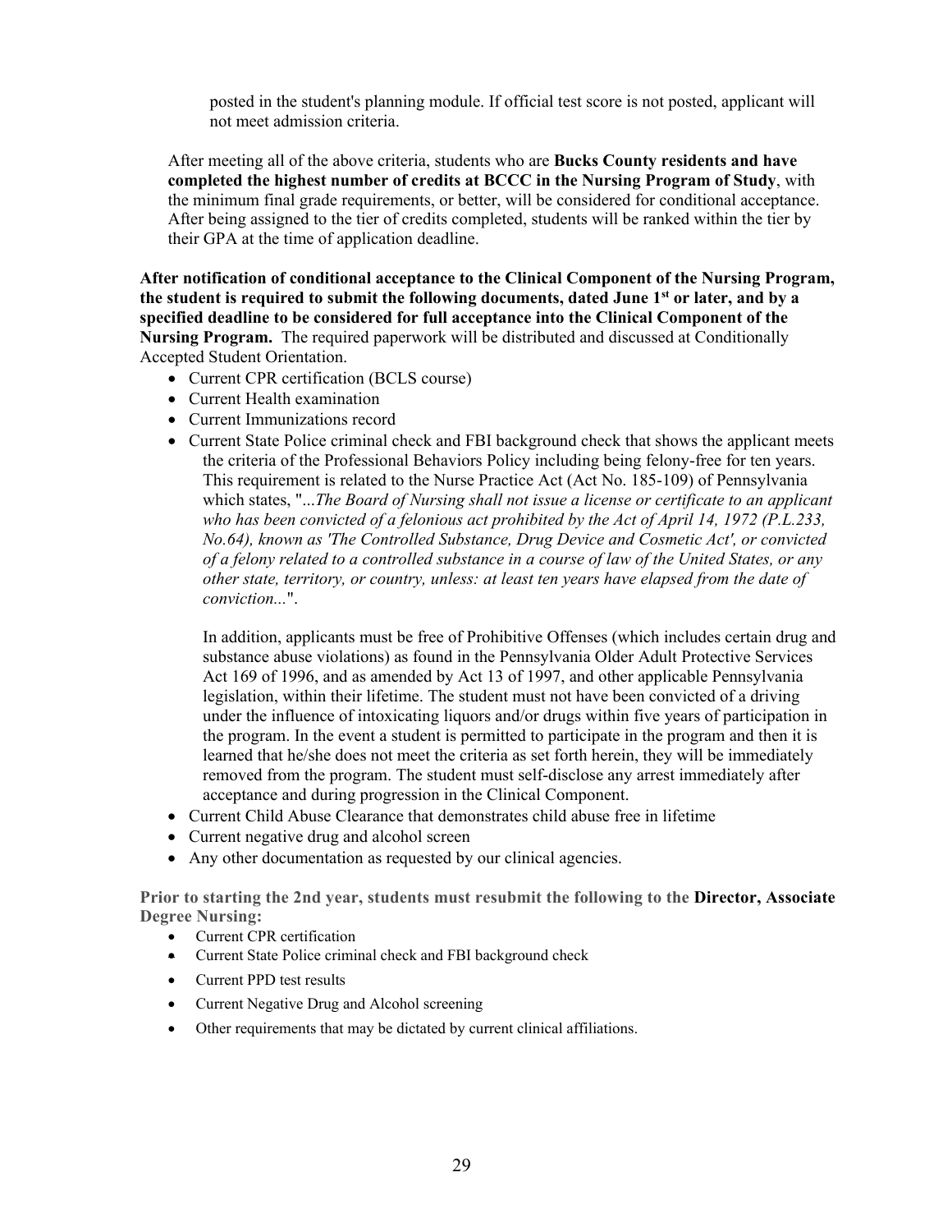posted in the student's planning module. If official test score is not posted, applicant will not meet admission criteria.

After meeting all of the above criteria, students who are **Bucks County residents and have completed the highest number of credits at BCCC in the Nursing Program of Study**, with the minimum final grade requirements, or better, will be considered for conditional acceptance. After being assigned to the tier of credits completed, students will be ranked within the tier by their GPA at the time of application deadline.

**After notification of conditional acceptance to the Clinical Component of the Nursing Program, the student is required to submit the following documents, dated June 1st or later, and by a specified deadline to be considered for full acceptance into the Clinical Component of the Nursing Program.** The required paperwork will be distributed and discussed at Conditionally Accepted Student Orientation.

- Current CPR certification (BCLS course)
- Current Health examination
- Current Immunizations record
- Current State Police criminal check and FBI background check that shows the applicant meets the criteria of the Professional Behaviors Policy including being felony-free for ten years. This requirement is related to the Nurse Practice Act (Act No. 185-109) of Pennsylvania which states, "*...The Board of Nursing shall not issue a license or certificate to an applicant who has been convicted of a felonious act prohibited by the Act of April 14, 1972 (P.L.233, No.64), known as 'The Controlled Substance, Drug Device and Cosmetic Act', or convicted of a felony related to a controlled substance in a course of law of the United States, or any other state, territory, or country, unless: at least ten years have elapsed from the date of conviction...*".

  In addition, applicants must be free of Prohibitive Offenses (which includes certain drug and substance abuse violations) as found in the Pennsylvania Older Adult Protective Services Act 169 of 1996, and as amended by Act 13 of 1997, and other applicable Pennsylvania legislation, within their lifetime. The student must not have been convicted of a driving under the influence of intoxicating liquors and/or drugs within five years of participation in the program. In the event a student is permitted to participate in the program and then it is learned that he/she does not meet the criteria as set forth herein, they will be immediately removed from the program. The student must self-disclose any arrest immediately after acceptance and during progression in the Clinical Component.
- Current Child Abuse Clearance that demonstrates child abuse free in lifetime
- Current negative drug and alcohol screen
- Any other documentation as requested by our clinical agencies.

**Prior to starting the 2nd year, students must resubmit the following to the Director, Associate Degree Nursing:**

- Current CPR certification
- Current State Police criminal check and FBI background check
- Current PPD test results
- Current Negative Drug and Alcohol screening
- Other requirements that may be dictated by current clinical affiliations.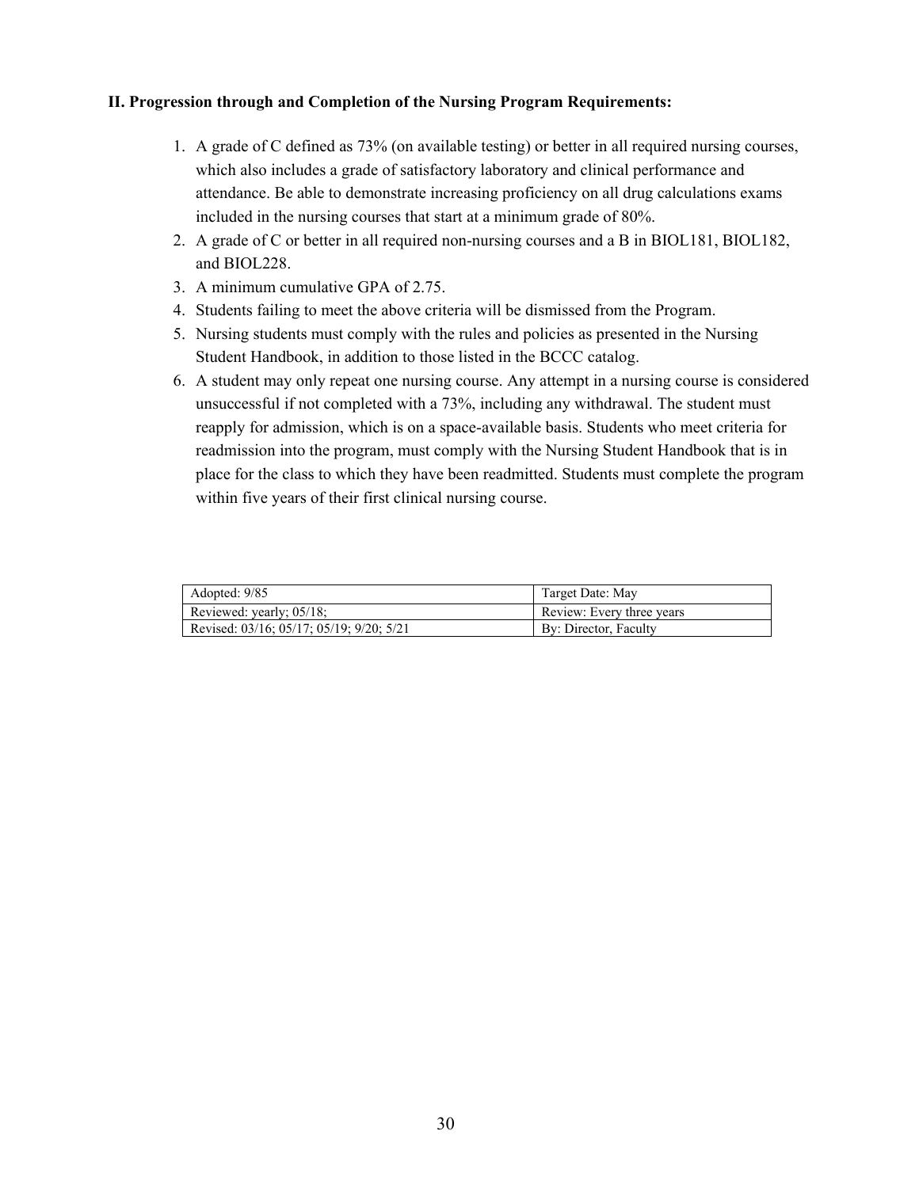## II. Progression through and Completion of the Nursing Program Requirements:

1. A grade of C defined as 73% (on available testing) or better in all required nursing courses, which also includes a grade of satisfactory laboratory and clinical performance and attendance. Be able to demonstrate increasing proficiency on all drug calculations exams included in the nursing courses that start at a minimum grade of 80%.
2. A grade of C or better in all required non-nursing courses and a B in BIOL181, BIOL182, and BIOL228.
3. A minimum cumulative GPA of 2.75.
4. Students failing to meet the above criteria will be dismissed from the Program.
5. Nursing students must comply with the rules and policies as presented in the Nursing Student Handbook, in addition to those listed in the BCCC catalog.
6. A student may only repeat one nursing course. Any attempt in a nursing course is considered unsuccessful if not completed with a 73%, including any withdrawal. The student must reapply for admission, which is on a space-available basis. Students who meet criteria for readmission into the program, must comply with the Nursing Student Handbook that is in place for the class to which they have been readmitted. Students must complete the program within five years of their first clinical nursing course.

| Adopted: 9/85 | Target Date: May |
|---|---|
| Reviewed: yearly; 05/18; | Review: Every three years |
| Revised: 03/16; 05/17; 05/19; 9/20; 5/21 | By: Director, Faculty |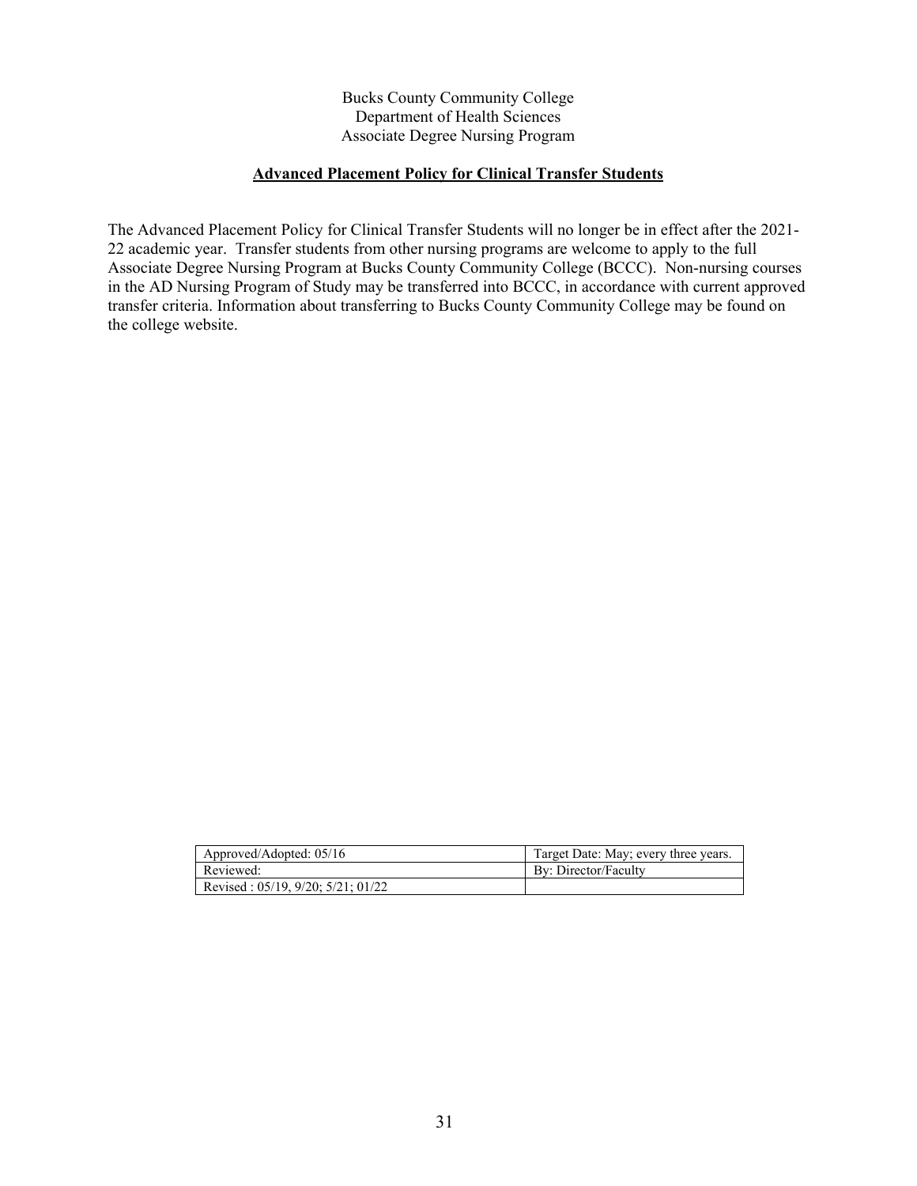Bucks County Community College
Department of Health Sciences
Associate Degree Nursing Program

## Advanced Placement Policy for Clinical Transfer Students

The Advanced Placement Policy for Clinical Transfer Students will no longer be in effect after the 2021-22 academic year. Transfer students from other nursing programs are welcome to apply to the full Associate Degree Nursing Program at Bucks County Community College (BCCC). Non-nursing courses in the AD Nursing Program of Study may be transferred into BCCC, in accordance with current approved transfer criteria. Information about transferring to Bucks County Community College may be found on the college website.

| Approved/Adopted: 05/16 | Target Date: May; every three years. |
|---|---|
| Reviewed: | By: Director/Faculty |
| Revised : 05/19, 9/20; 5/21; 01/22 | |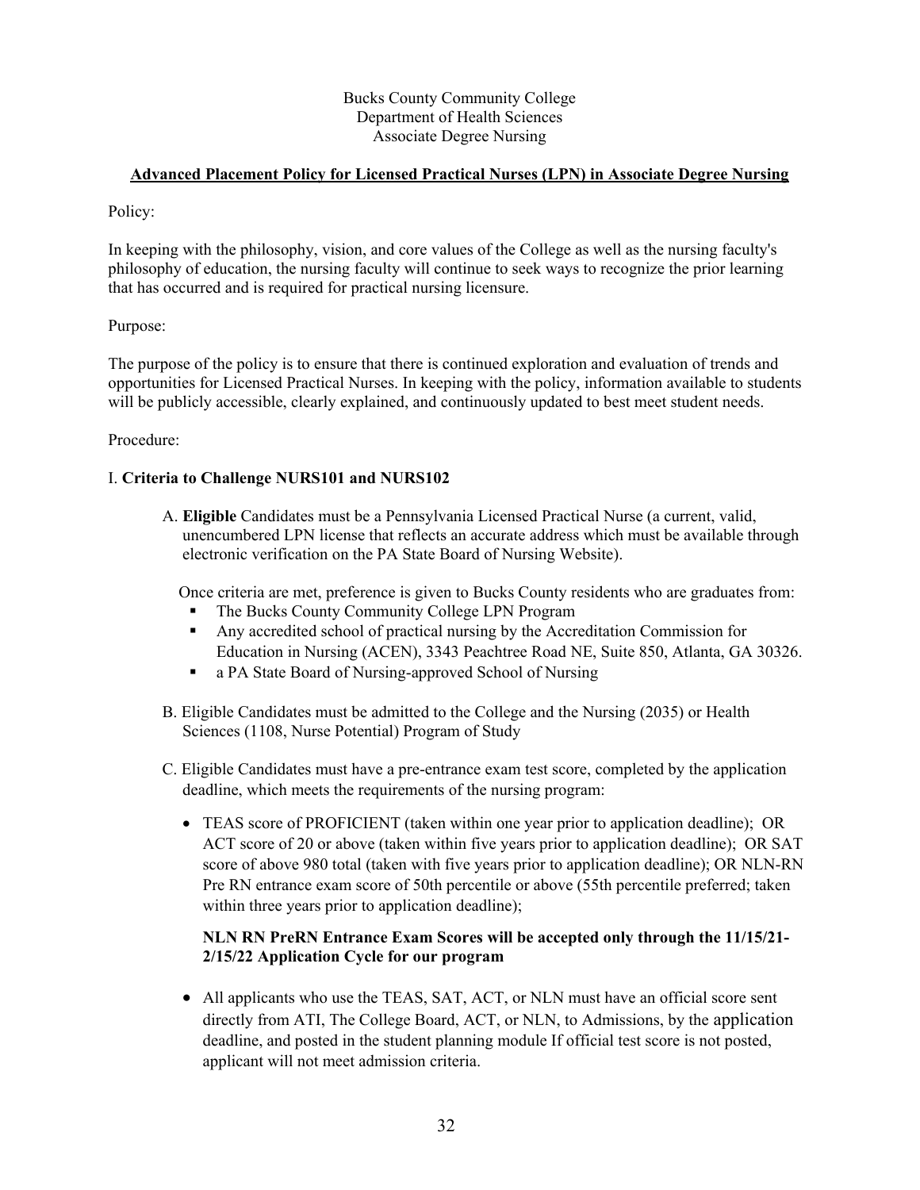Bucks County Community College
Department of Health Sciences
Associate Degree Nursing

## Advanced Placement Policy for Licensed Practical Nurses (LPN) in Associate Degree Nursing

Policy:

In keeping with the philosophy, vision, and core values of the College as well as the nursing faculty's philosophy of education, the nursing faculty will continue to seek ways to recognize the prior learning that has occurred and is required for practical nursing licensure.

Purpose:

The purpose of the policy is to ensure that there is continued exploration and evaluation of trends and opportunities for Licensed Practical Nurses. In keeping with the policy, information available to students will be publicly accessible, clearly explained, and continuously updated to best meet student needs.

Procedure:

### I. Criteria to Challenge NURS101 and NURS102

A. **Eligible** Candidates must be a Pennsylvania Licensed Practical Nurse (a current, valid, unencumbered LPN license that reflects an accurate address which must be available through electronic verification on the PA State Board of Nursing Website).

Once criteria are met, preference is given to Bucks County residents who are graduates from:

- The Bucks County Community College LPN Program
- Any accredited school of practical nursing by the Accreditation Commission for Education in Nursing (ACEN), 3343 Peachtree Road NE, Suite 850, Atlanta, GA 30326.
- a PA State Board of Nursing-approved School of Nursing

B. Eligible Candidates must be admitted to the College and the Nursing (2035) or Health Sciences (1108, Nurse Potential) Program of Study

C. Eligible Candidates must have a pre-entrance exam test score, completed by the application deadline, which meets the requirements of the nursing program:

- TEAS score of PROFICIENT (taken within one year prior to application deadline); OR ACT score of 20 or above (taken within five years prior to application deadline); OR SAT score of above 980 total (taken with five years prior to application deadline); OR NLN-RN Pre RN entrance exam score of 50th percentile or above (55th percentile preferred; taken within three years prior to application deadline);

  **NLN RN PreRN Entrance Exam Scores will be accepted only through the 11/15/21-2/15/22 Application Cycle for our program**

- All applicants who use the TEAS, SAT, ACT, or NLN must have an official score sent directly from ATI, The College Board, ACT, or NLN, to Admissions, by the application deadline, and posted in the student planning module If official test score is not posted, applicant will not meet admission criteria.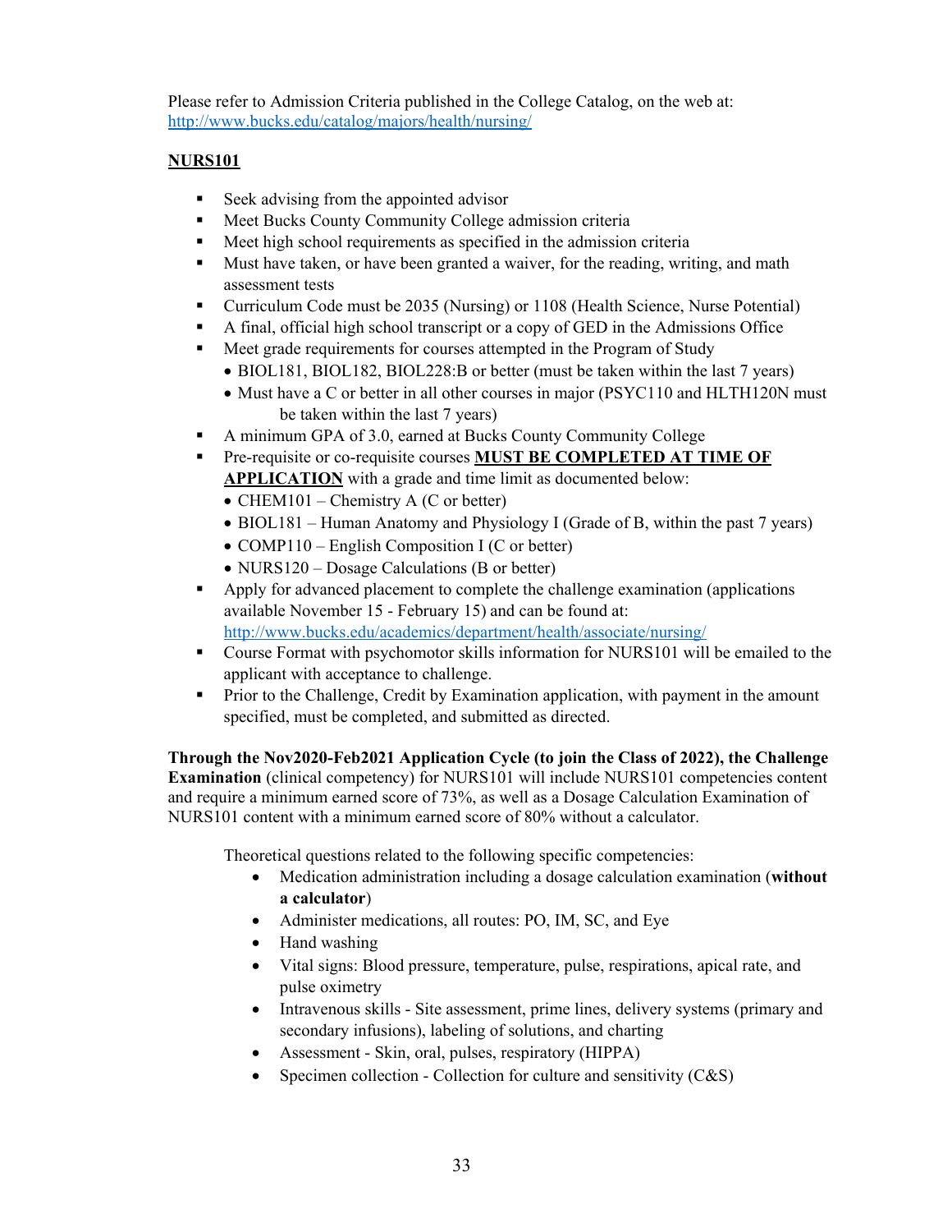Please refer to Admission Criteria published in the College Catalog, on the web at: [http://www.bucks.edu/catalog/majors/health/nursing/](http://www.bucks.edu/catalog/majors/health/nursing/)

**<u>NURS101</u>**

- Seek advising from the appointed advisor
- Meet Bucks County Community College admission criteria
- Meet high school requirements as specified in the admission criteria
- Must have taken, or have been granted a waiver, for the reading, writing, and math assessment tests
- Curriculum Code must be 2035 (Nursing) or 1108 (Health Science, Nurse Potential)
- A final, official high school transcript or a copy of GED in the Admissions Office
- Meet grade requirements for courses attempted in the Program of Study
  - BIOL181, BIOL182, BIOL228:B or better (must be taken within the last 7 years)
  - Must have a C or better in all other courses in major (PSYC110 and HLTH120N must be taken within the last 7 years)
- A minimum GPA of 3.0, earned at Bucks County Community College
- Pre-requisite or co-requisite courses **<u>MUST BE COMPLETED AT TIME OF APPLICATION</u>** with a grade and time limit as documented below:
  - CHEM101 – Chemistry A (C or better)
  - BIOL181 – Human Anatomy and Physiology I (Grade of B, within the past 7 years)
  - COMP110 – English Composition I (C or better)
  - NURS120 – Dosage Calculations (B or better)
- Apply for advanced placement to complete the challenge examination (applications available November 15 - February 15) and can be found at: [http://www.bucks.edu/academics/department/health/associate/nursing/](http://www.bucks.edu/academics/department/health/associate/nursing/)
- Course Format with psychomotor skills information for NURS101 will be emailed to the applicant with acceptance to challenge.
- Prior to the Challenge, Credit by Examination application, with payment in the amount specified, must be completed, and submitted as directed.

**Through the Nov2020-Feb2021 Application Cycle (to join the Class of 2022), the Challenge Examination** (clinical competency) for NURS101 will include NURS101 competencies content and require a minimum earned score of 73%, as well as a Dosage Calculation Examination of NURS101 content with a minimum earned score of 80% without a calculator.

Theoretical questions related to the following specific competencies:

- Medication administration including a dosage calculation examination (**without a calculator**)
- Administer medications, all routes: PO, IM, SC, and Eye
- Hand washing
- Vital signs: Blood pressure, temperature, pulse, respirations, apical rate, and pulse oximetry
- Intravenous skills - Site assessment, prime lines, delivery systems (primary and secondary infusions), labeling of solutions, and charting
- Assessment - Skin, oral, pulses, respiratory (HIPPA)
- Specimen collection - Collection for culture and sensitivity (C&S)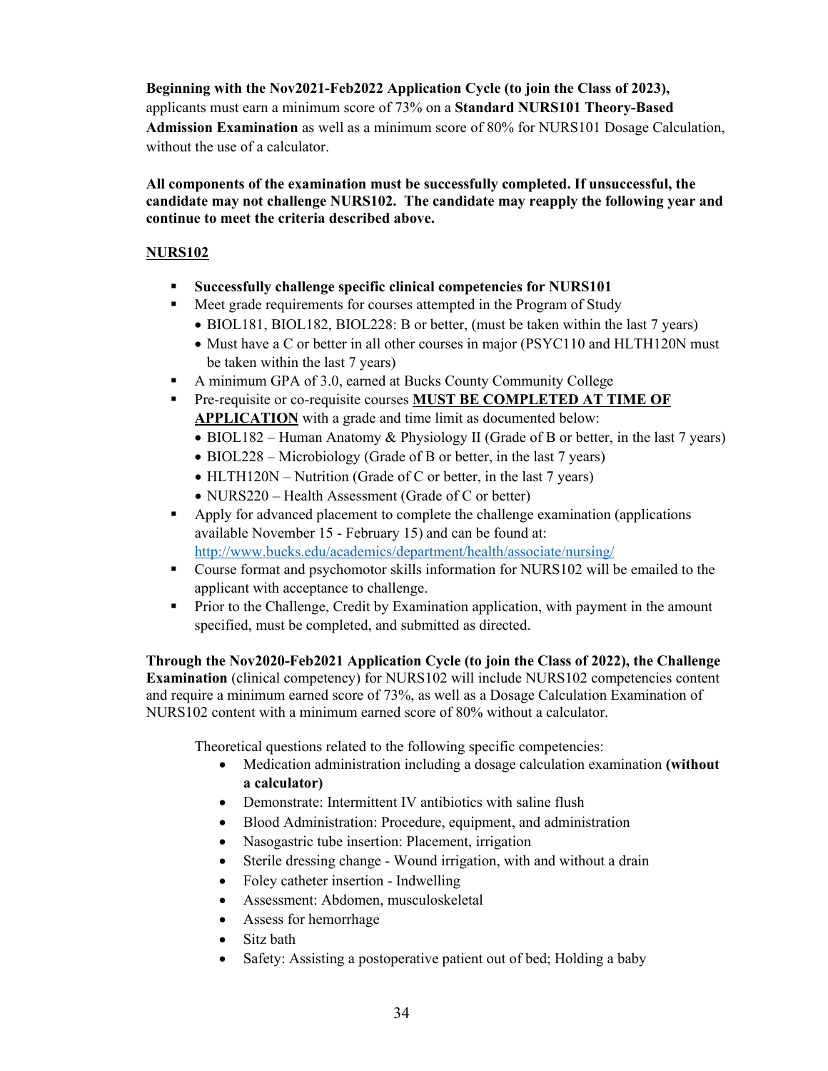**Beginning with the Nov2021-Feb2022 Application Cycle (to join the Class of 2023),** applicants must earn a minimum score of 73% on a **Standard NURS101 Theory-Based Admission Examination** as well as a minimum score of 80% for NURS101 Dosage Calculation, without the use of a calculator.

**All components of the examination must be successfully completed. If unsuccessful, the candidate may not challenge NURS102. The candidate may reapply the following year and continue to meet the criteria described above.**

## NURS102

- **Successfully challenge specific clinical competencies for NURS101**
- Meet grade requirements for courses attempted in the Program of Study
  - BIOL181, BIOL182, BIOL228: B or better, (must be taken within the last 7 years)
  - Must have a C or better in all other courses in major (PSYC110 and HLTH120N must be taken within the last 7 years)
- A minimum GPA of 3.0, earned at Bucks County Community College
- Pre-requisite or co-requisite courses **MUST BE COMPLETED AT TIME OF APPLICATION** with a grade and time limit as documented below:
  - BIOL182 – Human Anatomy & Physiology II (Grade of B or better, in the last 7 years)
  - BIOL228 – Microbiology (Grade of B or better, in the last 7 years)
  - HLTH120N – Nutrition (Grade of C or better, in the last 7 years)
  - NURS220 – Health Assessment (Grade of C or better)
- Apply for advanced placement to complete the challenge examination (applications available November 15 - February 15) and can be found at: http://www.bucks.edu/academics/department/health/associate/nursing/
- Course format and psychomotor skills information for NURS102 will be emailed to the applicant with acceptance to challenge.
- Prior to the Challenge, Credit by Examination application, with payment in the amount specified, must be completed, and submitted as directed.

**Through the Nov2020-Feb2021 Application Cycle (to join the Class of 2022), the Challenge Examination** (clinical competency) for NURS102 will include NURS102 competencies content and require a minimum earned score of 73%, as well as a Dosage Calculation Examination of NURS102 content with a minimum earned score of 80% without a calculator.

Theoretical questions related to the following specific competencies:

- Medication administration including a dosage calculation examination **(without a calculator)**
- Demonstrate: Intermittent IV antibiotics with saline flush
- Blood Administration: Procedure, equipment, and administration
- Nasogastric tube insertion: Placement, irrigation
- Sterile dressing change - Wound irrigation, with and without a drain
- Foley catheter insertion - Indwelling
- Assessment: Abdomen, musculoskeletal
- Assess for hemorrhage
- Sitz bath
- Safety: Assisting a postoperative patient out of bed; Holding a baby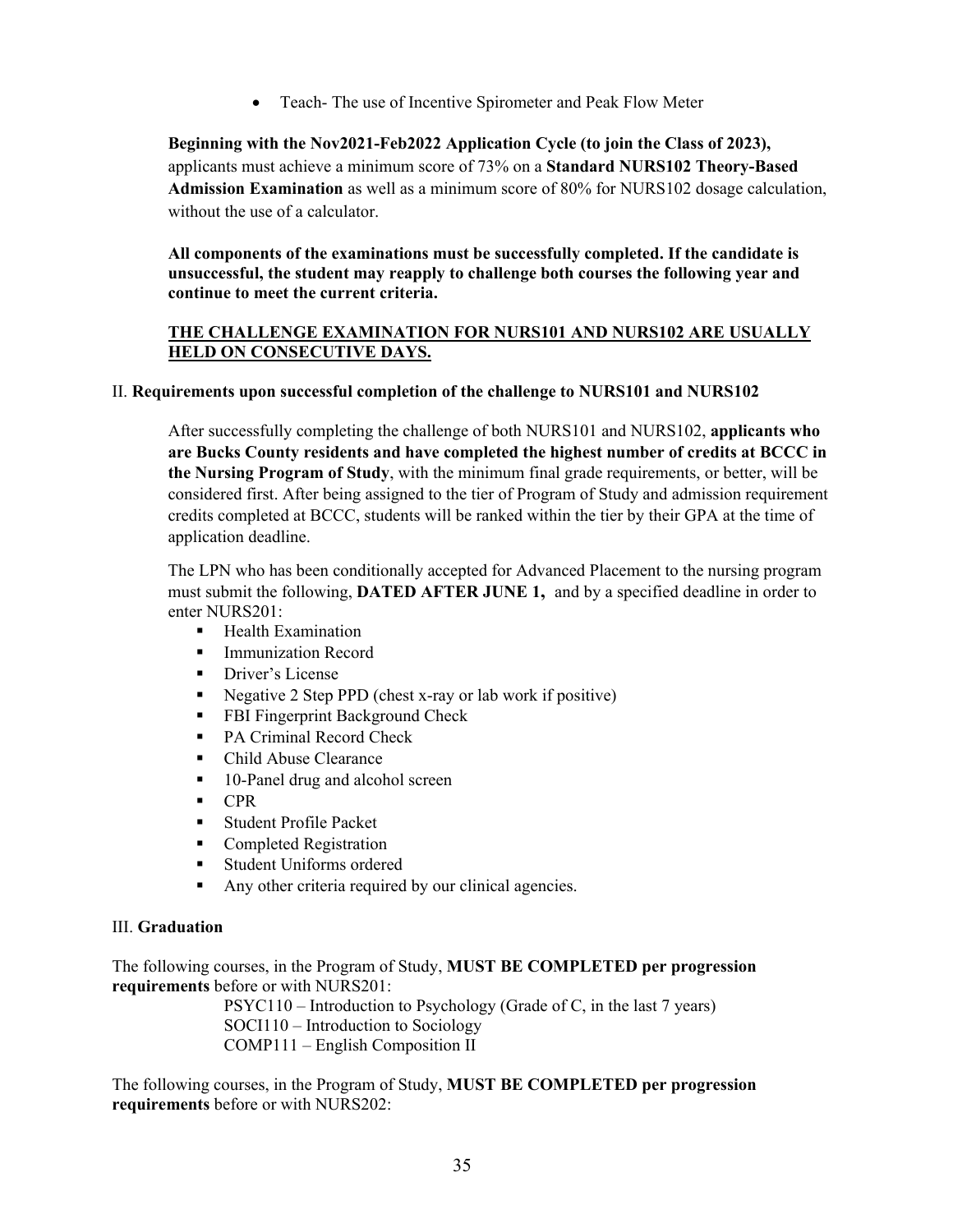- Teach- The use of Incentive Spirometer and Peak Flow Meter

**Beginning with the Nov2021-Feb2022 Application Cycle (to join the Class of 2023),** applicants must achieve a minimum score of 73% on a **Standard NURS102 Theory-Based Admission Examination** as well as a minimum score of 80% for NURS102 dosage calculation, without the use of a calculator.

**All components of the examinations must be successfully completed. If the candidate is unsuccessful, the student may reapply to challenge both courses the following year and continue to meet the current criteria.**

<u>**THE CHALLENGE EXAMINATION FOR NURS101 AND NURS102 ARE USUALLY HELD ON CONSECUTIVE DAYS.**</u>

II. **Requirements upon successful completion of the challenge to NURS101 and NURS102**

After successfully completing the challenge of both NURS101 and NURS102, **applicants who are Bucks County residents and have completed the highest number of credits at BCCC in the Nursing Program of Study**, with the minimum final grade requirements, or better, will be considered first. After being assigned to the tier of Program of Study and admission requirement credits completed at BCCC, students will be ranked within the tier by their GPA at the time of application deadline.

The LPN who has been conditionally accepted for Advanced Placement to the nursing program must submit the following, **DATED AFTER JUNE 1,** and by a specified deadline in order to enter NURS201:

- Health Examination
- Immunization Record
- Driver's License
- Negative 2 Step PPD (chest x-ray or lab work if positive)
- FBI Fingerprint Background Check
- PA Criminal Record Check
- Child Abuse Clearance
- 10-Panel drug and alcohol screen
- CPR
- Student Profile Packet
- Completed Registration
- Student Uniforms ordered
- Any other criteria required by our clinical agencies.

III. **Graduation**

The following courses, in the Program of Study, **MUST BE COMPLETED per progression requirements** before or with NURS201:

PSYC110 – Introduction to Psychology (Grade of C, in the last 7 years)
SOCI110 – Introduction to Sociology
COMP111 – English Composition II

The following courses, in the Program of Study, **MUST BE COMPLETED per progression requirements** before or with NURS202: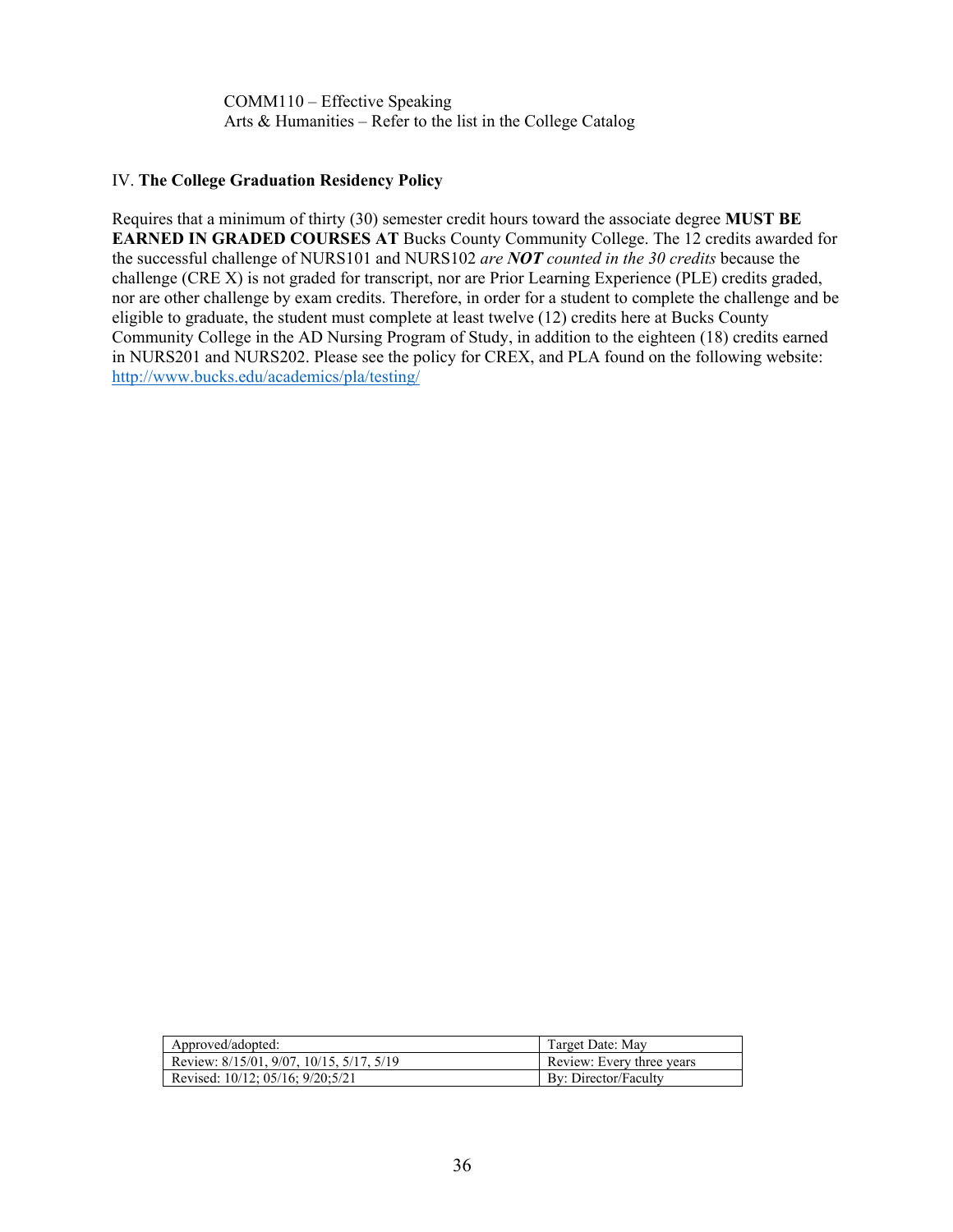COMM110 – Effective Speaking
Arts & Humanities – Refer to the list in the College Catalog

IV. **The College Graduation Residency Policy**

Requires that a minimum of thirty (30) semester credit hours toward the associate degree **MUST BE EARNED IN GRADED COURSES AT** Bucks County Community College. The 12 credits awarded for the successful challenge of NURS101 and NURS102 *are **NOT** counted in the 30 credits* because the challenge (CRE X) is not graded for transcript, nor are Prior Learning Experience (PLE) credits graded, nor are other challenge by exam credits. Therefore, in order for a student to complete the challenge and be eligible to graduate, the student must complete at least twelve (12) credits here at Bucks County Community College in the AD Nursing Program of Study, in addition to the eighteen (18) credits earned in NURS201 and NURS202. Please see the policy for CREX, and PLA found on the following website: [http://www.bucks.edu/academics/pla/testing/](http://www.bucks.edu/academics/pla/testing/)

| Approved/adopted: | Target Date: May |
|---|---|
| Review: 8/15/01, 9/07, 10/15, 5/17, 5/19 | Review: Every three years |
| Revised: 10/12; 05/16; 9/20;5/21 | By: Director/Faculty |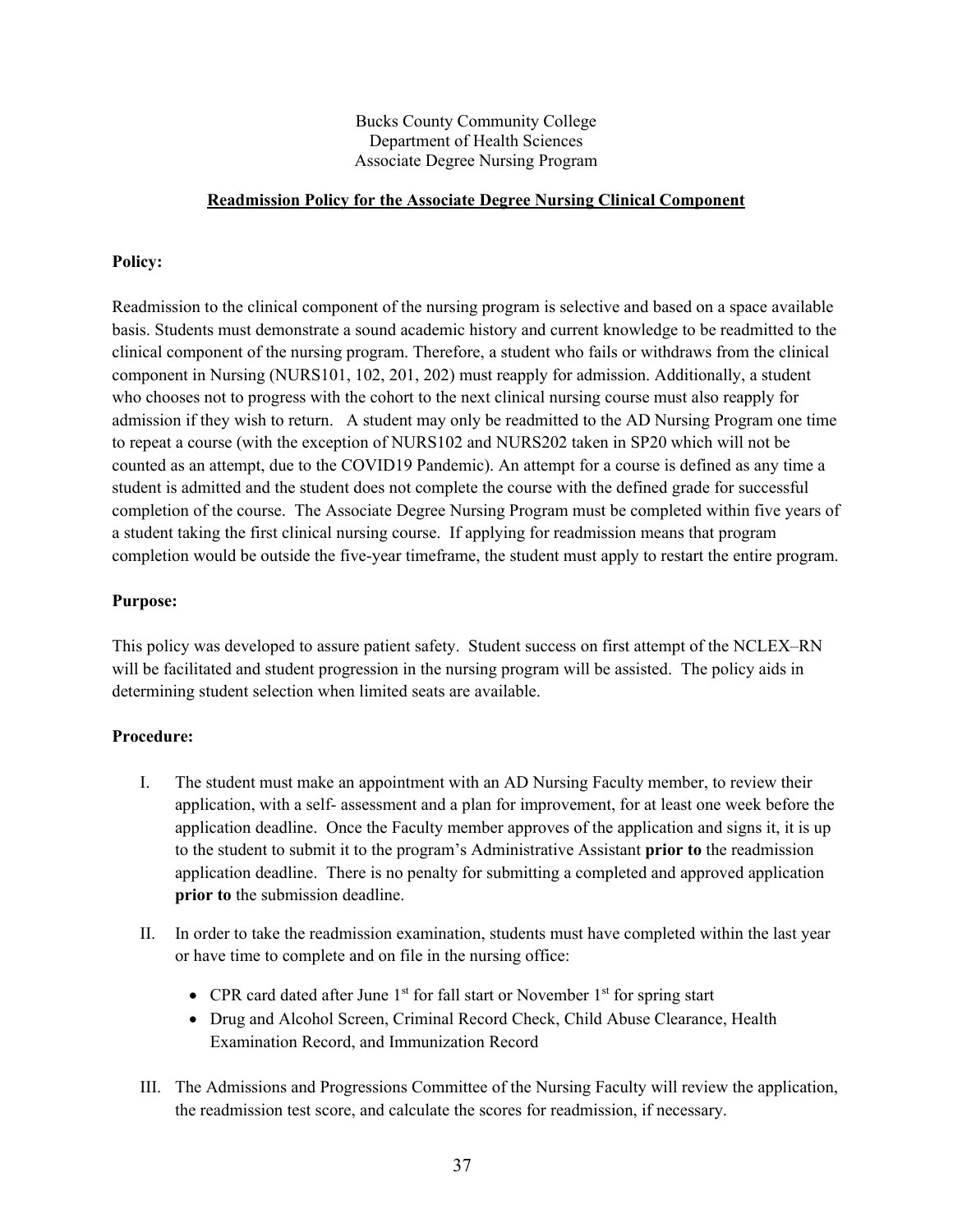Bucks County Community College
Department of Health Sciences
Associate Degree Nursing Program

## Readmission Policy for the Associate Degree Nursing Clinical Component

**Policy:**

Readmission to the clinical component of the nursing program is selective and based on a space available basis. Students must demonstrate a sound academic history and current knowledge to be readmitted to the clinical component of the nursing program. Therefore, a student who fails or withdraws from the clinical component in Nursing (NURS101, 102, 201, 202) must reapply for admission. Additionally, a student who chooses not to progress with the cohort to the next clinical nursing course must also reapply for admission if they wish to return. A student may only be readmitted to the AD Nursing Program one time to repeat a course (with the exception of NURS102 and NURS202 taken in SP20 which will not be counted as an attempt, due to the COVID19 Pandemic). An attempt for a course is defined as any time a student is admitted and the student does not complete the course with the defined grade for successful completion of the course. The Associate Degree Nursing Program must be completed within five years of a student taking the first clinical nursing course. If applying for readmission means that program completion would be outside the five-year timeframe, the student must apply to restart the entire program.

**Purpose:**

This policy was developed to assure patient safety. Student success on first attempt of the NCLEX–RN will be facilitated and student progression in the nursing program will be assisted. The policy aids in determining student selection when limited seats are available.

**Procedure:**

I. The student must make an appointment with an AD Nursing Faculty member, to review their application, with a self- assessment and a plan for improvement, for at least one week before the application deadline. Once the Faculty member approves of the application and signs it, it is up to the student to submit it to the program's Administrative Assistant **prior to** the readmission application deadline. There is no penalty for submitting a completed and approved application **prior to** the submission deadline.

II. In order to take the readmission examination, students must have completed within the last year or have time to complete and on file in the nursing office:

- CPR card dated after June 1st for fall start or November 1st for spring start
- Drug and Alcohol Screen, Criminal Record Check, Child Abuse Clearance, Health Examination Record, and Immunization Record

III. The Admissions and Progressions Committee of the Nursing Faculty will review the application, the readmission test score, and calculate the scores for readmission, if necessary.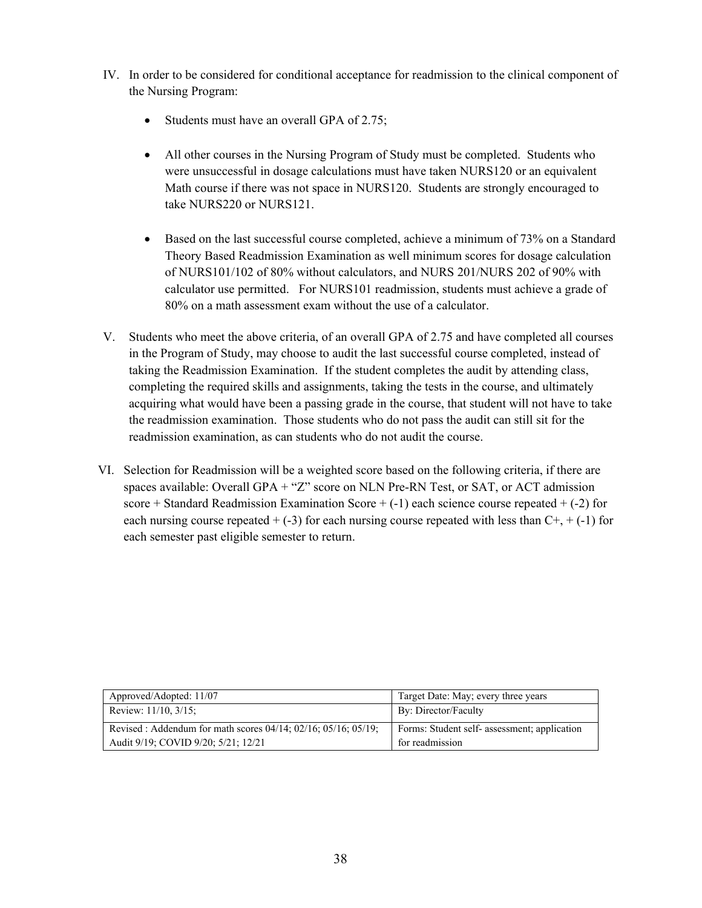IV. In order to be considered for conditional acceptance for readmission to the clinical component of the Nursing Program:

- Students must have an overall GPA of 2.75;

- All other courses in the Nursing Program of Study must be completed. Students who were unsuccessful in dosage calculations must have taken NURS120 or an equivalent Math course if there was not space in NURS120. Students are strongly encouraged to take NURS220 or NURS121.

- Based on the last successful course completed, achieve a minimum of 73% on a Standard Theory Based Readmission Examination as well minimum scores for dosage calculation of NURS101/102 of 80% without calculators, and NURS 201/NURS 202 of 90% with calculator use permitted. For NURS101 readmission, students must achieve a grade of 80% on a math assessment exam without the use of a calculator.

V. Students who meet the above criteria, of an overall GPA of 2.75 and have completed all courses in the Program of Study, may choose to audit the last successful course completed, instead of taking the Readmission Examination. If the student completes the audit by attending class, completing the required skills and assignments, taking the tests in the course, and ultimately acquiring what would have been a passing grade in the course, that student will not have to take the readmission examination. Those students who do not pass the audit can still sit for the readmission examination, as can students who do not audit the course.

VI. Selection for Readmission will be a weighted score based on the following criteria, if there are spaces available: Overall GPA + "Z" score on NLN Pre-RN Test, or SAT, or ACT admission score + Standard Readmission Examination Score + (-1) each science course repeated + (-2) for each nursing course repeated + (-3) for each nursing course repeated with less than C+, + (-1) for each semester past eligible semester to return.

| Approved/Adopted: 11/07 | Target Date: May; every three years |
|---|---|
| Review: 11/10, 3/15; | By: Director/Faculty |
| Revised : Addendum for math scores 04/14; 02/16; 05/16; 05/19; Audit 9/19; COVID 9/20; 5/21; 12/21 | Forms: Student self- assessment; application for readmission |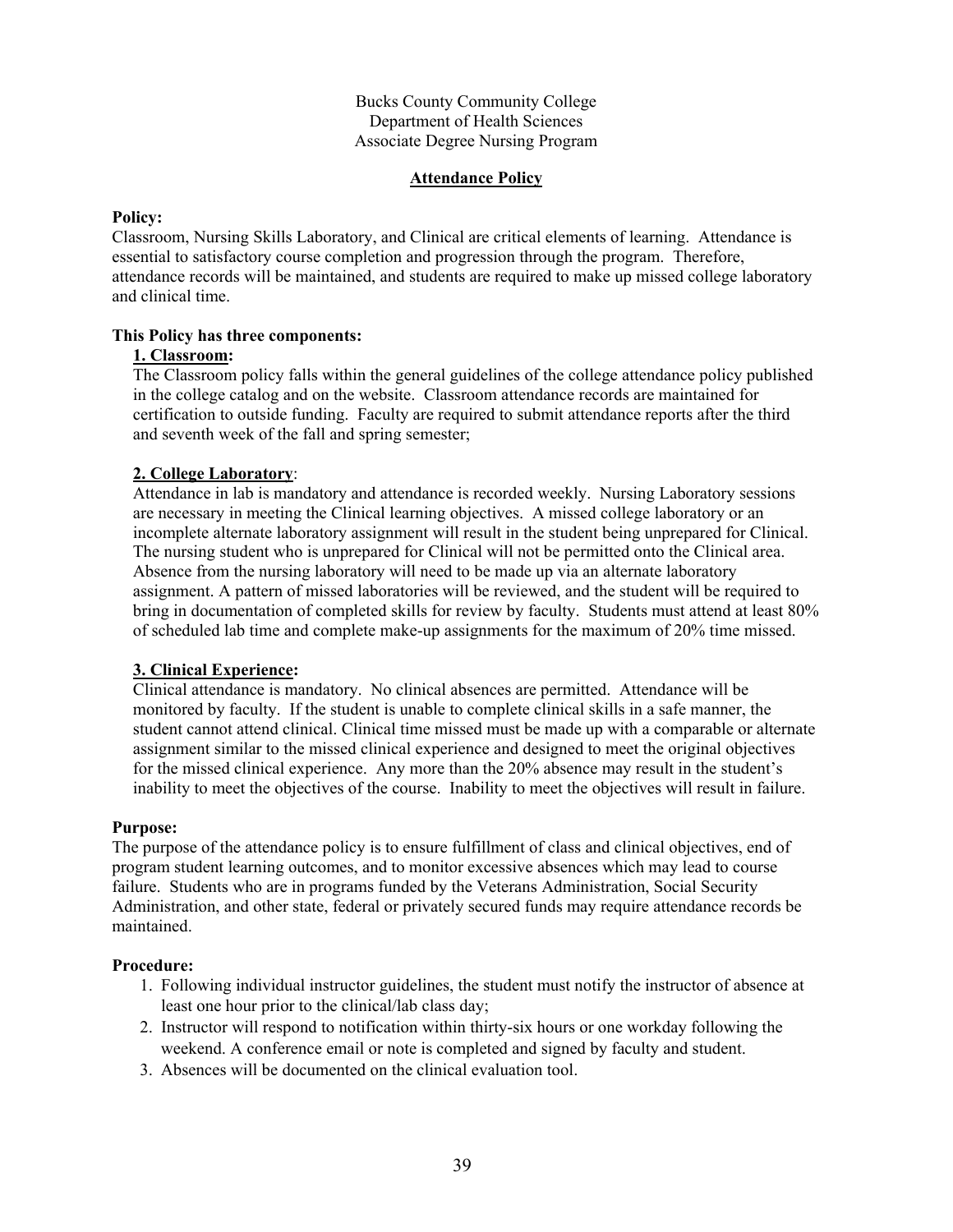Bucks County Community College
Department of Health Sciences
Associate Degree Nursing Program

# Attendance Policy

**Policy:**
Classroom, Nursing Skills Laboratory, and Clinical are critical elements of learning. Attendance is essential to satisfactory course completion and progression through the program. Therefore, attendance records will be maintained, and students are required to make up missed college laboratory and clinical time.

**This Policy has three components:**

**1. Classroom:**
The Classroom policy falls within the general guidelines of the college attendance policy published in the college catalog and on the website. Classroom attendance records are maintained for certification to outside funding. Faculty are required to submit attendance reports after the third and seventh week of the fall and spring semester;

**2. College Laboratory**:
Attendance in lab is mandatory and attendance is recorded weekly. Nursing Laboratory sessions are necessary in meeting the Clinical learning objectives. A missed college laboratory or an incomplete alternate laboratory assignment will result in the student being unprepared for Clinical. The nursing student who is unprepared for Clinical will not be permitted onto the Clinical area. Absence from the nursing laboratory will need to be made up via an alternate laboratory assignment. A pattern of missed laboratories will be reviewed, and the student will be required to bring in documentation of completed skills for review by faculty. Students must attend at least 80% of scheduled lab time and complete make-up assignments for the maximum of 20% time missed.

**3. Clinical Experience:**
Clinical attendance is mandatory. No clinical absences are permitted. Attendance will be monitored by faculty. If the student is unable to complete clinical skills in a safe manner, the student cannot attend clinical. Clinical time missed must be made up with a comparable or alternate assignment similar to the missed clinical experience and designed to meet the original objectives for the missed clinical experience. Any more than the 20% absence may result in the student's inability to meet the objectives of the course. Inability to meet the objectives will result in failure.

**Purpose:**
The purpose of the attendance policy is to ensure fulfillment of class and clinical objectives, end of program student learning outcomes, and to monitor excessive absences which may lead to course failure. Students who are in programs funded by the Veterans Administration, Social Security Administration, and other state, federal or privately secured funds may require attendance records be maintained.

**Procedure:**

1. Following individual instructor guidelines, the student must notify the instructor of absence at least one hour prior to the clinical/lab class day;
2. Instructor will respond to notification within thirty-six hours or one workday following the weekend. A conference email or note is completed and signed by faculty and student.
3. Absences will be documented on the clinical evaluation tool.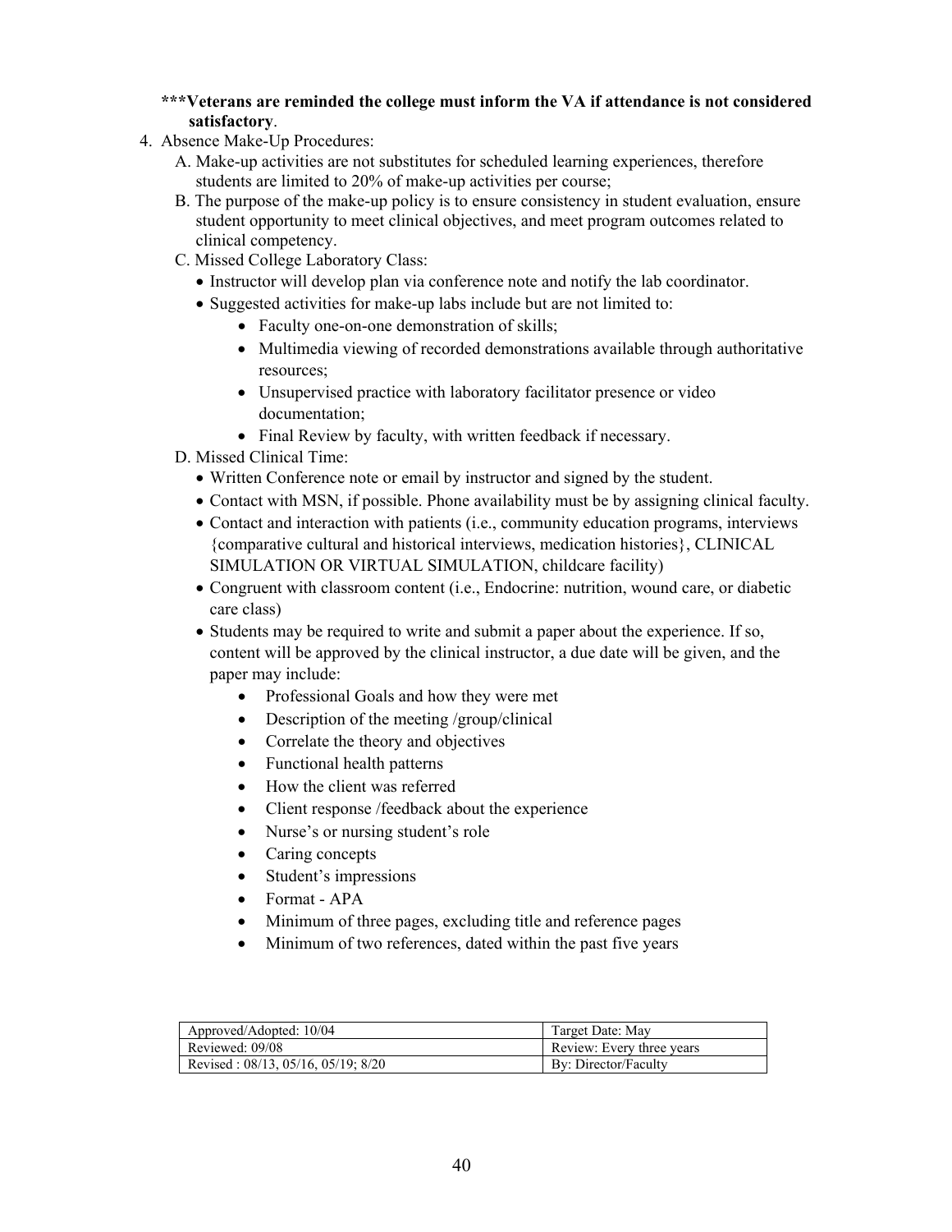**\*\*\*Veterans are reminded the college must inform the VA if attendance is not considered satisfactory**.

4. Absence Make-Up Procedures:
   A. Make-up activities are not substitutes for scheduled learning experiences, therefore students are limited to 20% of make-up activities per course;
   B. The purpose of the make-up policy is to ensure consistency in student evaluation, ensure student opportunity to meet clinical objectives, and meet program outcomes related to clinical competency.
   C. Missed College Laboratory Class:
      - Instructor will develop plan via conference note and notify the lab coordinator.
      - Suggested activities for make-up labs include but are not limited to:
        - Faculty one-on-one demonstration of skills;
        - Multimedia viewing of recorded demonstrations available through authoritative resources;
        - Unsupervised practice with laboratory facilitator presence or video documentation;
        - Final Review by faculty, with written feedback if necessary.
   D. Missed Clinical Time:
      - Written Conference note or email by instructor and signed by the student.
      - Contact with MSN, if possible. Phone availability must be by assigning clinical faculty.
      - Contact and interaction with patients (i.e., community education programs, interviews {comparative cultural and historical interviews, medication histories}, CLINICAL SIMULATION OR VIRTUAL SIMULATION, childcare facility)
      - Congruent with classroom content (i.e., Endocrine: nutrition, wound care, or diabetic care class)
      - Students may be required to write and submit a paper about the experience. If so, content will be approved by the clinical instructor, a due date will be given, and the paper may include:
        - Professional Goals and how they were met
        - Description of the meeting /group/clinical
        - Correlate the theory and objectives
        - Functional health patterns
        - How the client was referred
        - Client response /feedback about the experience
        - Nurse's or nursing student's role
        - Caring concepts
        - Student's impressions
        - Format - APA
        - Minimum of three pages, excluding title and reference pages
        - Minimum of two references, dated within the past five years

| Approved/Adopted: 10/04 | Target Date: May |
|---|---|
| Reviewed: 09/08 | Review: Every three years |
| Revised : 08/13, 05/16, 05/19; 8/20 | By: Director/Faculty |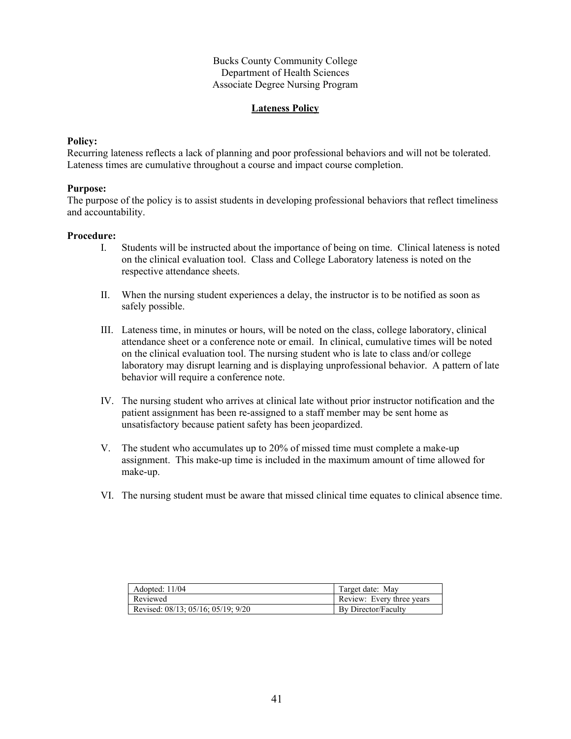Bucks County Community College
Department of Health Sciences
Associate Degree Nursing Program

## Lateness Policy

**Policy:**
Recurring lateness reflects a lack of planning and poor professional behaviors and will not be tolerated. Lateness times are cumulative throughout a course and impact course completion.

**Purpose:**
The purpose of the policy is to assist students in developing professional behaviors that reflect timeliness and accountability.

**Procedure:**

I. Students will be instructed about the importance of being on time. Clinical lateness is noted on the clinical evaluation tool. Class and College Laboratory lateness is noted on the respective attendance sheets.

II. When the nursing student experiences a delay, the instructor is to be notified as soon as safely possible.

III. Lateness time, in minutes or hours, will be noted on the class, college laboratory, clinical attendance sheet or a conference note or email. In clinical, cumulative times will be noted on the clinical evaluation tool. The nursing student who is late to class and/or college laboratory may disrupt learning and is displaying unprofessional behavior. A pattern of late behavior will require a conference note.

IV. The nursing student who arrives at clinical late without prior instructor notification and the patient assignment has been re-assigned to a staff member may be sent home as unsatisfactory because patient safety has been jeopardized.

V. The student who accumulates up to 20% of missed time must complete a make-up assignment. This make-up time is included in the maximum amount of time allowed for make-up.

VI. The nursing student must be aware that missed clinical time equates to clinical absence time.

| Adopted: 11/04 | Target date: May |
|---|---|
| Reviewed | Review: Every three years |
| Revised: 08/13; 05/16; 05/19; 9/20 | By Director/Faculty |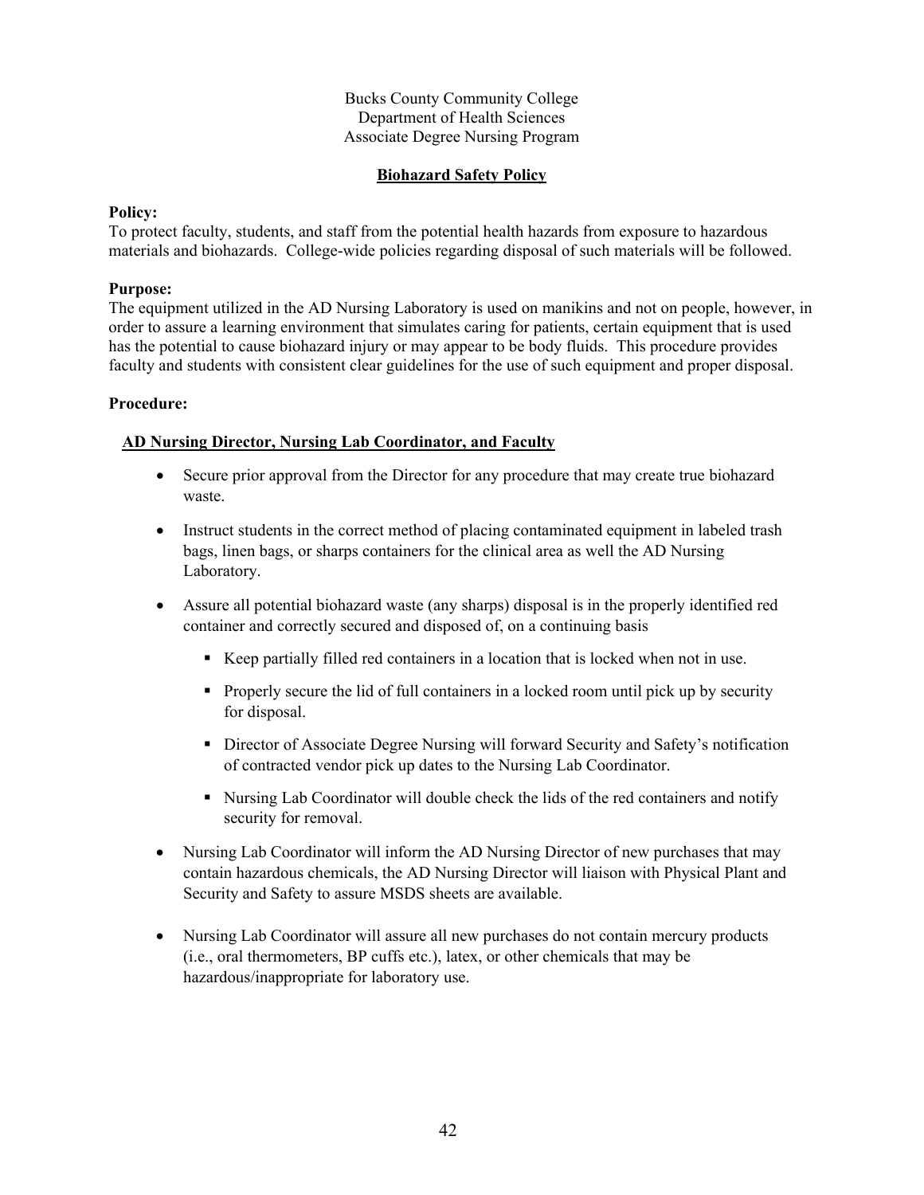Bucks County Community College
Department of Health Sciences
Associate Degree Nursing Program

## Biohazard Safety Policy

**Policy:**
To protect faculty, students, and staff from the potential health hazards from exposure to hazardous materials and biohazards. College-wide policies regarding disposal of such materials will be followed.

**Purpose:**
The equipment utilized in the AD Nursing Laboratory is used on manikins and not on people, however, in order to assure a learning environment that simulates caring for patients, certain equipment that is used has the potential to cause biohazard injury or may appear to be body fluids. This procedure provides faculty and students with consistent clear guidelines for the use of such equipment and proper disposal.

**Procedure:**

**AD Nursing Director, Nursing Lab Coordinator, and Faculty**

- Secure prior approval from the Director for any procedure that may create true biohazard waste.
- Instruct students in the correct method of placing contaminated equipment in labeled trash bags, linen bags, or sharps containers for the clinical area as well the AD Nursing Laboratory.
- Assure all potential biohazard waste (any sharps) disposal is in the properly identified red container and correctly secured and disposed of, on a continuing basis
  - Keep partially filled red containers in a location that is locked when not in use.
  - Properly secure the lid of full containers in a locked room until pick up by security for disposal.
  - Director of Associate Degree Nursing will forward Security and Safety's notification of contracted vendor pick up dates to the Nursing Lab Coordinator.
  - Nursing Lab Coordinator will double check the lids of the red containers and notify security for removal.
- Nursing Lab Coordinator will inform the AD Nursing Director of new purchases that may contain hazardous chemicals, the AD Nursing Director will liaison with Physical Plant and Security and Safety to assure MSDS sheets are available.
- Nursing Lab Coordinator will assure all new purchases do not contain mercury products (i.e., oral thermometers, BP cuffs etc.), latex, or other chemicals that may be hazardous/inappropriate for laboratory use.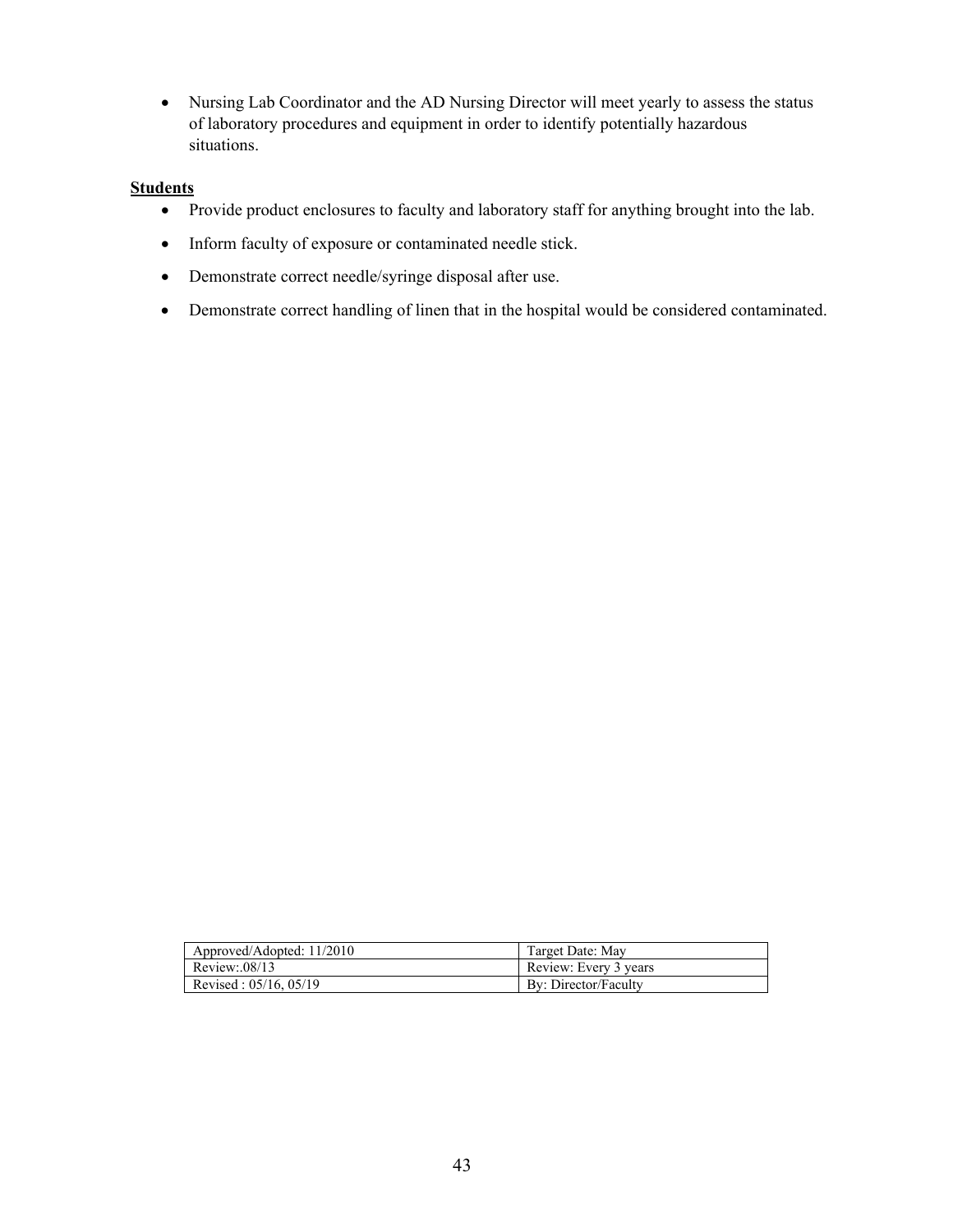- Nursing Lab Coordinator and the AD Nursing Director will meet yearly to assess the status of laboratory procedures and equipment in order to identify potentially hazardous situations.

**Students**

- Provide product enclosures to faculty and laboratory staff for anything brought into the lab.
- Inform faculty of exposure or contaminated needle stick.
- Demonstrate correct needle/syringe disposal after use.
- Demonstrate correct handling of linen that in the hospital would be considered contaminated.

| Approved/Adopted: 11/2010 | Target Date: May |
|---|---|
| Review:.08/13 | Review: Every 3 years |
| Revised : 05/16, 05/19 | By: Director/Faculty |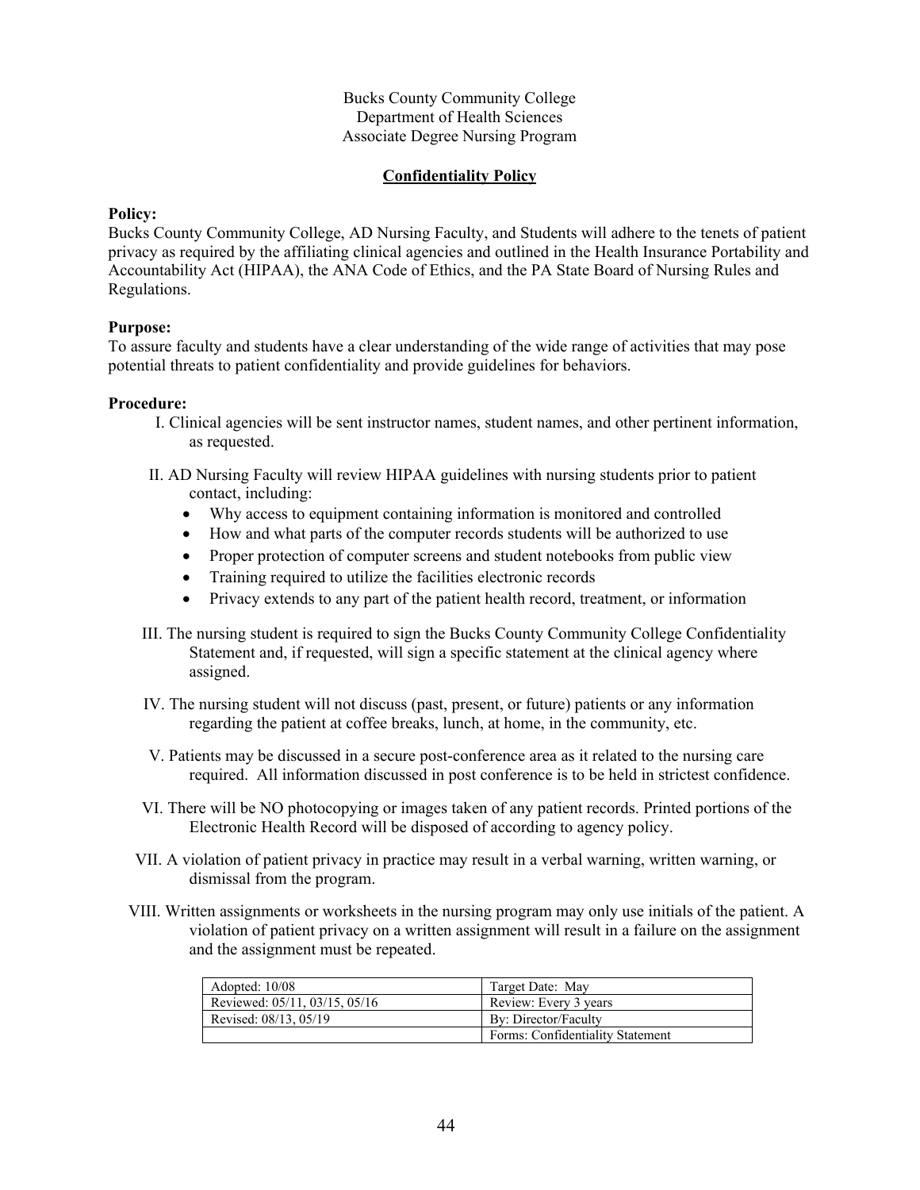Bucks County Community College
Department of Health Sciences
Associate Degree Nursing Program

## Confidentiality Policy

**Policy:**
Bucks County Community College, AD Nursing Faculty, and Students will adhere to the tenets of patient privacy as required by the affiliating clinical agencies and outlined in the Health Insurance Portability and Accountability Act (HIPAA), the ANA Code of Ethics, and the PA State Board of Nursing Rules and Regulations.

**Purpose:**
To assure faculty and students have a clear understanding of the wide range of activities that may pose potential threats to patient confidentiality and provide guidelines for behaviors.

**Procedure:**

I. Clinical agencies will be sent instructor names, student names, and other pertinent information, as requested.

II. AD Nursing Faculty will review HIPAA guidelines with nursing students prior to patient contact, including:
- Why access to equipment containing information is monitored and controlled
- How and what parts of the computer records students will be authorized to use
- Proper protection of computer screens and student notebooks from public view
- Training required to utilize the facilities electronic records
- Privacy extends to any part of the patient health record, treatment, or information

III. The nursing student is required to sign the Bucks County Community College Confidentiality Statement and, if requested, will sign a specific statement at the clinical agency where assigned.

IV. The nursing student will not discuss (past, present, or future) patients or any information regarding the patient at coffee breaks, lunch, at home, in the community, etc.

V. Patients may be discussed in a secure post-conference area as it related to the nursing care required. All information discussed in post conference is to be held in strictest confidence.

VI. There will be NO photocopying or images taken of any patient records. Printed portions of the Electronic Health Record will be disposed of according to agency policy.

VII. A violation of patient privacy in practice may result in a verbal warning, written warning, or dismissal from the program.

VIII. Written assignments or worksheets in the nursing program may only use initials of the patient. A violation of patient privacy on a written assignment will result in a failure on the assignment and the assignment must be repeated.

| Adopted: 10/08 | Target Date: May |
|---|---|
| Reviewed: 05/11, 03/15, 05/16 | Review: Every 3 years |
| Revised: 08/13, 05/19 | By: Director/Faculty |
| | Forms: Confidentiality Statement |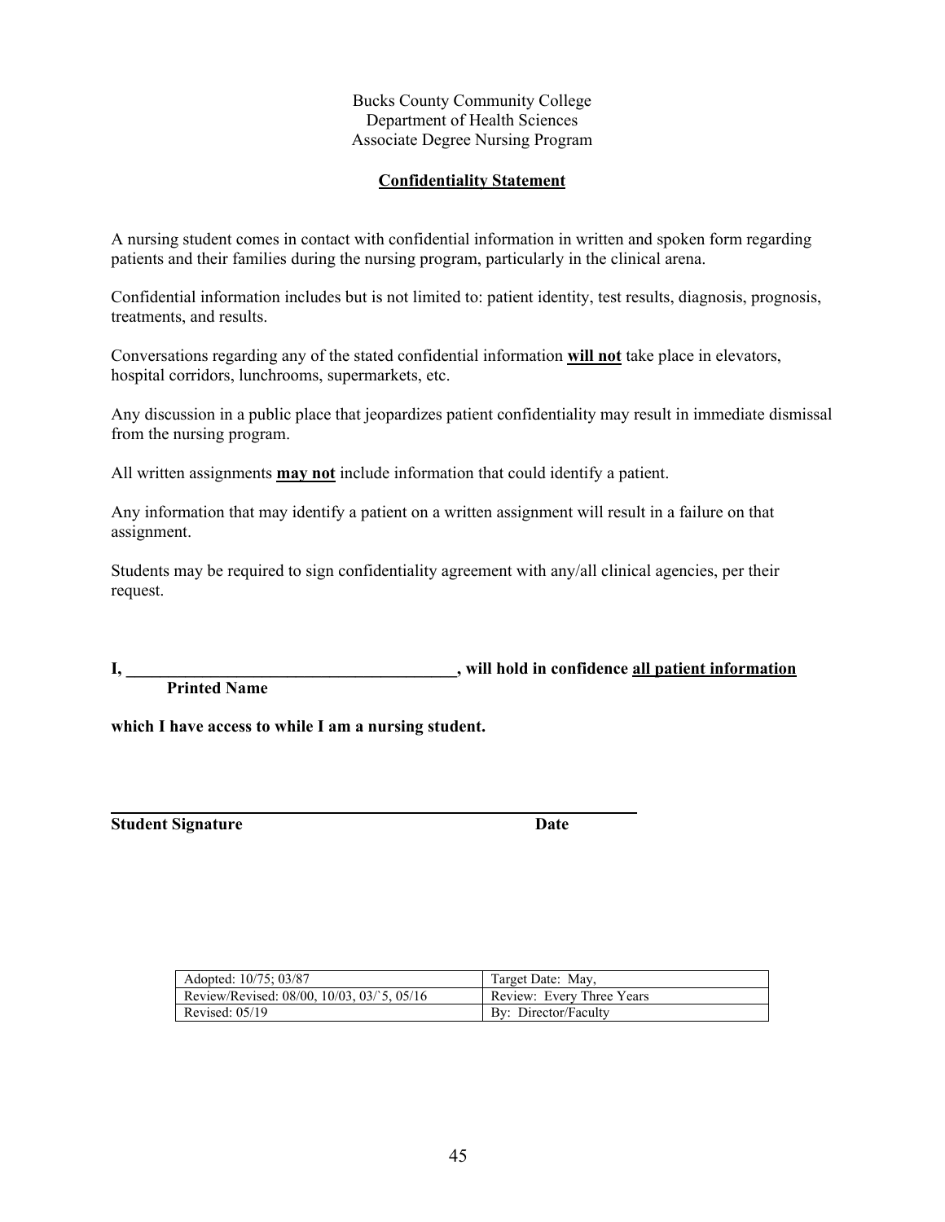Bucks County Community College
Department of Health Sciences
Associate Degree Nursing Program

## Confidentiality Statement

A nursing student comes in contact with confidential information in written and spoken form regarding patients and their families during the nursing program, particularly in the clinical arena.

Confidential information includes but is not limited to: patient identity, test results, diagnosis, prognosis, treatments, and results.

Conversations regarding any of the stated confidential information **will not** take place in elevators, hospital corridors, lunchrooms, supermarkets, etc.

Any discussion in a public place that jeopardizes patient confidentiality may result in immediate dismissal from the nursing program.

All written assignments **may not** include information that could identify a patient.

Any information that may identify a patient on a written assignment will result in a failure on that assignment.

Students may be required to sign confidentiality agreement with any/all clinical agencies, per their request.

**I, ________________________________________, will hold in confidence all patient information**
**Printed Name**

**which I have access to while I am a nursing student.**

_________________________________________________________________

**Student Signature** **Date**

| Adopted: 10/75; 03/87 | Target Date: May, |
|---|---|
| Review/Revised: 08/00, 10/03, 03/`5, 05/16 | Review: Every Three Years |
| Revised: 05/19 | By: Director/Faculty |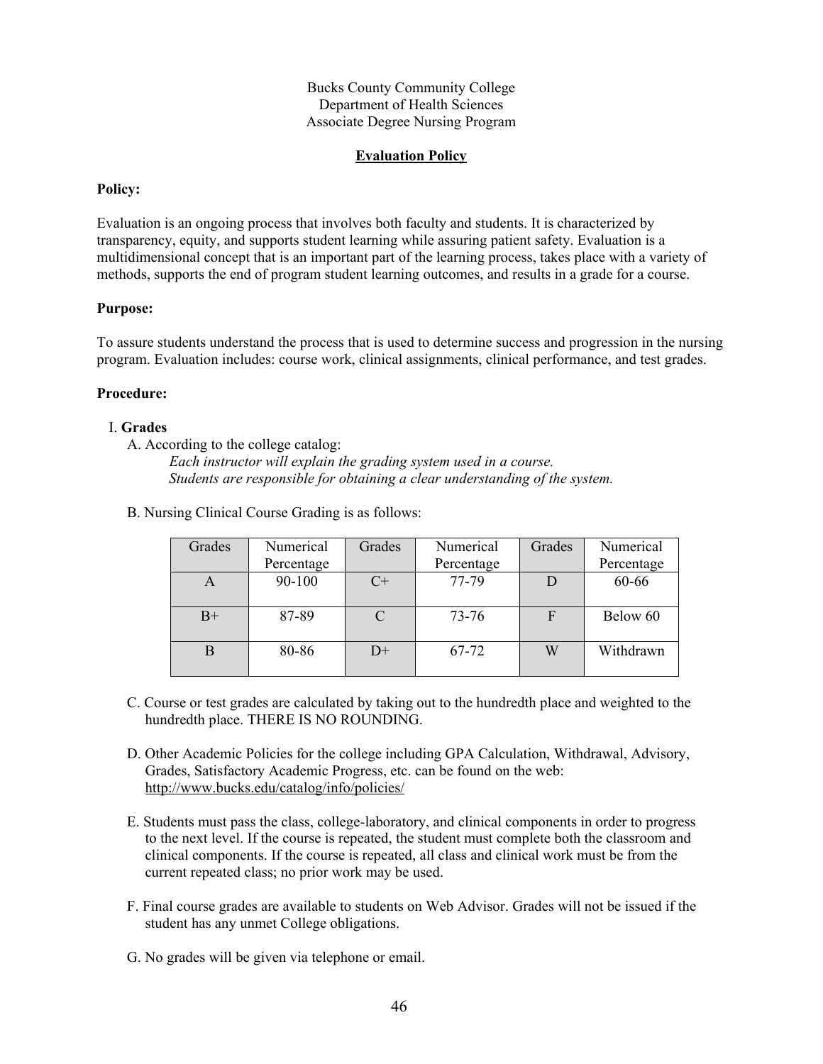Bucks County Community College
Department of Health Sciences
Associate Degree Nursing Program

## Evaluation Policy

**Policy:**

Evaluation is an ongoing process that involves both faculty and students. It is characterized by transparency, equity, and supports student learning while assuring patient safety. Evaluation is a multidimensional concept that is an important part of the learning process, takes place with a variety of methods, supports the end of program student learning outcomes, and results in a grade for a course.

**Purpose:**

To assure students understand the process that is used to determine success and progression in the nursing program. Evaluation includes: course work, clinical assignments, clinical performance, and test grades.

**Procedure:**

I. **Grades**

A. According to the college catalog:

*Each instructor will explain the grading system used in a course.*
*Students are responsible for obtaining a clear understanding of the system.*

B. Nursing Clinical Course Grading is as follows:

| Grades | Numerical Percentage | Grades | Numerical Percentage | Grades | Numerical Percentage |
|---|---|---|---|---|---|
| A | 90-100 | C+ | 77-79 | D | 60-66 |
| B+ | 87-89 | C | 73-76 | F | Below 60 |
| B | 80-86 | D+ | 67-72 | W | Withdrawn |

C. Course or test grades are calculated by taking out to the hundredth place and weighted to the hundredth place. THERE IS NO ROUNDING.

D. Other Academic Policies for the college including GPA Calculation, Withdrawal, Advisory, Grades, Satisfactory Academic Progress, etc. can be found on the web: http://www.bucks.edu/catalog/info/policies/

E. Students must pass the class, college-laboratory, and clinical components in order to progress to the next level. If the course is repeated, the student must complete both the classroom and clinical components. If the course is repeated, all class and clinical work must be from the current repeated class; no prior work may be used.

F. Final course grades are available to students on Web Advisor. Grades will not be issued if the student has any unmet College obligations.

G. No grades will be given via telephone or email.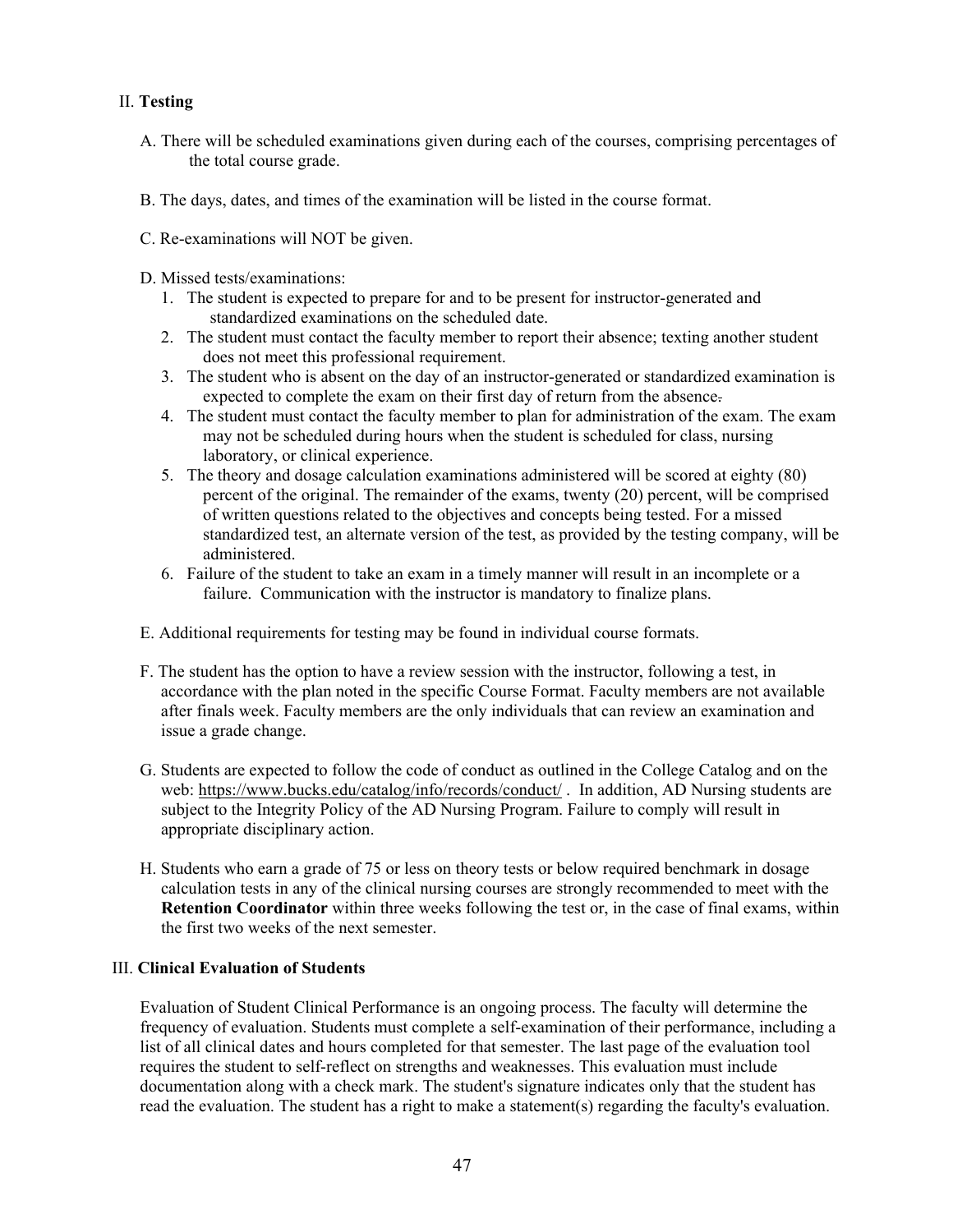## II. **Testing**

A. There will be scheduled examinations given during each of the courses, comprising percentages of the total course grade.

B. The days, dates, and times of the examination will be listed in the course format.

C. Re-examinations will NOT be given.

D. Missed tests/examinations:

1. The student is expected to prepare for and to be present for instructor-generated and standardized examinations on the scheduled date.
2. The student must contact the faculty member to report their absence; texting another student does not meet this professional requirement.
3. The student who is absent on the day of an instructor-generated or standardized examination is expected to complete the exam on their first day of return from the absence.
4. The student must contact the faculty member to plan for administration of the exam. The exam may not be scheduled during hours when the student is scheduled for class, nursing laboratory, or clinical experience.
5. The theory and dosage calculation examinations administered will be scored at eighty (80) percent of the original. The remainder of the exams, twenty (20) percent, will be comprised of written questions related to the objectives and concepts being tested. For a missed standardized test, an alternate version of the test, as provided by the testing company, will be administered.
6. Failure of the student to take an exam in a timely manner will result in an incomplete or a failure. Communication with the instructor is mandatory to finalize plans.

E. Additional requirements for testing may be found in individual course formats.

F. The student has the option to have a review session with the instructor, following a test, in accordance with the plan noted in the specific Course Format. Faculty members are not available after finals week. Faculty members are the only individuals that can review an examination and issue a grade change.

G. Students are expected to follow the code of conduct as outlined in the College Catalog and on the web: https://www.bucks.edu/catalog/info/records/conduct/ . In addition, AD Nursing students are subject to the Integrity Policy of the AD Nursing Program. Failure to comply will result in appropriate disciplinary action.

H. Students who earn a grade of 75 or less on theory tests or below required benchmark in dosage calculation tests in any of the clinical nursing courses are strongly recommended to meet with the **Retention Coordinator** within three weeks following the test or, in the case of final exams, within the first two weeks of the next semester.

## III. **Clinical Evaluation of Students**

Evaluation of Student Clinical Performance is an ongoing process. The faculty will determine the frequency of evaluation. Students must complete a self-examination of their performance, including a list of all clinical dates and hours completed for that semester. The last page of the evaluation tool requires the student to self-reflect on strengths and weaknesses. This evaluation must include documentation along with a check mark. The student's signature indicates only that the student has read the evaluation. The student has a right to make a statement(s) regarding the faculty's evaluation.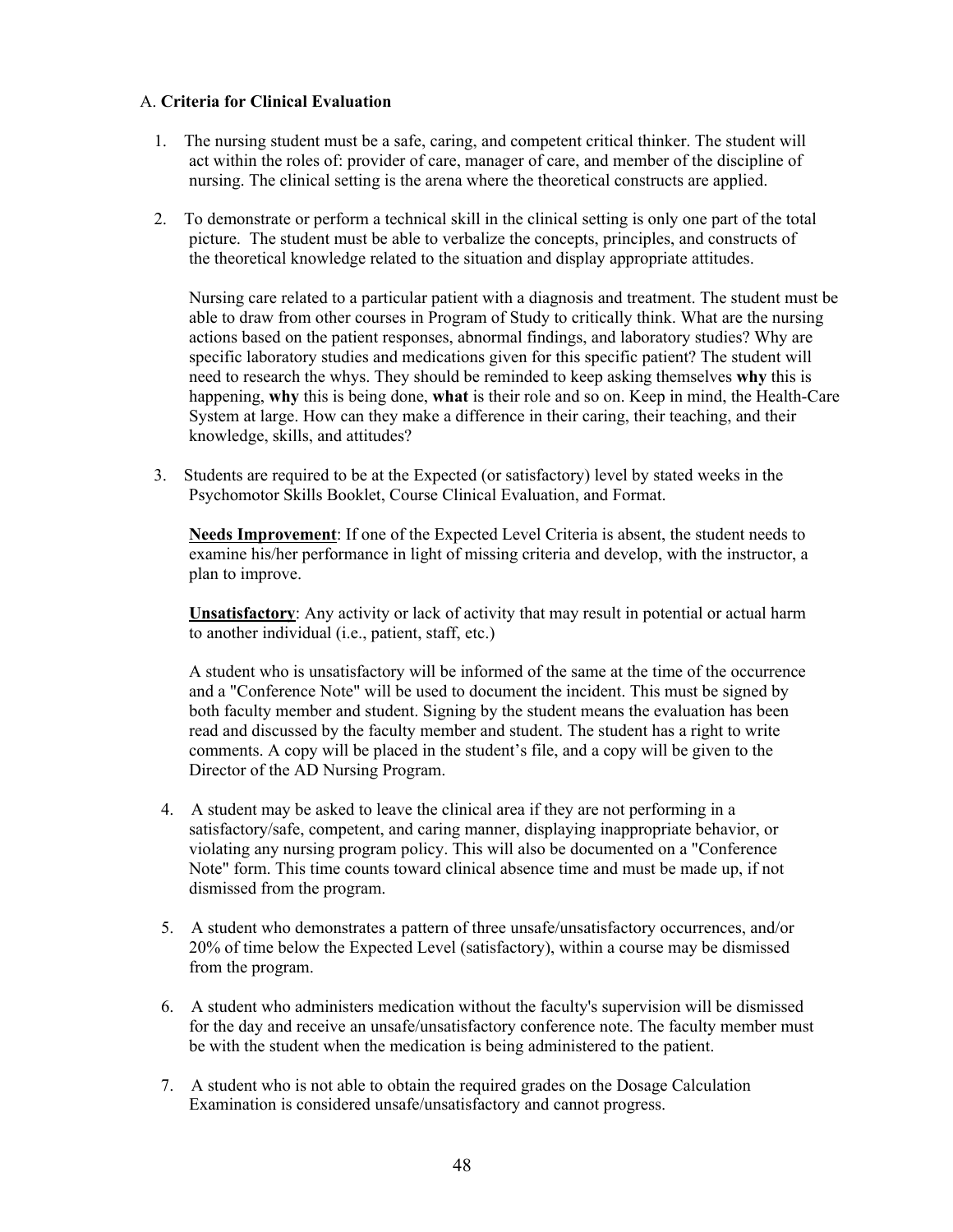### A. **Criteria for Clinical Evaluation**

1. The nursing student must be a safe, caring, and competent critical thinker. The student will act within the roles of: provider of care, manager of care, and member of the discipline of nursing. The clinical setting is the arena where the theoretical constructs are applied.

2. To demonstrate or perform a technical skill in the clinical setting is only one part of the total picture. The student must be able to verbalize the concepts, principles, and constructs of the theoretical knowledge related to the situation and display appropriate attitudes.

   Nursing care related to a particular patient with a diagnosis and treatment. The student must be able to draw from other courses in Program of Study to critically think. What are the nursing actions based on the patient responses, abnormal findings, and laboratory studies? Why are specific laboratory studies and medications given for this specific patient? The student will need to research the whys. They should be reminded to keep asking themselves **why** this is happening, **why** this is being done, **what** is their role and so on. Keep in mind, the Health-Care System at large. How can they make a difference in their caring, their teaching, and their knowledge, skills, and attitudes?

3. Students are required to be at the Expected (or satisfactory) level by stated weeks in the Psychomotor Skills Booklet, Course Clinical Evaluation, and Format.

   **Needs Improvement**: If one of the Expected Level Criteria is absent, the student needs to examine his/her performance in light of missing criteria and develop, with the instructor, a plan to improve.

   **Unsatisfactory**: Any activity or lack of activity that may result in potential or actual harm to another individual (i.e., patient, staff, etc.)

   A student who is unsatisfactory will be informed of the same at the time of the occurrence and a "Conference Note" will be used to document the incident. This must be signed by both faculty member and student. Signing by the student means the evaluation has been read and discussed by the faculty member and student. The student has a right to write comments. A copy will be placed in the student's file, and a copy will be given to the Director of the AD Nursing Program.

4. A student may be asked to leave the clinical area if they are not performing in a satisfactory/safe, competent, and caring manner, displaying inappropriate behavior, or violating any nursing program policy. This will also be documented on a "Conference Note" form. This time counts toward clinical absence time and must be made up, if not dismissed from the program.

5. A student who demonstrates a pattern of three unsafe/unsatisfactory occurrences, and/or 20% of time below the Expected Level (satisfactory), within a course may be dismissed from the program.

6. A student who administers medication without the faculty's supervision will be dismissed for the day and receive an unsafe/unsatisfactory conference note. The faculty member must be with the student when the medication is being administered to the patient.

7. A student who is not able to obtain the required grades on the Dosage Calculation Examination is considered unsafe/unsatisfactory and cannot progress.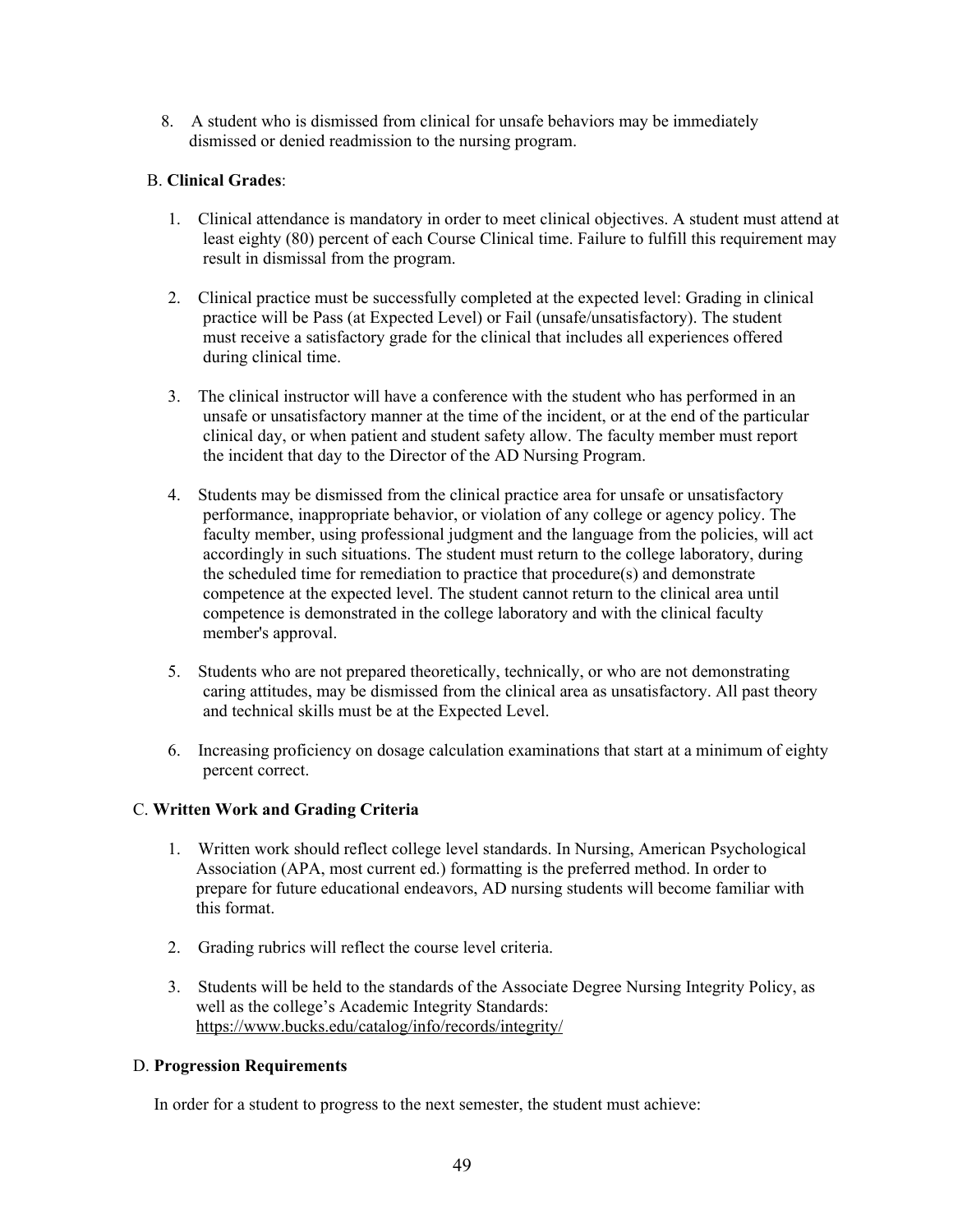8. A student who is dismissed from clinical for unsafe behaviors may be immediately dismissed or denied readmission to the nursing program.

B. **Clinical Grades**:

1. Clinical attendance is mandatory in order to meet clinical objectives. A student must attend at least eighty (80) percent of each Course Clinical time. Failure to fulfill this requirement may result in dismissal from the program.

2. Clinical practice must be successfully completed at the expected level: Grading in clinical practice will be Pass (at Expected Level) or Fail (unsafe/unsatisfactory). The student must receive a satisfactory grade for the clinical that includes all experiences offered during clinical time.

3. The clinical instructor will have a conference with the student who has performed in an unsafe or unsatisfactory manner at the time of the incident, or at the end of the particular clinical day, or when patient and student safety allow. The faculty member must report the incident that day to the Director of the AD Nursing Program.

4. Students may be dismissed from the clinical practice area for unsafe or unsatisfactory performance, inappropriate behavior, or violation of any college or agency policy. The faculty member, using professional judgment and the language from the policies, will act accordingly in such situations. The student must return to the college laboratory, during the scheduled time for remediation to practice that procedure(s) and demonstrate competence at the expected level. The student cannot return to the clinical area until competence is demonstrated in the college laboratory and with the clinical faculty member's approval.

5. Students who are not prepared theoretically, technically, or who are not demonstrating caring attitudes, may be dismissed from the clinical area as unsatisfactory. All past theory and technical skills must be at the Expected Level.

6. Increasing proficiency on dosage calculation examinations that start at a minimum of eighty percent correct.

C. **Written Work and Grading Criteria**

1. Written work should reflect college level standards. In Nursing, American Psychological Association (APA, most current ed.) formatting is the preferred method. In order to prepare for future educational endeavors, AD nursing students will become familiar with this format.

2. Grading rubrics will reflect the course level criteria.

3. Students will be held to the standards of the Associate Degree Nursing Integrity Policy, as well as the college's Academic Integrity Standards: https://www.bucks.edu/catalog/info/records/integrity/

D. **Progression Requirements**

In order for a student to progress to the next semester, the student must achieve: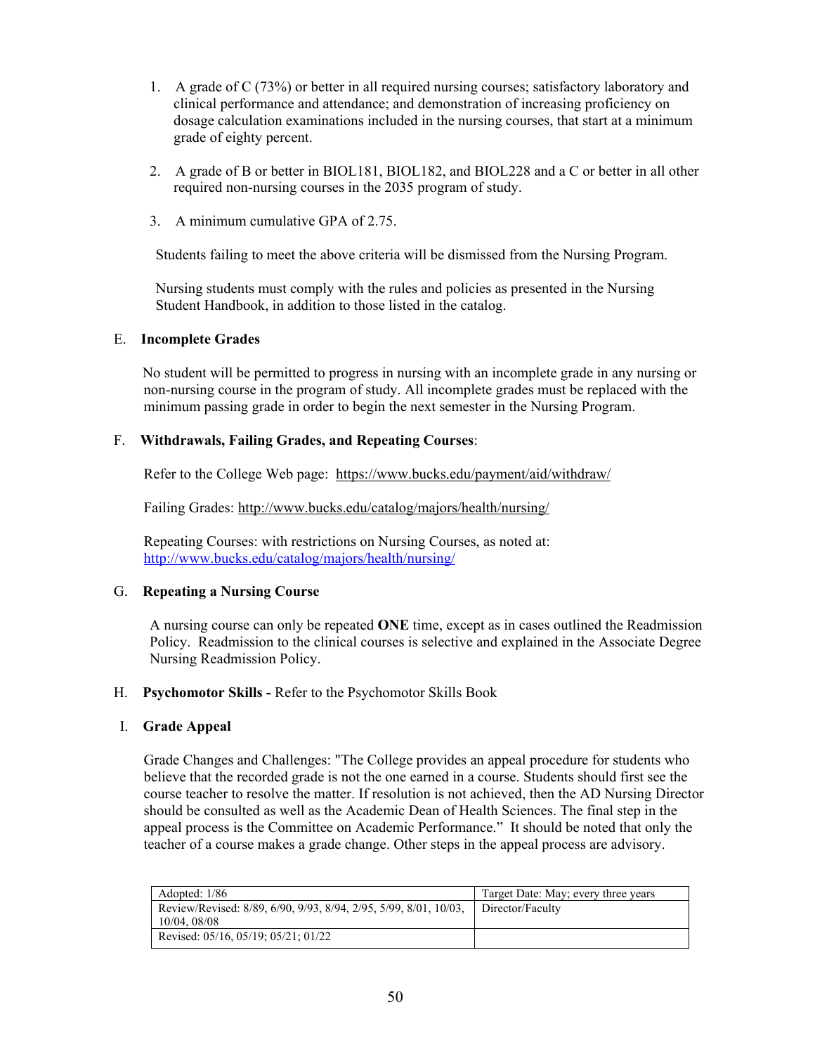1. A grade of C (73%) or better in all required nursing courses; satisfactory laboratory and clinical performance and attendance; and demonstration of increasing proficiency on dosage calculation examinations included in the nursing courses, that start at a minimum grade of eighty percent.

2. A grade of B or better in BIOL181, BIOL182, and BIOL228 and a C or better in all other required non-nursing courses in the 2035 program of study.

3. A minimum cumulative GPA of 2.75.

Students failing to meet the above criteria will be dismissed from the Nursing Program.

Nursing students must comply with the rules and policies as presented in the Nursing Student Handbook, in addition to those listed in the catalog.

## E. Incomplete Grades

No student will be permitted to progress in nursing with an incomplete grade in any nursing or non-nursing course in the program of study. All incomplete grades must be replaced with the minimum passing grade in order to begin the next semester in the Nursing Program.

## F. Withdrawals, Failing Grades, and Repeating Courses:

Refer to the College Web page: https://www.bucks.edu/payment/aid/withdraw/

Failing Grades: http://www.bucks.edu/catalog/majors/health/nursing/

Repeating Courses: with restrictions on Nursing Courses, as noted at: http://www.bucks.edu/catalog/majors/health/nursing/

## G. Repeating a Nursing Course

A nursing course can only be repeated **ONE** time, except as in cases outlined the Readmission Policy. Readmission to the clinical courses is selective and explained in the Associate Degree Nursing Readmission Policy.

## H. Psychomotor Skills - Refer to the Psychomotor Skills Book

## I. Grade Appeal

Grade Changes and Challenges: "The College provides an appeal procedure for students who believe that the recorded grade is not the one earned in a course. Students should first see the course teacher to resolve the matter. If resolution is not achieved, then the AD Nursing Director should be consulted as well as the Academic Dean of Health Sciences. The final step in the appeal process is the Committee on Academic Performance." It should be noted that only the teacher of a course makes a grade change. Other steps in the appeal process are advisory.

| Adopted: 1/86 | Target Date: May; every three years |
|---|---|
| Review/Revised: 8/89, 6/90, 9/93, 8/94, 2/95, 5/99, 8/01, 10/03, 10/04, 08/08 | Director/Faculty |
| Revised: 05/16, 05/19; 05/21; 01/22 | |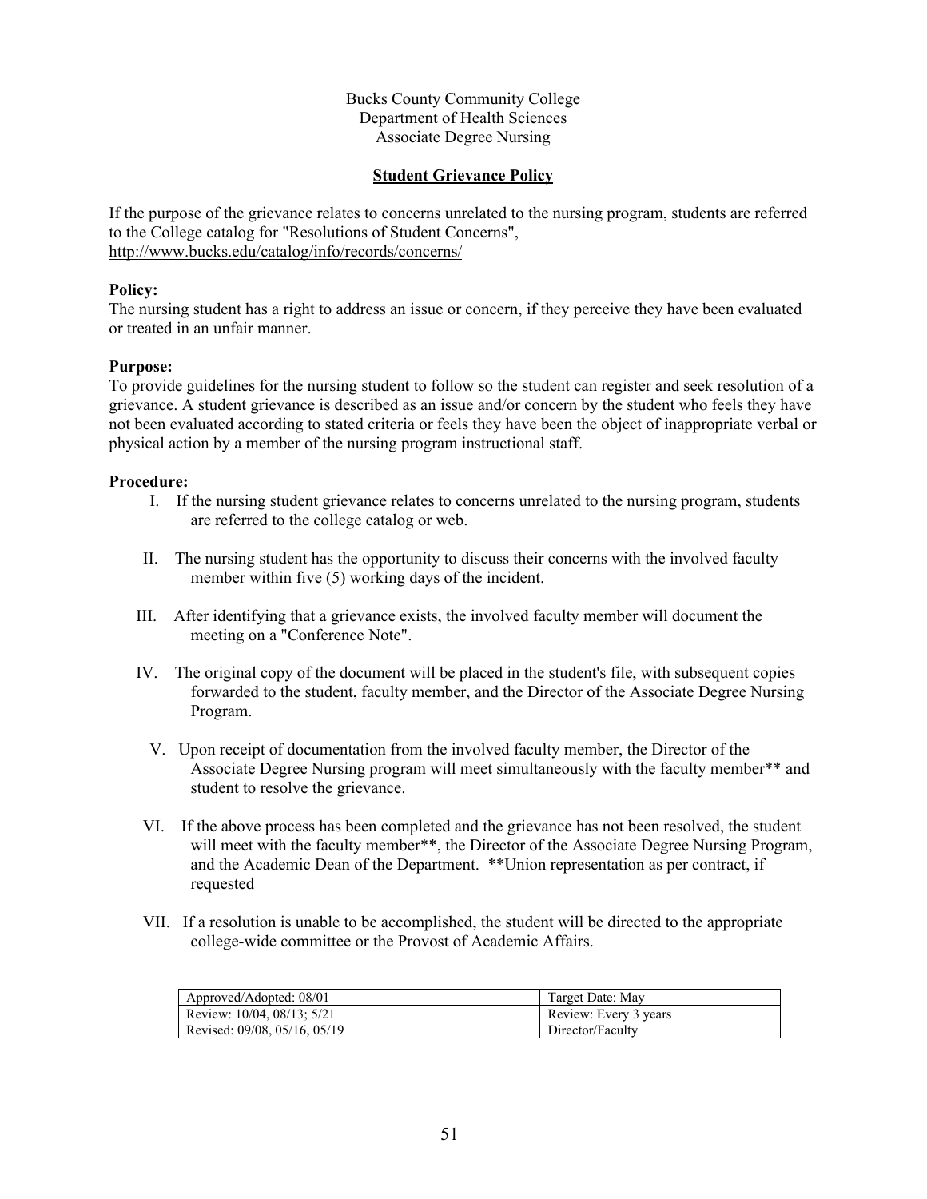Bucks County Community College
Department of Health Sciences
Associate Degree Nursing

## Student Grievance Policy

If the purpose of the grievance relates to concerns unrelated to the nursing program, students are referred to the College catalog for "Resolutions of Student Concerns", http://www.bucks.edu/catalog/info/records/concerns/

**Policy:**
The nursing student has a right to address an issue or concern, if they perceive they have been evaluated or treated in an unfair manner.

**Purpose:**
To provide guidelines for the nursing student to follow so the student can register and seek resolution of a grievance. A student grievance is described as an issue and/or concern by the student who feels they have not been evaluated according to stated criteria or feels they have been the object of inappropriate verbal or physical action by a member of the nursing program instructional staff.

**Procedure:**

I. If the nursing student grievance relates to concerns unrelated to the nursing program, students are referred to the college catalog or web.

II. The nursing student has the opportunity to discuss their concerns with the involved faculty member within five (5) working days of the incident.

III. After identifying that a grievance exists, the involved faculty member will document the meeting on a "Conference Note".

IV. The original copy of the document will be placed in the student's file, with subsequent copies forwarded to the student, faculty member, and the Director of the Associate Degree Nursing Program.

V. Upon receipt of documentation from the involved faculty member, the Director of the Associate Degree Nursing program will meet simultaneously with the faculty member** and student to resolve the grievance.

VI. If the above process has been completed and the grievance has not been resolved, the student will meet with the faculty member**, the Director of the Associate Degree Nursing Program, and the Academic Dean of the Department. **Union representation as per contract, if requested

VII. If a resolution is unable to be accomplished, the student will be directed to the appropriate college-wide committee or the Provost of Academic Affairs.

| Approved/Adopted: 08/01 | Target Date: May |
|---|---|
| Review: 10/04, 08/13; 5/21 | Review: Every 3 years |
| Revised: 09/08, 05/16, 05/19 | Director/Faculty |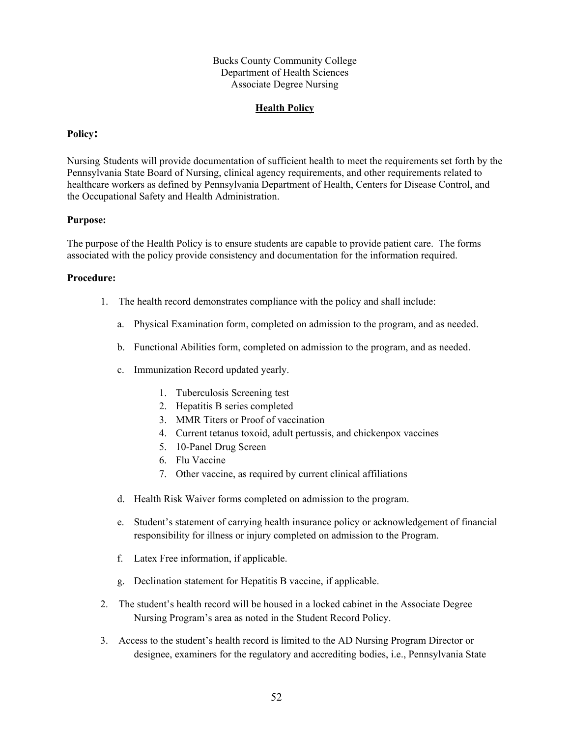Bucks County Community College
Department of Health Sciences
Associate Degree Nursing

## Health Policy

**Policy:**

Nursing Students will provide documentation of sufficient health to meet the requirements set forth by the Pennsylvania State Board of Nursing, clinical agency requirements, and other requirements related to healthcare workers as defined by Pennsylvania Department of Health, Centers for Disease Control, and the Occupational Safety and Health Administration.

**Purpose:**

The purpose of the Health Policy is to ensure students are capable to provide patient care. The forms associated with the policy provide consistency and documentation for the information required.

**Procedure:**

1. The health record demonstrates compliance with the policy and shall include:

   a. Physical Examination form, completed on admission to the program, and as needed.

   b. Functional Abilities form, completed on admission to the program, and as needed.

   c. Immunization Record updated yearly.

      1. Tuberculosis Screening test
      2. Hepatitis B series completed
      3. MMR Titers or Proof of vaccination
      4. Current tetanus toxoid, adult pertussis, and chickenpox vaccines
      5. 10-Panel Drug Screen
      6. Flu Vaccine
      7. Other vaccine, as required by current clinical affiliations

   d. Health Risk Waiver forms completed on admission to the program.

   e. Student's statement of carrying health insurance policy or acknowledgement of financial responsibility for illness or injury completed on admission to the Program.

   f. Latex Free information, if applicable.

   g. Declination statement for Hepatitis B vaccine, if applicable.

2. The student's health record will be housed in a locked cabinet in the Associate Degree Nursing Program's area as noted in the Student Record Policy.

3. Access to the student's health record is limited to the AD Nursing Program Director or designee, examiners for the regulatory and accrediting bodies, i.e., Pennsylvania State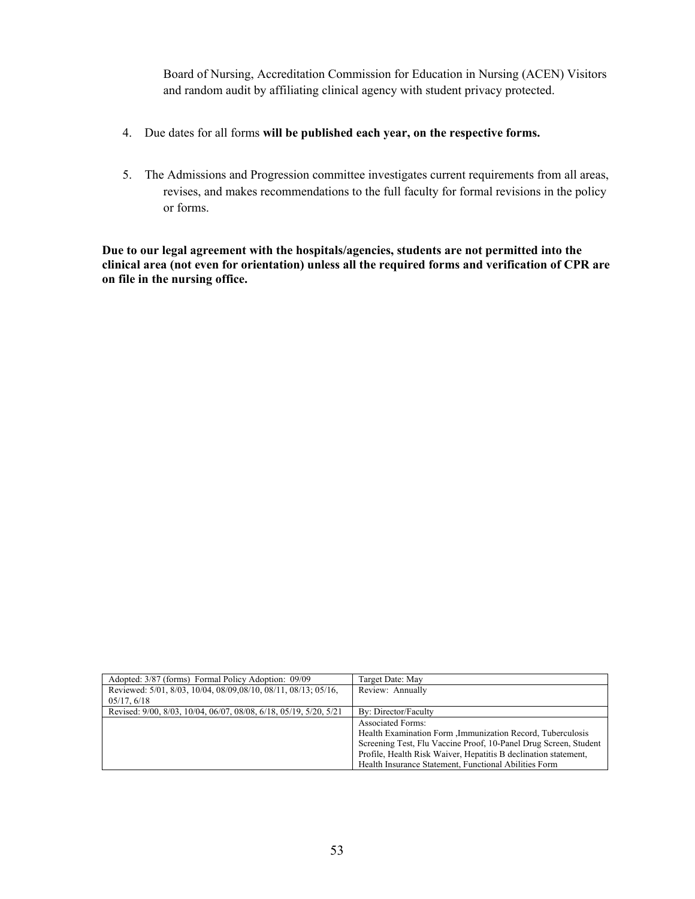Board of Nursing, Accreditation Commission for Education in Nursing (ACEN) Visitors and random audit by affiliating clinical agency with student privacy protected.

4. Due dates for all forms **will be published each year, on the respective forms.**

5. The Admissions and Progression committee investigates current requirements from all areas, revises, and makes recommendations to the full faculty for formal revisions in the policy or forms.

**Due to our legal agreement with the hospitals/agencies, students are not permitted into the clinical area (not even for orientation) unless all the required forms and verification of CPR are on file in the nursing office.**

| Adopted: 3/87 (forms) Formal Policy Adoption: 09/09 | Target Date: May |
|---|---|
| Reviewed: 5/01, 8/03, 10/04, 08/09,08/10, 08/11, 08/13; 05/16, 05/17, 6/18 | Review: Annually |
| Revised: 9/00, 8/03, 10/04, 06/07, 08/08, 6/18, 05/19, 5/20, 5/21 | By: Director/Faculty |
| | Associated Forms: Health Examination Form ,Immunization Record, Tuberculosis Screening Test, Flu Vaccine Proof, 10-Panel Drug Screen, Student Profile, Health Risk Waiver, Hepatitis B declination statement, Health Insurance Statement, Functional Abilities Form |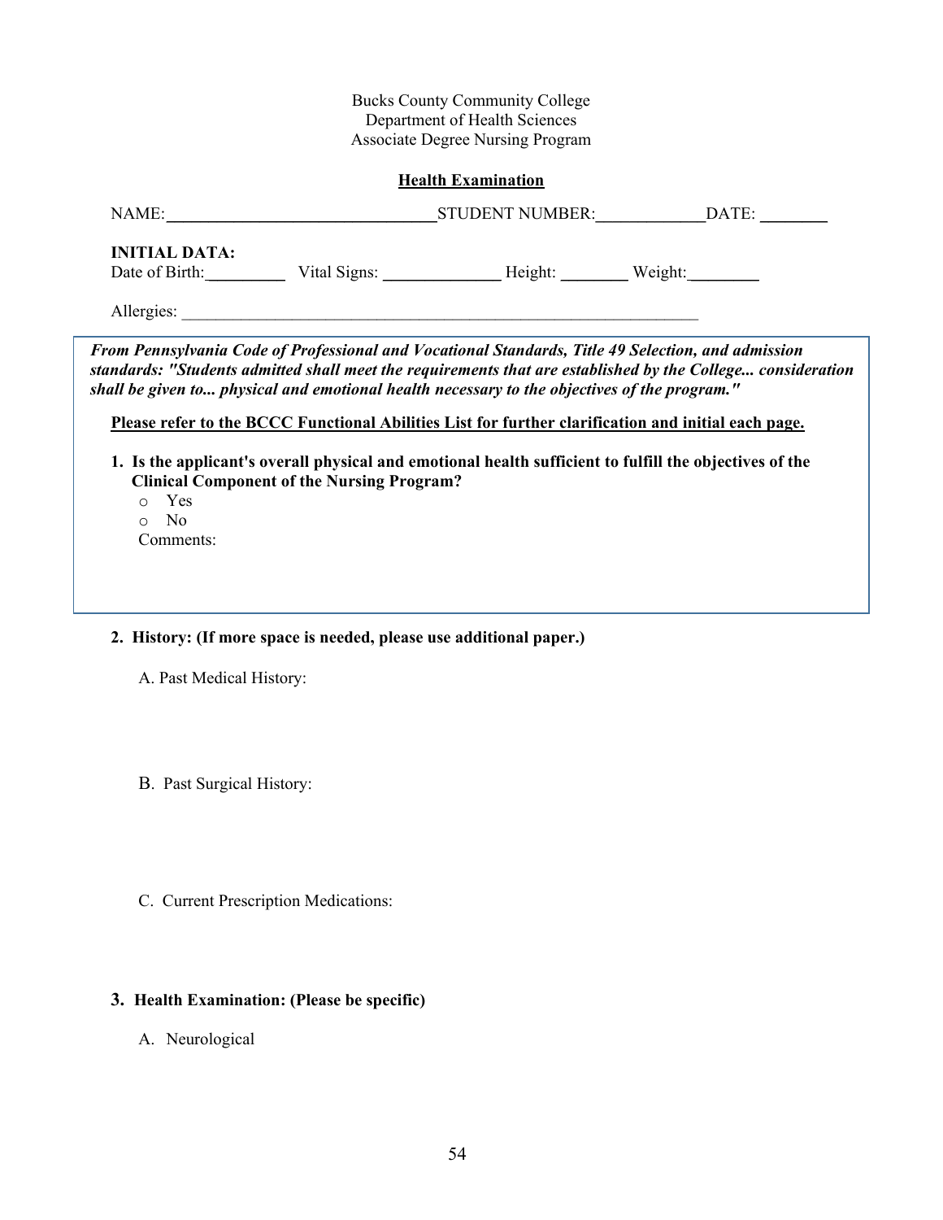Bucks County Community College
Department of Health Sciences
Associate Degree Nursing Program

## Health Examination

NAME:________________________________ STUDENT NUMBER:_____________ DATE: ________

**INITIAL DATA:**
Date of Birth:_________ Vital Signs: ______________ Height: ________ Weight:________

Allergies: ________________________________________________________________

***From Pennsylvania Code of Professional and Vocational Standards, Title 49 Selection, and admission standards: "Students admitted shall meet the requirements that are established by the College... consideration shall be given to... physical and emotional health necessary to the objectives of the program."***

**Please refer to the BCCC Functional Abilities List for further clarification and initial each page.**

1. **Is the applicant's overall physical and emotional health sufficient to fulfill the objectives of the Clinical Component of the Nursing Program?**
   - Yes
   - No

   Comments:

2. **History: (If more space is needed, please use additional paper.)**

   A. Past Medical History:

   B. Past Surgical History:

   C. Current Prescription Medications:

3. **Health Examination: (Please be specific)**

   A. Neurological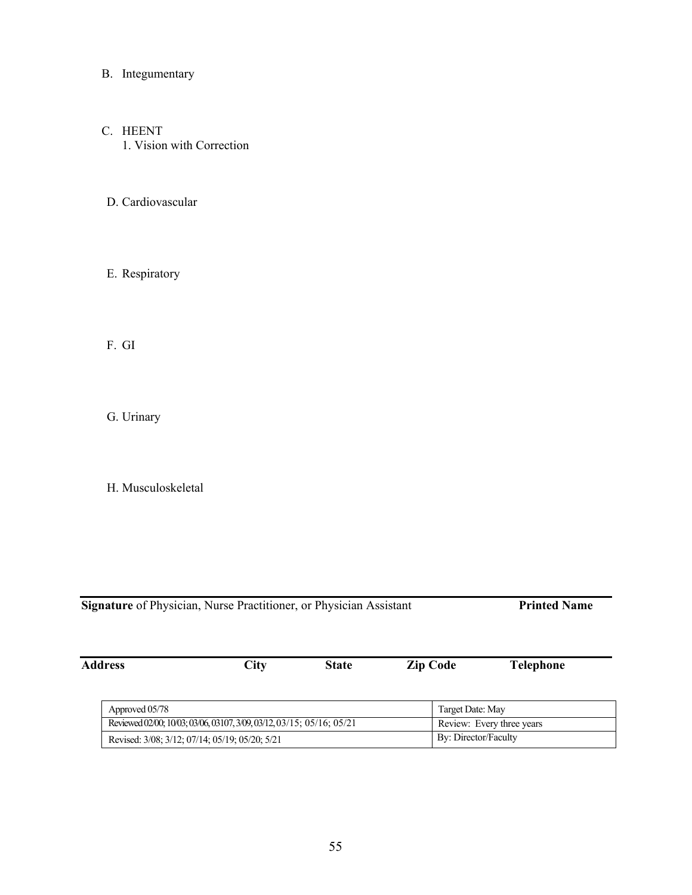B. Integumentary

C. HEENT
   1. Vision with Correction

D. Cardiovascular

E. Respiratory

F. GI

G. Urinary

H. Musculoskeletal

---

**Signature** of Physician, Nurse Practitioner, or Physician Assistant **Printed Name**

---

**Address** **City** **State** **Zip Code** **Telephone**

| Approved 05/78 | Target Date: May |
|---|---|
| Reviewed 02/00; 10/03; 03/06, 03107, 3/09, 03/12, 03/15; 05/16; 05/21 | Review: Every three years |
| Revised: 3/08; 3/12; 07/14; 05/19; 05/20; 5/21 | By: Director/Faculty |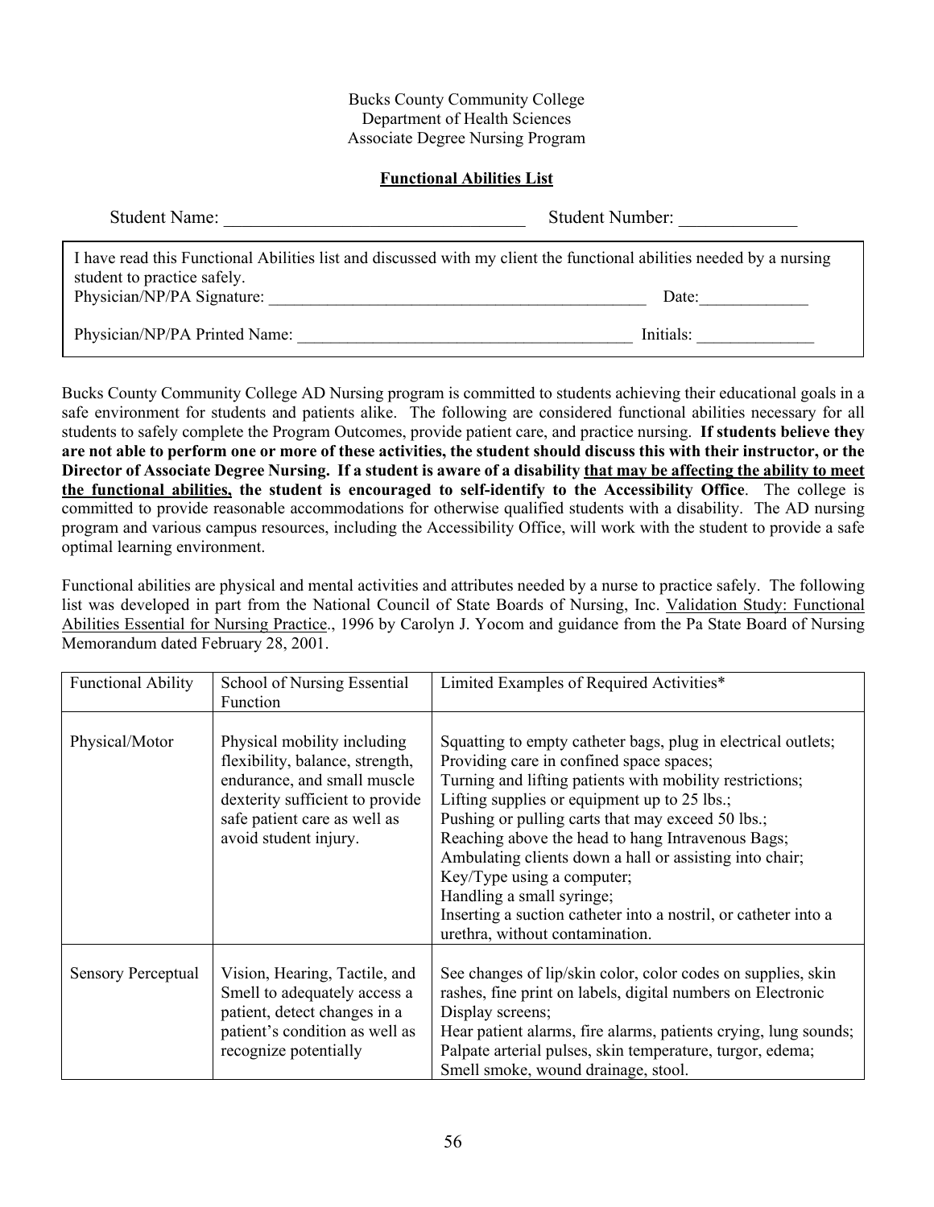Bucks County Community College
Department of Health Sciences
Associate Degree Nursing Program

**Functional Abilities List**

Student Name: ________________________________ Student Number: _____________

I have read this Functional Abilities list and discussed with my client the functional abilities needed by a nursing student to practice safely.

Physician/NP/PA Signature: _______________________________________________ Date:_____________

Physician/NP/PA Printed Name: ________________________________________ Initials: ______________

Bucks County Community College AD Nursing program is committed to students achieving their educational goals in a safe environment for students and patients alike. The following are considered functional abilities necessary for all students to safely complete the Program Outcomes, provide patient care, and practice nursing. **If students believe they are not able to perform one or more of these activities, the student should discuss this with their instructor, or the Director of Associate Degree Nursing. If a student is aware of a disability <u>that may be affecting the ability to meet the functional abilities,</u> the student is encouraged to self-identify to the Accessibility Office**. The college is committed to provide reasonable accommodations for otherwise qualified students with a disability. The AD nursing program and various campus resources, including the Accessibility Office, will work with the student to provide a safe optimal learning environment.

Functional abilities are physical and mental activities and attributes needed by a nurse to practice safely. The following list was developed in part from the National Council of State Boards of Nursing, Inc. <u>Validation Study: Functional Abilities Essential for Nursing Practice</u>., 1996 by Carolyn J. Yocom and guidance from the Pa State Board of Nursing Memorandum dated February 28, 2001.

| Functional Ability | School of Nursing Essential Function | Limited Examples of Required Activities* |
|---|---|---|
| Physical/Motor | Physical mobility including flexibility, balance, strength, endurance, and small muscle dexterity sufficient to provide safe patient care as well as avoid student injury. | Squatting to empty catheter bags, plug in electrical outlets;<br>Providing care in confined space spaces;<br>Turning and lifting patients with mobility restrictions;<br>Lifting supplies or equipment up to 25 lbs.;<br>Pushing or pulling carts that may exceed 50 lbs.;<br>Reaching above the head to hang Intravenous Bags;<br>Ambulating clients down a hall or assisting into chair;<br>Key/Type using a computer;<br>Handling a small syringe;<br>Inserting a suction catheter into a nostril, or catheter into a urethra, without contamination. |
| Sensory Perceptual | Vision, Hearing, Tactile, and Smell to adequately access a patient, detect changes in a patient's condition as well as recognize potentially | See changes of lip/skin color, color codes on supplies, skin rashes, fine print on labels, digital numbers on Electronic Display screens;<br>Hear patient alarms, fire alarms, patients crying, lung sounds;<br>Palpate arterial pulses, skin temperature, turgor, edema;<br>Smell smoke, wound drainage, stool. |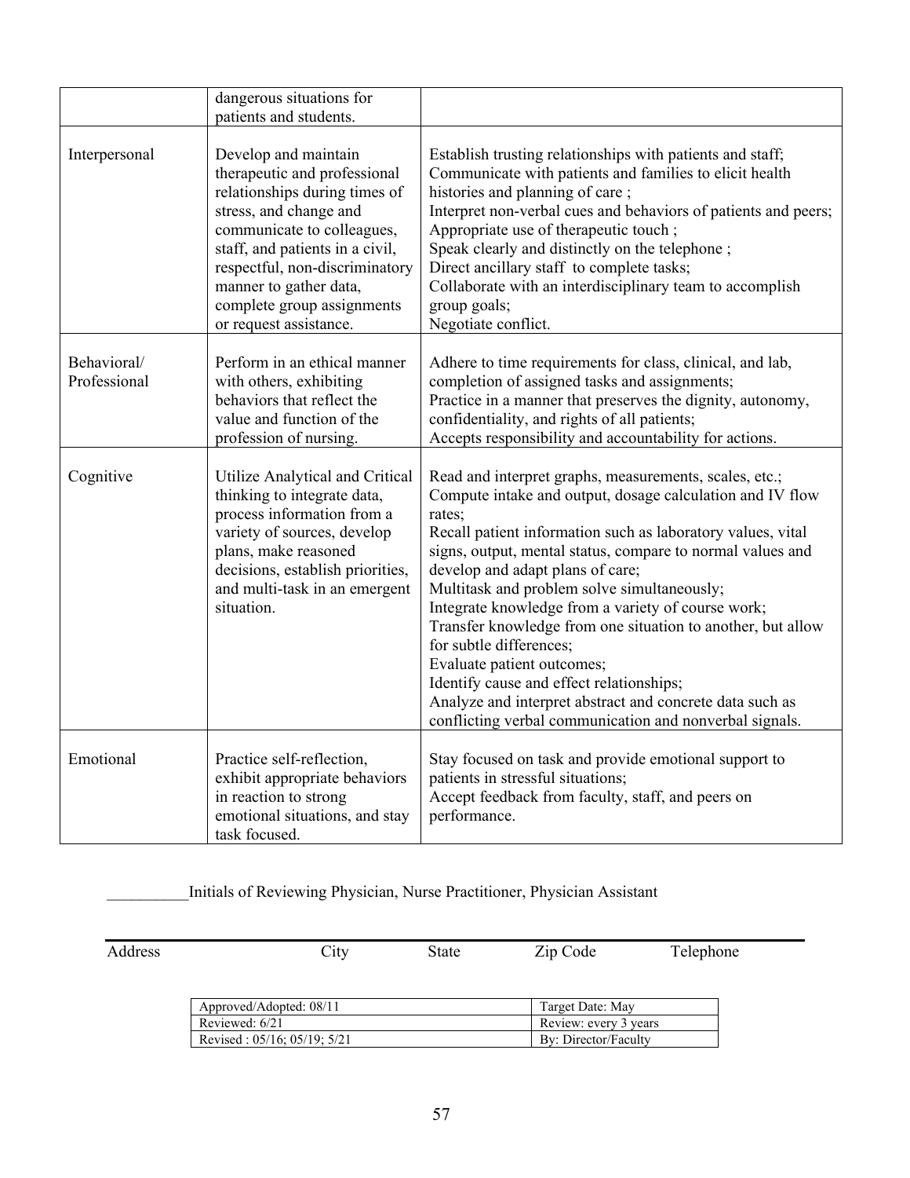| | | |
|---|---|---|
| | dangerous situations for patients and students. | |
| Interpersonal | Develop and maintain therapeutic and professional relationships during times of stress, and change and communicate to colleagues, staff, and patients in a civil, respectful, non-discriminatory manner to gather data, complete group assignments or request assistance. | Establish trusting relationships with patients and staff; Communicate with patients and families to elicit health histories and planning of care ; Interpret non-verbal cues and behaviors of patients and peers; Appropriate use of therapeutic touch ; Speak clearly and distinctly on the telephone ; Direct ancillary staff to complete tasks; Collaborate with an interdisciplinary team to accomplish group goals; Negotiate conflict. |
| Behavioral/ Professional | Perform in an ethical manner with others, exhibiting behaviors that reflect the value and function of the profession of nursing. | Adhere to time requirements for class, clinical, and lab, completion of assigned tasks and assignments; Practice in a manner that preserves the dignity, autonomy, confidentiality, and rights of all patients; Accepts responsibility and accountability for actions. |
| Cognitive | Utilize Analytical and Critical thinking to integrate data, process information from a variety of sources, develop plans, make reasoned decisions, establish priorities, and multi-task in an emergent situation. | Read and interpret graphs, measurements, scales, etc.; Compute intake and output, dosage calculation and IV flow rates; Recall patient information such as laboratory values, vital signs, output, mental status, compare to normal values and develop and adapt plans of care; Multitask and problem solve simultaneously; Integrate knowledge from a variety of course work; Transfer knowledge from one situation to another, but allow for subtle differences; Evaluate patient outcomes; Identify cause and effect relationships; Analyze and interpret abstract and concrete data such as conflicting verbal communication and nonverbal signals. |
| Emotional | Practice self-reflection, exhibit appropriate behaviors in reaction to strong emotional situations, and stay task focused. | Stay focused on task and provide emotional support to patients in stressful situations; Accept feedback from faculty, staff, and peers on performance. |

__________Initials of Reviewing Physician, Nurse Practitioner, Physician Assistant

Address City State Zip Code Telephone

| | |
|---|---|
| Approved/Adopted: 08/11 | Target Date: May |
| Reviewed: 6/21 | Review: every 3 years |
| Revised : 05/16; 05/19; 5/21 | By: Director/Faculty |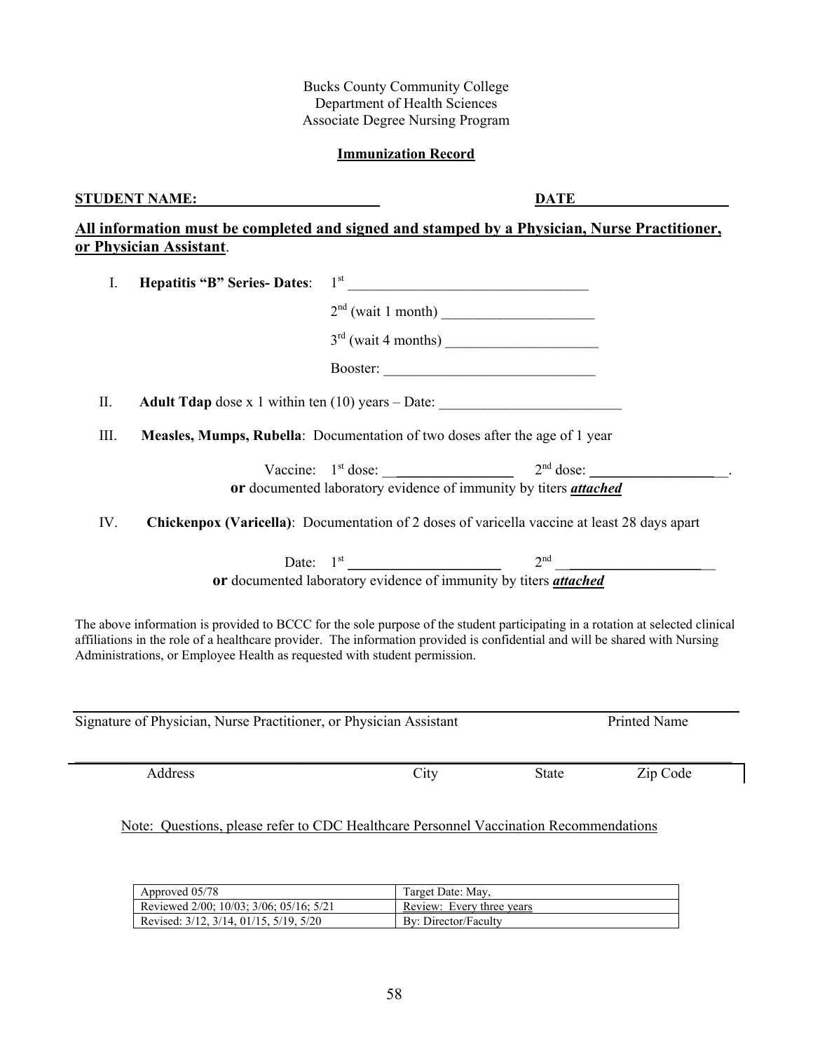Bucks County Community College
Department of Health Sciences
Associate Degree Nursing Program

**Immunization Record**

**STUDENT NAME:** ________________________ **DATE** ____________________

**All information must be completed and signed and stamped by a Physician, Nurse Practitioner, or Physician Assistant**.

I. **Hepatitis "B" Series- Dates**: 1st ________________________________

2nd (wait 1 month) ____________________

3rd (wait 4 months) ____________________

Booster: ____________________________

II. **Adult Tdap** dose x 1 within ten (10) years – Date: ________________________

III. **Measles, Mumps, Rubella**: Documentation of two doses after the age of 1 year

Vaccine: 1st dose: ________________ 2nd dose: ________________.

**or** documented laboratory evidence of immunity by titers ***attached***

IV. **Chickenpox (Varicella)**: Documentation of 2 doses of varicella vaccine at least 28 days apart

Date: 1st ____________________ 2nd ____________________

**or** documented laboratory evidence of immunity by titers ***attached***

The above information is provided to BCCC for the sole purpose of the student participating in a rotation at selected clinical affiliations in the role of a healthcare provider. The information provided is confidential and will be shared with Nursing Administrations, or Employee Health as requested with student permission.

______________________________________________________________________________

Signature of Physician, Nurse Practitioner, or Physician Assistant Printed Name

______________________________________________________________________________

Address City State Zip Code

Note: Questions, please refer to CDC Healthcare Personnel Vaccination Recommendations

| Approved 05/78 | Target Date: May, |
|---|---|
| Reviewed 2/00; 10/03; 3/06; 05/16; 5/21 | Review: Every three years |
| Revised: 3/12, 3/14, 01/15, 5/19, 5/20 | By: Director/Faculty |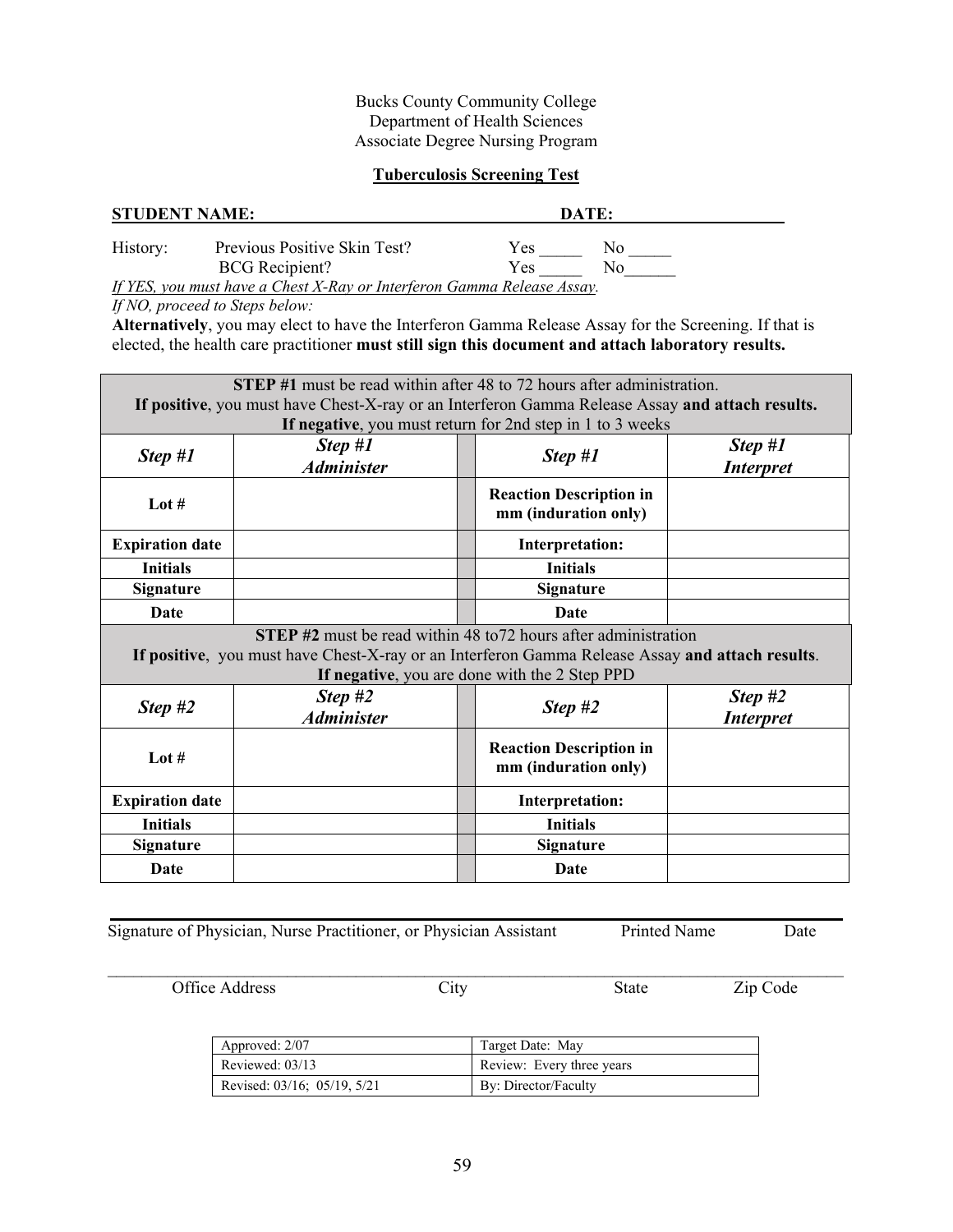Bucks County Community College
Department of Health Sciences
Associate Degree Nursing Program

**Tuberculosis Screening Test**

**STUDENT NAME:** ______________________________ **DATE:** ____________________

History: Previous Positive Skin Test? Yes _____ No _____
BCG Recipient? Yes _____ No______

*If YES, you must have a Chest X-Ray or Interferon Gamma Release Assay.*
*If NO, proceed to Steps below:*

**Alternatively**, you may elect to have the Interferon Gamma Release Assay for the Screening. If that is elected, the health care practitioner **must still sign this document and attach laboratory results.**

| **STEP #1** must be read within after 48 to 72 hours after administration. **If positive**, you must have Chest-X-ray or an Interferon Gamma Release Assay **and attach results. If negative**, you must return for 2nd step in 1 to 3 weeks | | | | |
|---|---|---|---|---|
| ***Step #1*** | ***Step #1 Administer*** | | ***Step #1*** | ***Step #1 Interpret*** |
| **Lot #** | | | **Reaction Description in mm (induration only)** | |
| **Expiration date** | | | **Interpretation:** | |
| **Initials** | | | **Initials** | |
| **Signature** | | | **Signature** | |
| **Date** | | | **Date** | |
| **STEP #2** must be read within 48 to72 hours after administration **If positive**, you must have Chest-X-ray or an Interferon Gamma Release Assay **and attach results**. **If negative**, you are done with the 2 Step PPD | | | | |
| ***Step #2*** | ***Step #2 Administer*** | | ***Step #2*** | ***Step #2 Interpret*** |
| **Lot #** | | | **Reaction Description in mm (induration only)** | |
| **Expiration date** | | | **Interpretation:** | |
| **Initials** | | | **Initials** | |
| **Signature** | | | **Signature** | |
| **Date** | | | **Date** | |

_____________________________________________________________________________
Signature of Physician, Nurse Practitioner, or Physician Assistant Printed Name Date

_____________________________________________________________________________
Office Address City State Zip Code

| Approved: 2/07 | Target Date: May |
|---|---|
| Reviewed: 03/13 | Review: Every three years |
| Revised: 03/16; 05/19, 5/21 | By: Director/Faculty |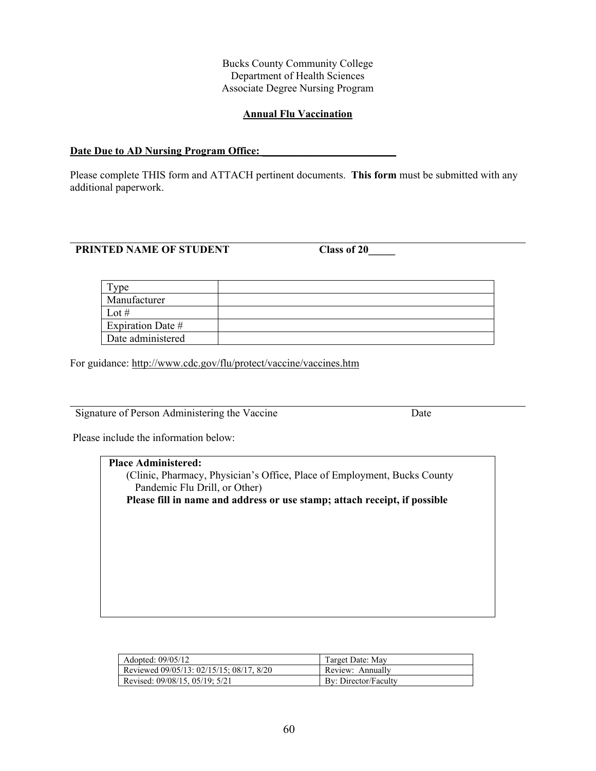Bucks County Community College
Department of Health Sciences
Associate Degree Nursing Program

## Annual Flu Vaccination

**Date Due to AD Nursing Program Office: ________________________**

Please complete THIS form and ATTACH pertinent documents. **This form** must be submitted with any additional paperwork.

---

**PRINTED NAME OF STUDENT** **Class of 20_____**

| Type | |
|---|---|
| Manufacturer | |
| Lot # | |
| Expiration Date # | |
| Date administered | |

For guidance: http://www.cdc.gov/flu/protect/vaccine/vaccines.htm

---

Signature of Person Administering the Vaccine Date

Please include the information below:

**Place Administered:**
(Clinic, Pharmacy, Physician's Office, Place of Employment, Bucks County Pandemic Flu Drill, or Other)
**Please fill in name and address or use stamp; attach receipt, if possible**

| Adopted: 09/05/12 | Target Date: May |
|---|---|
| Reviewed 09/05/13: 02/15/15; 08/17, 8/20 | Review: Annually |
| Revised: 09/08/15, 05/19; 5/21 | By: Director/Faculty |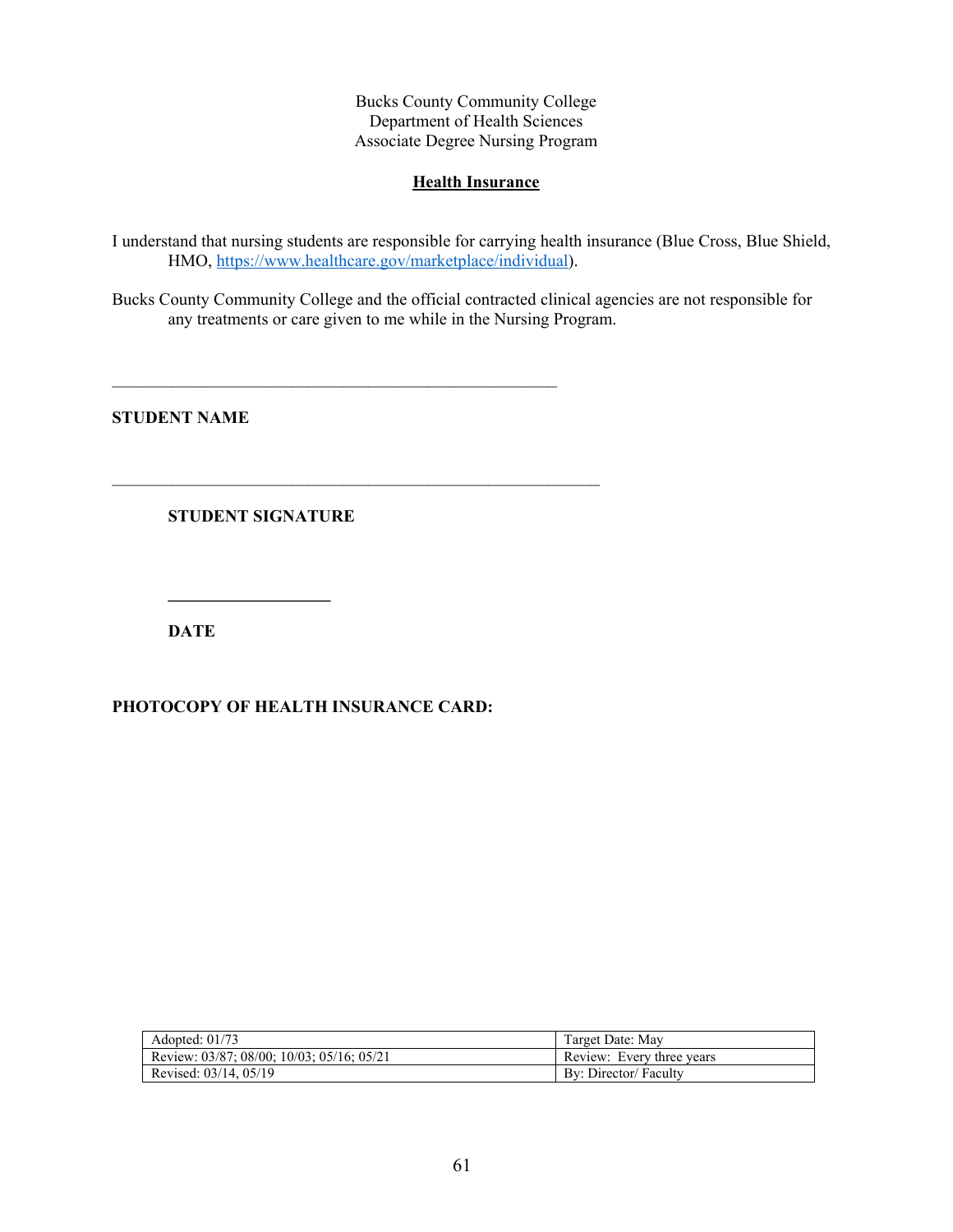Bucks County Community College
Department of Health Sciences
Associate Degree Nursing Program

## Health Insurance

I understand that nursing students are responsible for carrying health insurance (Blue Cross, Blue Shield, HMO, https://www.healthcare.gov/marketplace/individual).

Bucks County Community College and the official contracted clinical agencies are not responsible for any treatments or care given to me while in the Nursing Program.

\_\_\_\_\_\_\_\_\_\_\_\_\_\_\_\_\_\_\_\_\_\_\_\_\_\_\_\_\_\_\_\_\_\_\_\_\_\_\_\_\_\_\_\_\_\_\_\_\_\_\_\_

**STUDENT NAME**

\_\_\_\_\_\_\_\_\_\_\_\_\_\_\_\_\_\_\_\_\_\_\_\_\_\_\_\_\_\_\_\_\_\_\_\_\_\_\_\_\_\_\_\_\_\_\_\_\_\_\_\_\_\_\_\_

**STUDENT SIGNATURE**

\_\_\_\_\_\_\_\_\_\_\_\_\_\_\_\_\_\_\_

**DATE**

**PHOTOCOPY OF HEALTH INSURANCE CARD:**

| Adopted: 01/73 | Target Date: May |
|---|---|
| Review: 03/87; 08/00; 10/03; 05/16; 05/21 | Review: Every three years |
| Revised: 03/14, 05/19 | By: Director/ Faculty |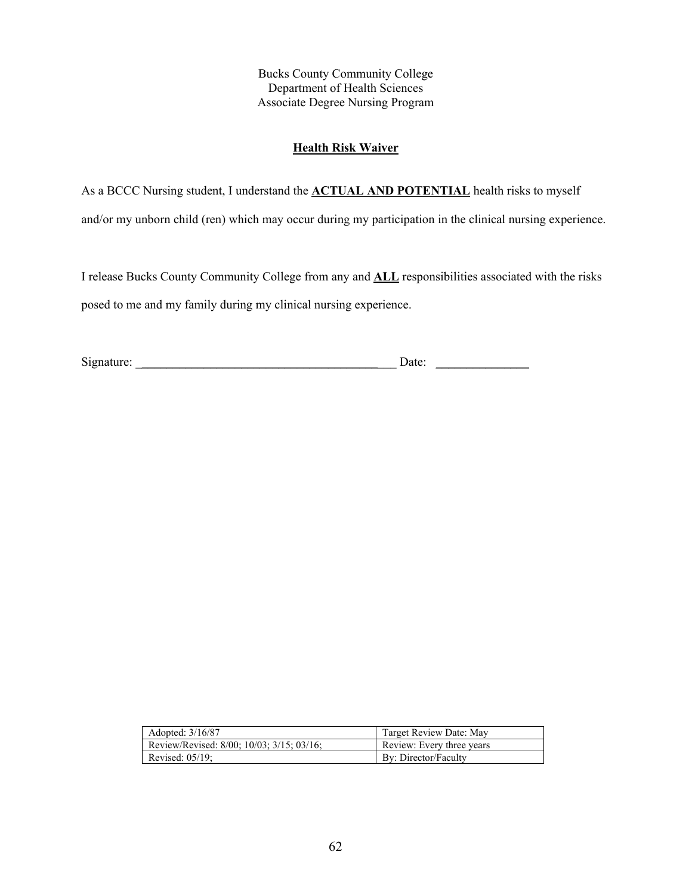Bucks County Community College
Department of Health Sciences
Associate Degree Nursing Program

## Health Risk Waiver

As a BCCC Nursing student, I understand the **ACTUAL AND POTENTIAL** health risks to myself and/or my unborn child (ren) which may occur during my participation in the clinical nursing experience.

I release Bucks County Community College from any and **ALL** responsibilities associated with the risks posed to me and my family during my clinical nursing experience.

Signature: ________________________________________ Date: _______________

| Adopted: 3/16/87 | Target Review Date: May |
|---|---|
| Review/Revised: 8/00; 10/03; 3/15; 03/16; | Review: Every three years |
| Revised: 05/19; | By: Director/Faculty |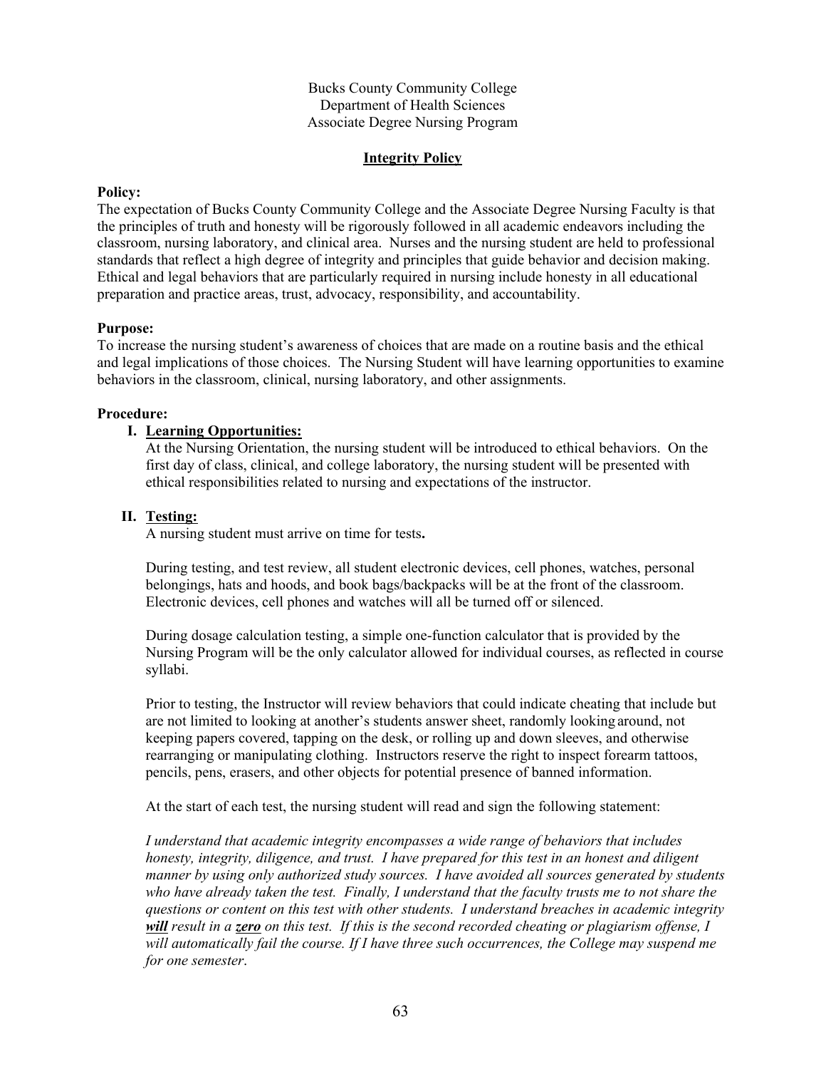Bucks County Community College
Department of Health Sciences
Associate Degree Nursing Program

## Integrity Policy

**Policy:**
The expectation of Bucks County Community College and the Associate Degree Nursing Faculty is that the principles of truth and honesty will be rigorously followed in all academic endeavors including the classroom, nursing laboratory, and clinical area. Nurses and the nursing student are held to professional standards that reflect a high degree of integrity and principles that guide behavior and decision making. Ethical and legal behaviors that are particularly required in nursing include honesty in all educational preparation and practice areas, trust, advocacy, responsibility, and accountability.

**Purpose:**
To increase the nursing student's awareness of choices that are made on a routine basis and the ethical and legal implications of those choices. The Nursing Student will have learning opportunities to examine behaviors in the classroom, clinical, nursing laboratory, and other assignments.

**Procedure:**

**I. Learning Opportunities:**

At the Nursing Orientation, the nursing student will be introduced to ethical behaviors. On the first day of class, clinical, and college laboratory, the nursing student will be presented with ethical responsibilities related to nursing and expectations of the instructor.

**II. Testing:**

A nursing student must arrive on time for tests**.**

During testing, and test review, all student electronic devices, cell phones, watches, personal belongings, hats and hoods, and book bags/backpacks will be at the front of the classroom. Electronic devices, cell phones and watches will all be turned off or silenced.

During dosage calculation testing, a simple one-function calculator that is provided by the Nursing Program will be the only calculator allowed for individual courses, as reflected in course syllabi.

Prior to testing, the Instructor will review behaviors that could indicate cheating that include but are not limited to looking at another's students answer sheet, randomly looking around, not keeping papers covered, tapping on the desk, or rolling up and down sleeves, and otherwise rearranging or manipulating clothing. Instructors reserve the right to inspect forearm tattoos, pencils, pens, erasers, and other objects for potential presence of banned information.

At the start of each test, the nursing student will read and sign the following statement:

*I understand that academic integrity encompasses a wide range of behaviors that includes honesty, integrity, diligence, and trust. I have prepared for this test in an honest and diligent manner by using only authorized study sources. I have avoided all sources generated by students who have already taken the test. Finally, I understand that the faculty trusts me to not share the questions or content on this test with other students. I understand breaches in academic integrity* ***will*** *result in a* ***zero*** *on this test. If this is the second recorded cheating or plagiarism offense, I will automatically fail the course. If I have three such occurrences, the College may suspend me for one semester*.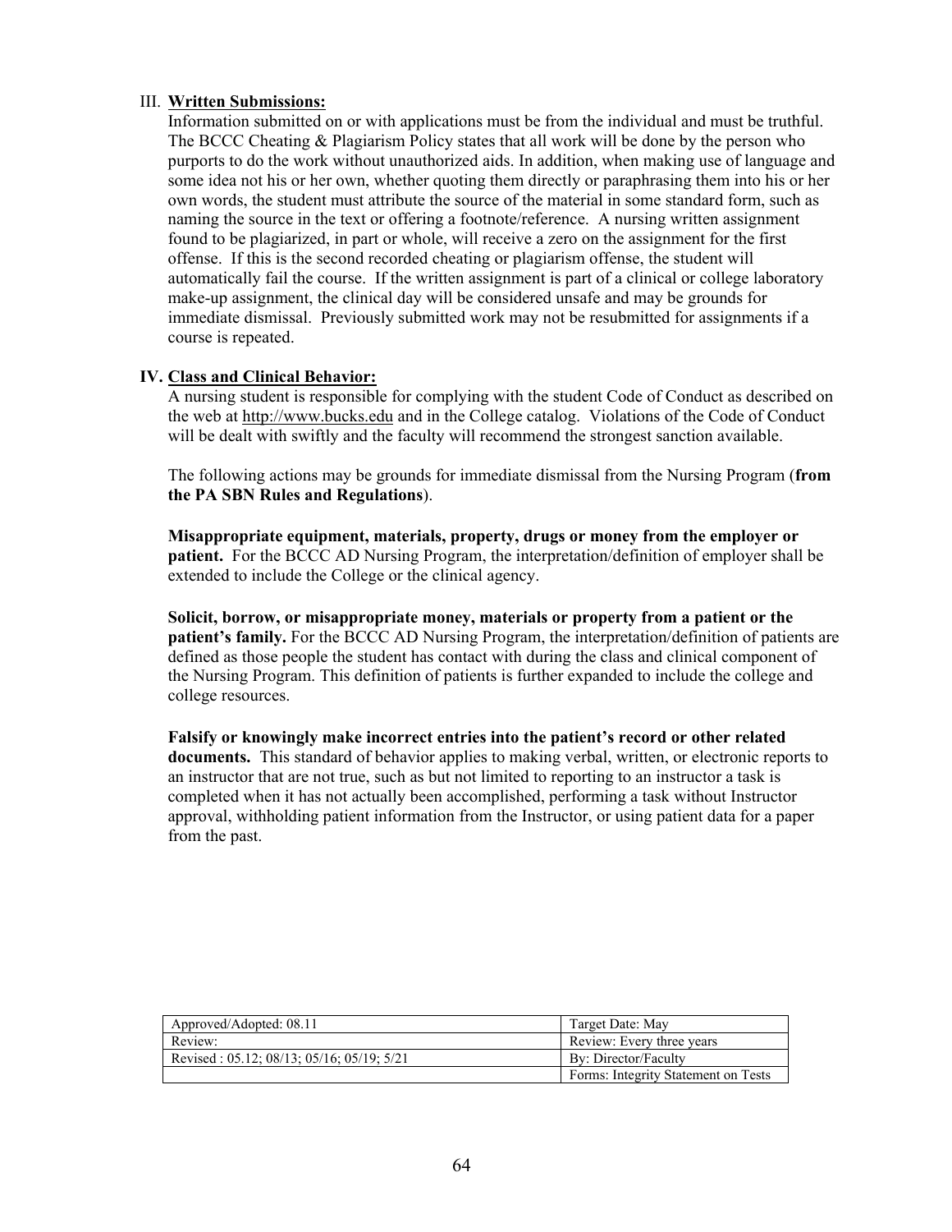III. **Written Submissions:**

Information submitted on or with applications must be from the individual and must be truthful. The BCCC Cheating & Plagiarism Policy states that all work will be done by the person who purports to do the work without unauthorized aids. In addition, when making use of language and some idea not his or her own, whether quoting them directly or paraphrasing them into his or her own words, the student must attribute the source of the material in some standard form, such as naming the source in the text or offering a footnote/reference. A nursing written assignment found to be plagiarized, in part or whole, will receive a zero on the assignment for the first offense. If this is the second recorded cheating or plagiarism offense, the student will automatically fail the course. If the written assignment is part of a clinical or college laboratory make-up assignment, the clinical day will be considered unsafe and may be grounds for immediate dismissal. Previously submitted work may not be resubmitted for assignments if a course is repeated.

**IV. Class and Clinical Behavior:**

A nursing student is responsible for complying with the student Code of Conduct as described on the web at http://www.bucks.edu and in the College catalog. Violations of the Code of Conduct will be dealt with swiftly and the faculty will recommend the strongest sanction available.

The following actions may be grounds for immediate dismissal from the Nursing Program (**from the PA SBN Rules and Regulations**).

**Misappropriate equipment, materials, property, drugs or money from the employer or patient.** For the BCCC AD Nursing Program, the interpretation/definition of employer shall be extended to include the College or the clinical agency.

**Solicit, borrow, or misappropriate money, materials or property from a patient or the patient's family.** For the BCCC AD Nursing Program, the interpretation/definition of patients are defined as those people the student has contact with during the class and clinical component of the Nursing Program. This definition of patients is further expanded to include the college and college resources.

**Falsify or knowingly make incorrect entries into the patient's record or other related documents.** This standard of behavior applies to making verbal, written, or electronic reports to an instructor that are not true, such as but not limited to reporting to an instructor a task is completed when it has not actually been accomplished, performing a task without Instructor approval, withholding patient information from the Instructor, or using patient data for a paper from the past.

| Approved/Adopted: 08.11 | Target Date: May |
|---|---|
| Review: | Review: Every three years |
| Revised : 05.12; 08/13; 05/16; 05/19; 5/21 | By: Director/Faculty |
| | Forms: Integrity Statement on Tests |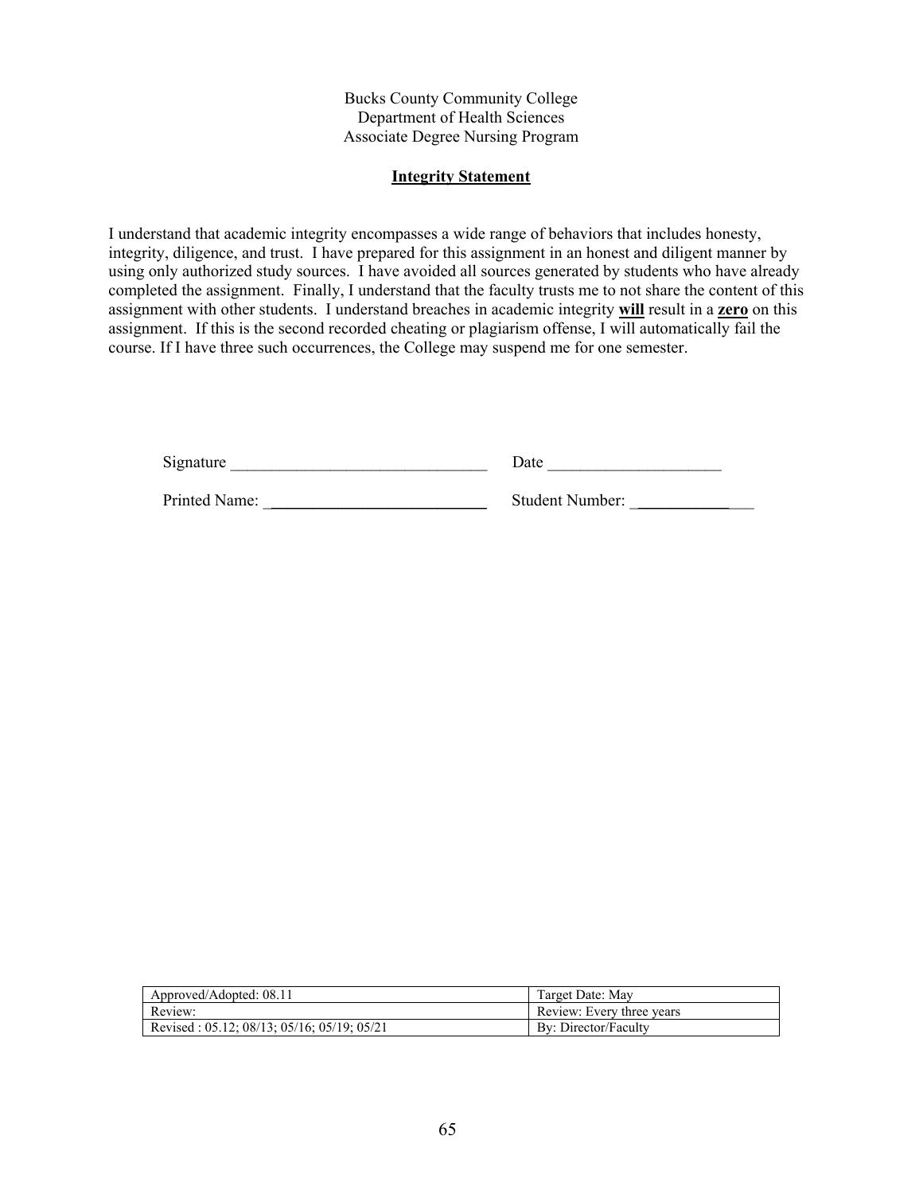Bucks County Community College
Department of Health Sciences
Associate Degree Nursing Program

## Integrity Statement

I understand that academic integrity encompasses a wide range of behaviors that includes honesty, integrity, diligence, and trust. I have prepared for this assignment in an honest and diligent manner by using only authorized study sources. I have avoided all sources generated by students who have already completed the assignment. Finally, I understand that the faculty trusts me to not share the content of this assignment with other students. I understand breaches in academic integrity **will** result in a **zero** on this assignment. If this is the second recorded cheating or plagiarism offense, I will automatically fail the course. If I have three such occurrences, the College may suspend me for one semester.

Signature _______________________________ Date _____________________

Printed Name: ___________________________ Student Number: _______________

| Approved/Adopted: 08.11 | Target Date: May |
|---|---|
| Review: | Review: Every three years |
| Revised : 05.12; 08/13; 05/16; 05/19; 05/21 | By: Director/Faculty |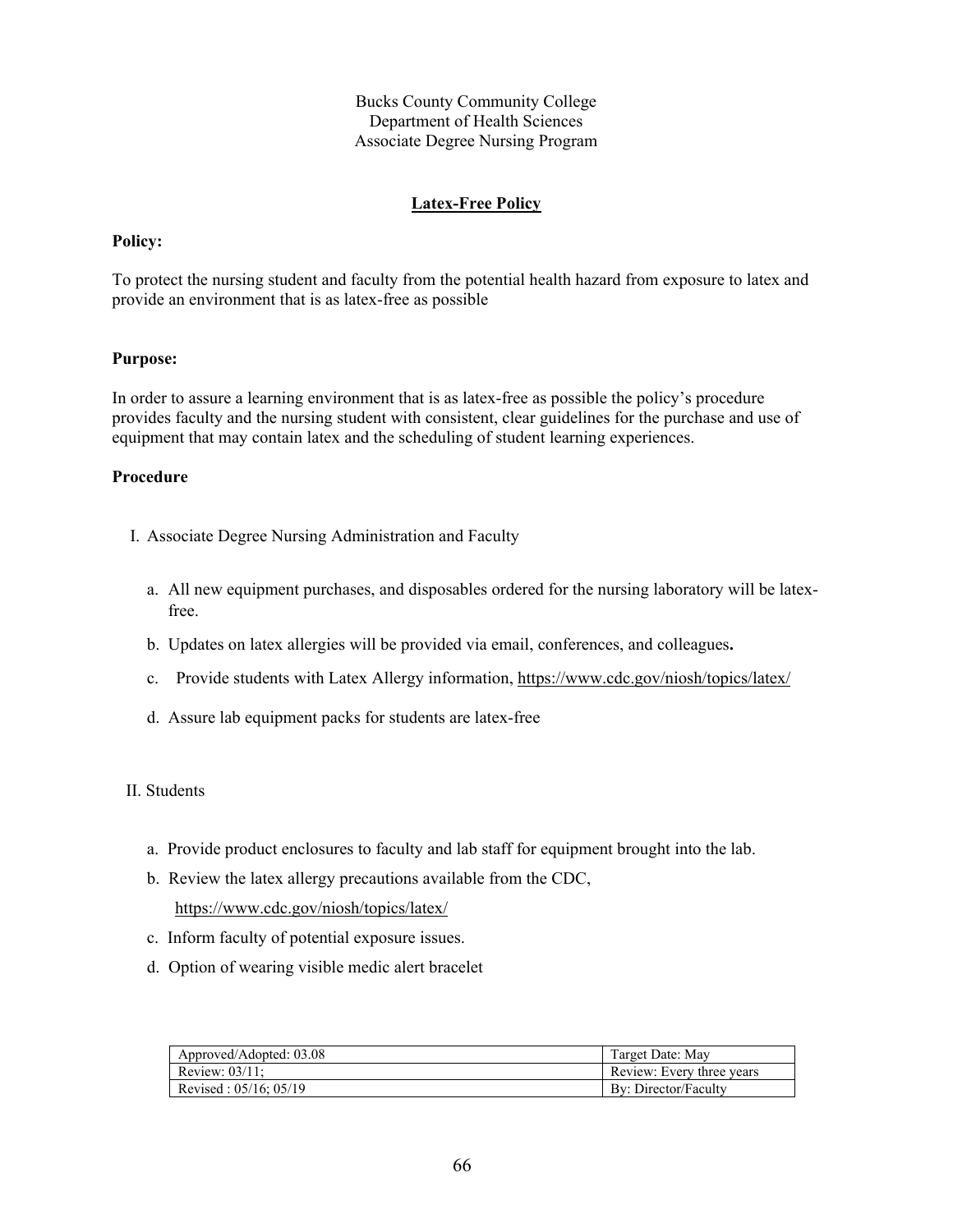Bucks County Community College
Department of Health Sciences
Associate Degree Nursing Program

## Latex-Free Policy

**Policy:**

To protect the nursing student and faculty from the potential health hazard from exposure to latex and provide an environment that is as latex-free as possible

**Purpose:**

In order to assure a learning environment that is as latex-free as possible the policy's procedure provides faculty and the nursing student with consistent, clear guidelines for the purchase and use of equipment that may contain latex and the scheduling of student learning experiences.

**Procedure**

I. Associate Degree Nursing Administration and Faculty

a. All new equipment purchases, and disposables ordered for the nursing laboratory will be latex-free.

b. Updates on latex allergies will be provided via email, conferences, and colleagues**.**

c. Provide students with Latex Allergy information, https://www.cdc.gov/niosh/topics/latex/

d. Assure lab equipment packs for students are latex-free

II. Students

a. Provide product enclosures to faculty and lab staff for equipment brought into the lab.

b. Review the latex allergy precautions available from the CDC, https://www.cdc.gov/niosh/topics/latex/

c. Inform faculty of potential exposure issues.

d. Option of wearing visible medic alert bracelet

| Approved/Adopted: 03.08 | Target Date: May |
|---|---|
| Review: 03/11; | Review: Every three years |
| Revised : 05/16; 05/19 | By: Director/Faculty |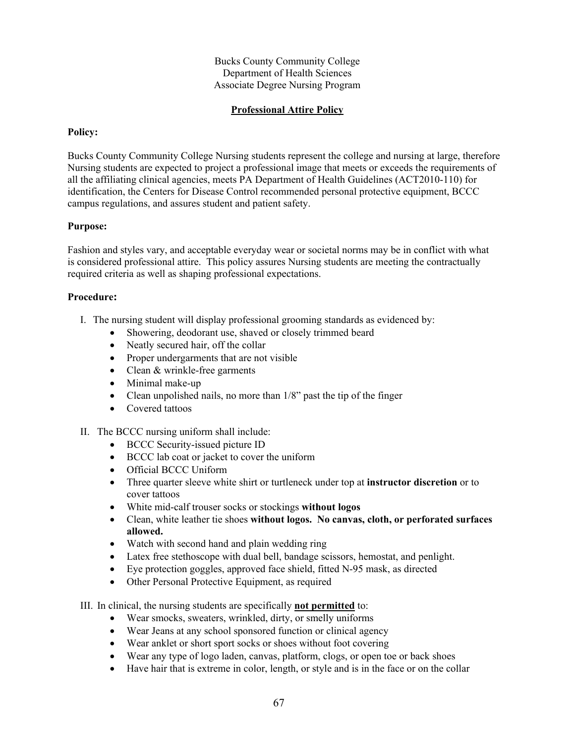Bucks County Community College
Department of Health Sciences
Associate Degree Nursing Program

## Professional Attire Policy

**Policy:**

Bucks County Community College Nursing students represent the college and nursing at large, therefore Nursing students are expected to project a professional image that meets or exceeds the requirements of all the affiliating clinical agencies, meets PA Department of Health Guidelines (ACT2010-110) for identification, the Centers for Disease Control recommended personal protective equipment, BCCC campus regulations, and assures student and patient safety.

**Purpose:**

Fashion and styles vary, and acceptable everyday wear or societal norms may be in conflict with what is considered professional attire. This policy assures Nursing students are meeting the contractually required criteria as well as shaping professional expectations.

**Procedure:**

I. The nursing student will display professional grooming standards as evidenced by:
   - Showering, deodorant use, shaved or closely trimmed beard
   - Neatly secured hair, off the collar
   - Proper undergarments that are not visible
   - Clean & wrinkle-free garments
   - Minimal make-up
   - Clean unpolished nails, no more than 1/8" past the tip of the finger
   - Covered tattoos

II. The BCCC nursing uniform shall include:
   - BCCC Security-issued picture ID
   - BCCC lab coat or jacket to cover the uniform
   - Official BCCC Uniform
   - Three quarter sleeve white shirt or turtleneck under top at **instructor discretion** or to cover tattoos
   - White mid-calf trouser socks or stockings **without logos**
   - Clean, white leather tie shoes **without logos. No canvas, cloth, or perforated surfaces allowed.**
   - Watch with second hand and plain wedding ring
   - Latex free stethoscope with dual bell, bandage scissors, hemostat, and penlight.
   - Eye protection goggles, approved face shield, fitted N-95 mask, as directed
   - Other Personal Protective Equipment, as required

III. In clinical, the nursing students are specifically **not permitted** to:
   - Wear smocks, sweaters, wrinkled, dirty, or smelly uniforms
   - Wear Jeans at any school sponsored function or clinical agency
   - Wear anklet or short sport socks or shoes without foot covering
   - Wear any type of logo laden, canvas, platform, clogs, or open toe or back shoes
   - Have hair that is extreme in color, length, or style and is in the face or on the collar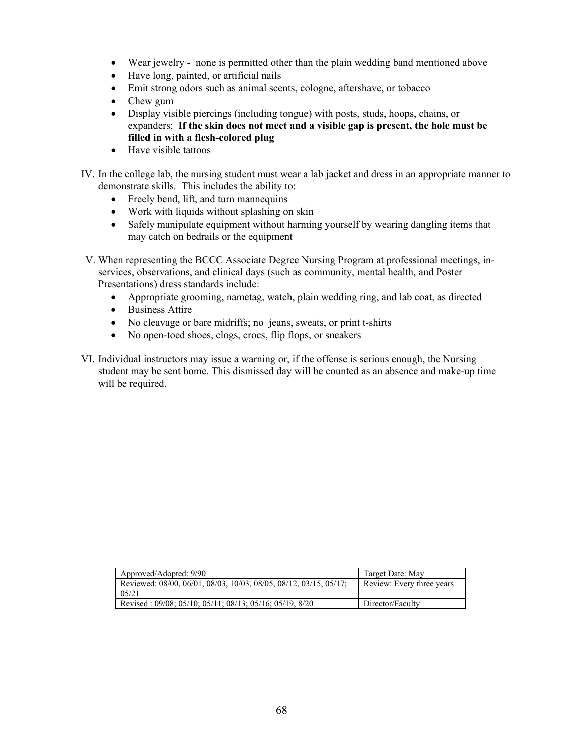- Wear jewelry - none is permitted other than the plain wedding band mentioned above
- Have long, painted, or artificial nails
- Emit strong odors such as animal scents, cologne, aftershave, or tobacco
- Chew gum
- Display visible piercings (including tongue) with posts, studs, hoops, chains, or expanders: **If the skin does not meet and a visible gap is present, the hole must be filled in with a flesh-colored plug**
- Have visible tattoos

IV. In the college lab, the nursing student must wear a lab jacket and dress in an appropriate manner to demonstrate skills. This includes the ability to:

- Freely bend, lift, and turn mannequins
- Work with liquids without splashing on skin
- Safely manipulate equipment without harming yourself by wearing dangling items that may catch on bedrails or the equipment

V. When representing the BCCC Associate Degree Nursing Program at professional meetings, in-services, observations, and clinical days (such as community, mental health, and Poster Presentations) dress standards include:

- Appropriate grooming, nametag, watch, plain wedding ring, and lab coat, as directed
- Business Attire
- No cleavage or bare midriffs; no jeans, sweats, or print t-shirts
- No open-toed shoes, clogs, crocs, flip flops, or sneakers

VI. Individual instructors may issue a warning or, if the offense is serious enough, the Nursing student may be sent home. This dismissed day will be counted as an absence and make-up time will be required.

| Approved/Adopted: 9/90 | Target Date: May |
|---|---|
| Reviewed: 08/00, 06/01, 08/03, 10/03, 08/05, 08/12, 03/15, 05/17; 05/21 | Review: Every three years |
| Revised : 09/08; 05/10; 05/11; 08/13; 05/16; 05/19, 8/20 | Director/Faculty |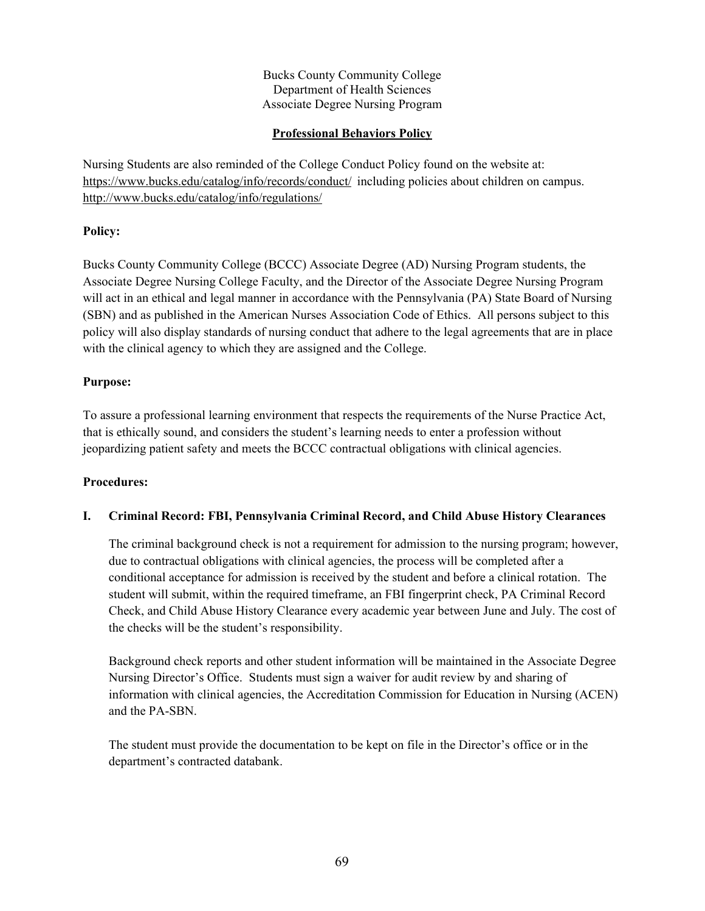Bucks County Community College
Department of Health Sciences
Associate Degree Nursing Program

# Professional Behaviors Policy

Nursing Students are also reminded of the College Conduct Policy found on the website at: https://www.bucks.edu/catalog/info/records/conduct/ including policies about children on campus. http://www.bucks.edu/catalog/info/regulations/

**Policy:**

Bucks County Community College (BCCC) Associate Degree (AD) Nursing Program students, the Associate Degree Nursing College Faculty, and the Director of the Associate Degree Nursing Program will act in an ethical and legal manner in accordance with the Pennsylvania (PA) State Board of Nursing (SBN) and as published in the American Nurses Association Code of Ethics. All persons subject to this policy will also display standards of nursing conduct that adhere to the legal agreements that are in place with the clinical agency to which they are assigned and the College.

**Purpose:**

To assure a professional learning environment that respects the requirements of the Nurse Practice Act, that is ethically sound, and considers the student's learning needs to enter a profession without jeopardizing patient safety and meets the BCCC contractual obligations with clinical agencies.

**Procedures:**

**I. Criminal Record: FBI, Pennsylvania Criminal Record, and Child Abuse History Clearances**

The criminal background check is not a requirement for admission to the nursing program; however, due to contractual obligations with clinical agencies, the process will be completed after a conditional acceptance for admission is received by the student and before a clinical rotation. The student will submit, within the required timeframe, an FBI fingerprint check, PA Criminal Record Check, and Child Abuse History Clearance every academic year between June and July. The cost of the checks will be the student's responsibility.

Background check reports and other student information will be maintained in the Associate Degree Nursing Director's Office. Students must sign a waiver for audit review by and sharing of information with clinical agencies, the Accreditation Commission for Education in Nursing (ACEN) and the PA-SBN.

The student must provide the documentation to be kept on file in the Director's office or in the department's contracted databank.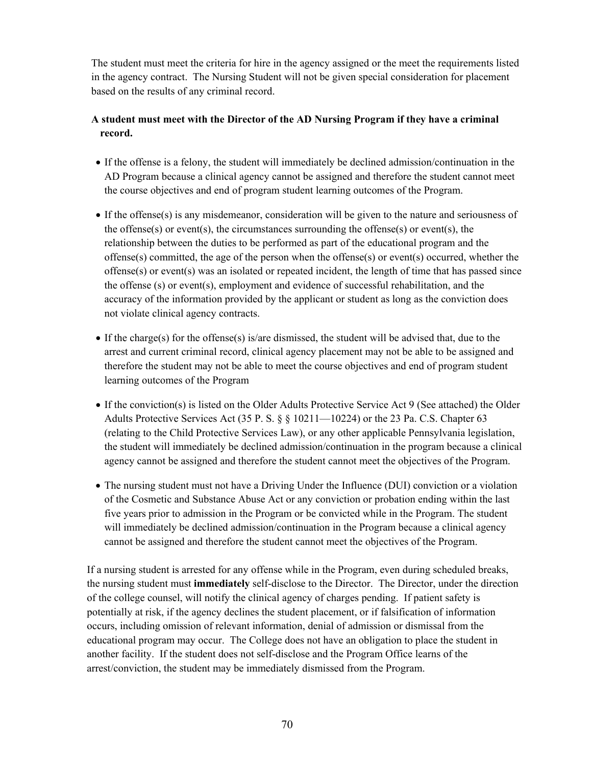The student must meet the criteria for hire in the agency assigned or the meet the requirements listed in the agency contract. The Nursing Student will not be given special consideration for placement based on the results of any criminal record.

**A student must meet with the Director of the AD Nursing Program if they have a criminal record.**

- If the offense is a felony, the student will immediately be declined admission/continuation in the AD Program because a clinical agency cannot be assigned and therefore the student cannot meet the course objectives and end of program student learning outcomes of the Program.
- If the offense(s) is any misdemeanor, consideration will be given to the nature and seriousness of the offense(s) or event(s), the circumstances surrounding the offense(s) or event(s), the relationship between the duties to be performed as part of the educational program and the offense(s) committed, the age of the person when the offense(s) or event(s) occurred, whether the offense(s) or event(s) was an isolated or repeated incident, the length of time that has passed since the offense (s) or event(s), employment and evidence of successful rehabilitation, and the accuracy of the information provided by the applicant or student as long as the conviction does not violate clinical agency contracts.
- If the charge(s) for the offense(s) is/are dismissed, the student will be advised that, due to the arrest and current criminal record, clinical agency placement may not be able to be assigned and therefore the student may not be able to meet the course objectives and end of program student learning outcomes of the Program
- If the conviction(s) is listed on the Older Adults Protective Service Act 9 (See attached) the Older Adults Protective Services Act (35 P. S. § § 10211—10224) or the 23 Pa. C.S. Chapter 63 (relating to the Child Protective Services Law), or any other applicable Pennsylvania legislation, the student will immediately be declined admission/continuation in the program because a clinical agency cannot be assigned and therefore the student cannot meet the objectives of the Program.
- The nursing student must not have a Driving Under the Influence (DUI) conviction or a violation of the Cosmetic and Substance Abuse Act or any conviction or probation ending within the last five years prior to admission in the Program or be convicted while in the Program. The student will immediately be declined admission/continuation in the Program because a clinical agency cannot be assigned and therefore the student cannot meet the objectives of the Program.

If a nursing student is arrested for any offense while in the Program, even during scheduled breaks, the nursing student must **immediately** self-disclose to the Director. The Director, under the direction of the college counsel, will notify the clinical agency of charges pending. If patient safety is potentially at risk, if the agency declines the student placement, or if falsification of information occurs, including omission of relevant information, denial of admission or dismissal from the educational program may occur. The College does not have an obligation to place the student in another facility. If the student does not self-disclose and the Program Office learns of the arrest/conviction, the student may be immediately dismissed from the Program.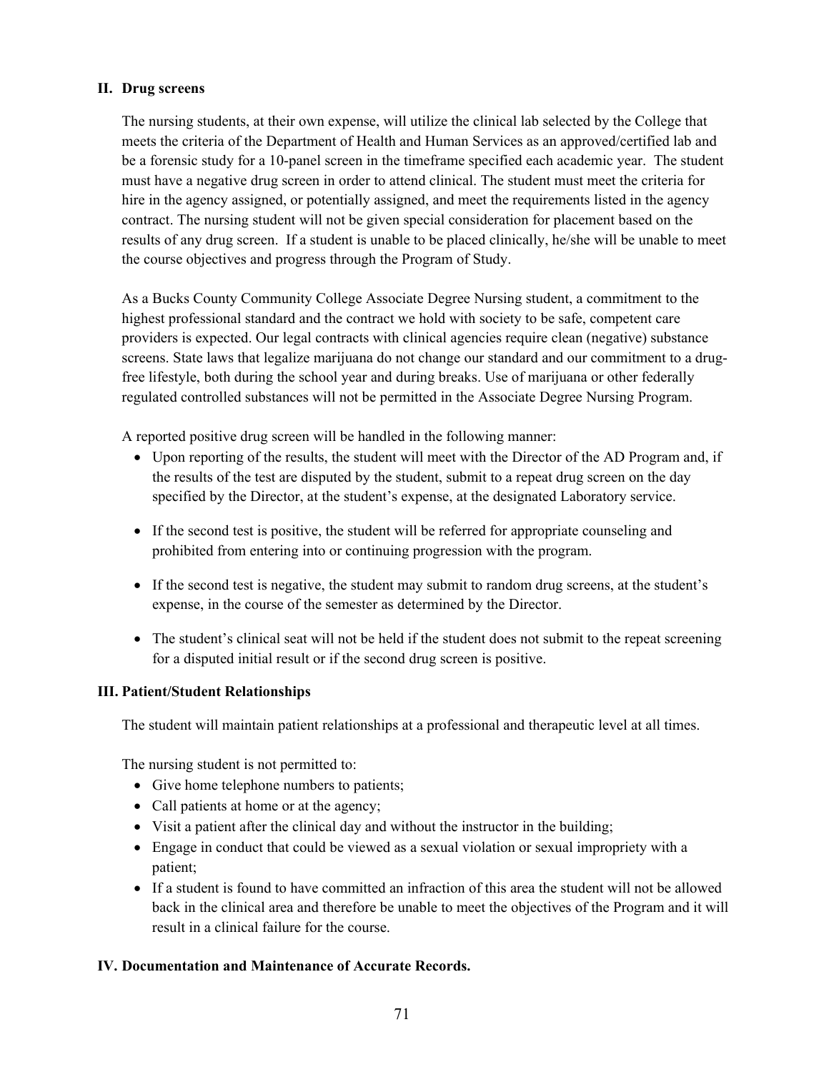## II. Drug screens

The nursing students, at their own expense, will utilize the clinical lab selected by the College that meets the criteria of the Department of Health and Human Services as an approved/certified lab and be a forensic study for a 10-panel screen in the timeframe specified each academic year. The student must have a negative drug screen in order to attend clinical. The student must meet the criteria for hire in the agency assigned, or potentially assigned, and meet the requirements listed in the agency contract. The nursing student will not be given special consideration for placement based on the results of any drug screen. If a student is unable to be placed clinically, he/she will be unable to meet the course objectives and progress through the Program of Study.

As a Bucks County Community College Associate Degree Nursing student, a commitment to the highest professional standard and the contract we hold with society to be safe, competent care providers is expected. Our legal contracts with clinical agencies require clean (negative) substance screens. State laws that legalize marijuana do not change our standard and our commitment to a drug-free lifestyle, both during the school year and during breaks. Use of marijuana or other federally regulated controlled substances will not be permitted in the Associate Degree Nursing Program.

A reported positive drug screen will be handled in the following manner:

- Upon reporting of the results, the student will meet with the Director of the AD Program and, if the results of the test are disputed by the student, submit to a repeat drug screen on the day specified by the Director, at the student's expense, at the designated Laboratory service.
- If the second test is positive, the student will be referred for appropriate counseling and prohibited from entering into or continuing progression with the program.
- If the second test is negative, the student may submit to random drug screens, at the student's expense, in the course of the semester as determined by the Director.
- The student's clinical seat will not be held if the student does not submit to the repeat screening for a disputed initial result or if the second drug screen is positive.

## III. Patient/Student Relationships

The student will maintain patient relationships at a professional and therapeutic level at all times.

The nursing student is not permitted to:

- Give home telephone numbers to patients;
- Call patients at home or at the agency;
- Visit a patient after the clinical day and without the instructor in the building;
- Engage in conduct that could be viewed as a sexual violation or sexual impropriety with a patient;
- If a student is found to have committed an infraction of this area the student will not be allowed back in the clinical area and therefore be unable to meet the objectives of the Program and it will result in a clinical failure for the course.

## IV. Documentation and Maintenance of Accurate Records.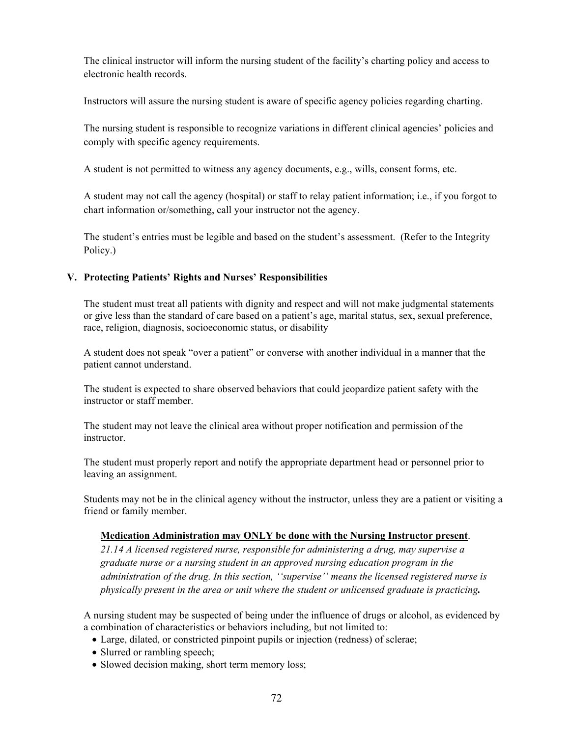The clinical instructor will inform the nursing student of the facility's charting policy and access to electronic health records.

Instructors will assure the nursing student is aware of specific agency policies regarding charting.

The nursing student is responsible to recognize variations in different clinical agencies' policies and comply with specific agency requirements.

A student is not permitted to witness any agency documents, e.g., wills, consent forms, etc.

A student may not call the agency (hospital) or staff to relay patient information; i.e., if you forgot to chart information or/something, call your instructor not the agency.

The student's entries must be legible and based on the student's assessment. (Refer to the Integrity Policy.)

### V. Protecting Patients' Rights and Nurses' Responsibilities

The student must treat all patients with dignity and respect and will not make judgmental statements or give less than the standard of care based on a patient's age, marital status, sex, sexual preference, race, religion, diagnosis, socioeconomic status, or disability

A student does not speak "over a patient" or converse with another individual in a manner that the patient cannot understand.

The student is expected to share observed behaviors that could jeopardize patient safety with the instructor or staff member.

The student may not leave the clinical area without proper notification and permission of the instructor.

The student must properly report and notify the appropriate department head or personnel prior to leaving an assignment.

Students may not be in the clinical agency without the instructor, unless they are a patient or visiting a friend or family member.

**<u>Medication Administration may ONLY be done with the Nursing Instructor present</u>**.

*21.14 A licensed registered nurse, responsible for administering a drug, may supervise a graduate nurse or a nursing student in an approved nursing education program in the administration of the drug. In this section, ''supervise'' means the licensed registered nurse is physically present in the area or unit where the student or unlicensed graduate is practicing.*

A nursing student may be suspected of being under the influence of drugs or alcohol, as evidenced by a combination of characteristics or behaviors including, but not limited to:

- Large, dilated, or constricted pinpoint pupils or injection (redness) of sclerae;
- Slurred or rambling speech;
- Slowed decision making, short term memory loss;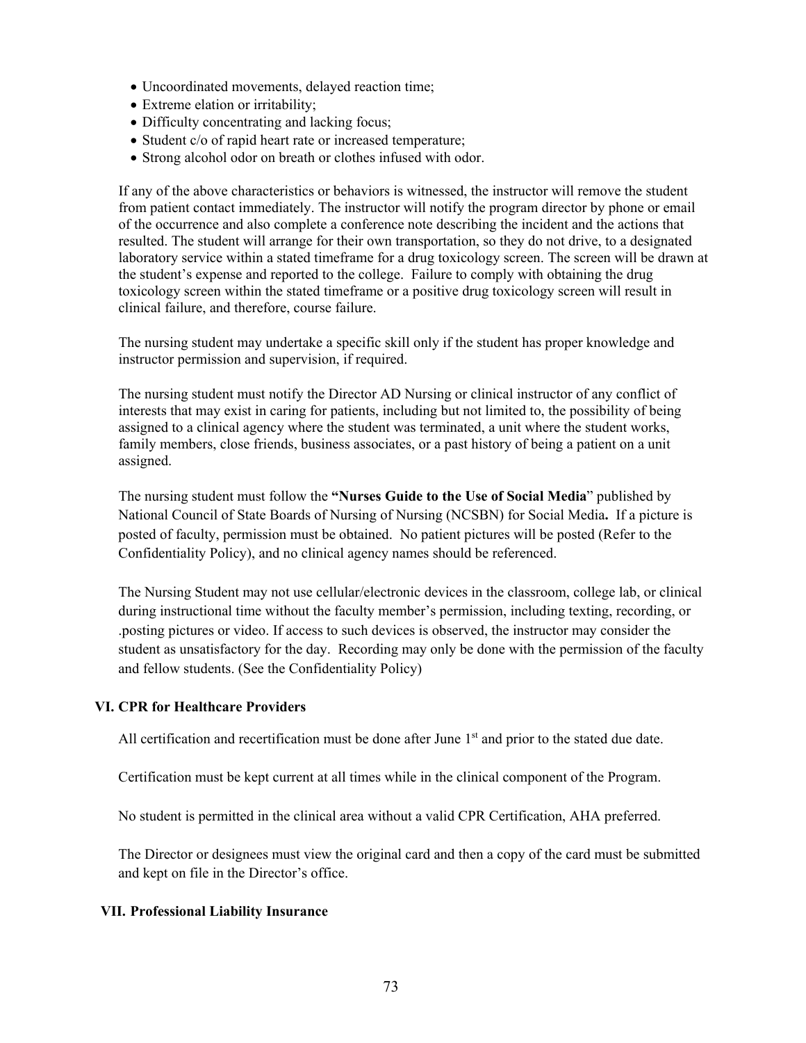- Uncoordinated movements, delayed reaction time;
- Extreme elation or irritability;
- Difficulty concentrating and lacking focus;
- Student c/o of rapid heart rate or increased temperature;
- Strong alcohol odor on breath or clothes infused with odor.

If any of the above characteristics or behaviors is witnessed, the instructor will remove the student from patient contact immediately. The instructor will notify the program director by phone or email of the occurrence and also complete a conference note describing the incident and the actions that resulted. The student will arrange for their own transportation, so they do not drive, to a designated laboratory service within a stated timeframe for a drug toxicology screen. The screen will be drawn at the student's expense and reported to the college. Failure to comply with obtaining the drug toxicology screen within the stated timeframe or a positive drug toxicology screen will result in clinical failure, and therefore, course failure.

The nursing student may undertake a specific skill only if the student has proper knowledge and instructor permission and supervision, if required.

The nursing student must notify the Director AD Nursing or clinical instructor of any conflict of interests that may exist in caring for patients, including but not limited to, the possibility of being assigned to a clinical agency where the student was terminated, a unit where the student works, family members, close friends, business associates, or a past history of being a patient on a unit assigned.

The nursing student must follow the **"Nurses Guide to the Use of Social Media"** published by National Council of State Boards of Nursing of Nursing (NCSBN) for Social Media**.** If a picture is posted of faculty, permission must be obtained. No patient pictures will be posted (Refer to the Confidentiality Policy), and no clinical agency names should be referenced.

The Nursing Student may not use cellular/electronic devices in the classroom, college lab, or clinical during instructional time without the faculty member's permission, including texting, recording, or .posting pictures or video. If access to such devices is observed, the instructor may consider the student as unsatisfactory for the day. Recording may only be done with the permission of the faculty and fellow students. (See the Confidentiality Policy)

## VI. CPR for Healthcare Providers

All certification and recertification must be done after June 1st and prior to the stated due date.

Certification must be kept current at all times while in the clinical component of the Program.

No student is permitted in the clinical area without a valid CPR Certification, AHA preferred.

The Director or designees must view the original card and then a copy of the card must be submitted and kept on file in the Director's office.

## VII. Professional Liability Insurance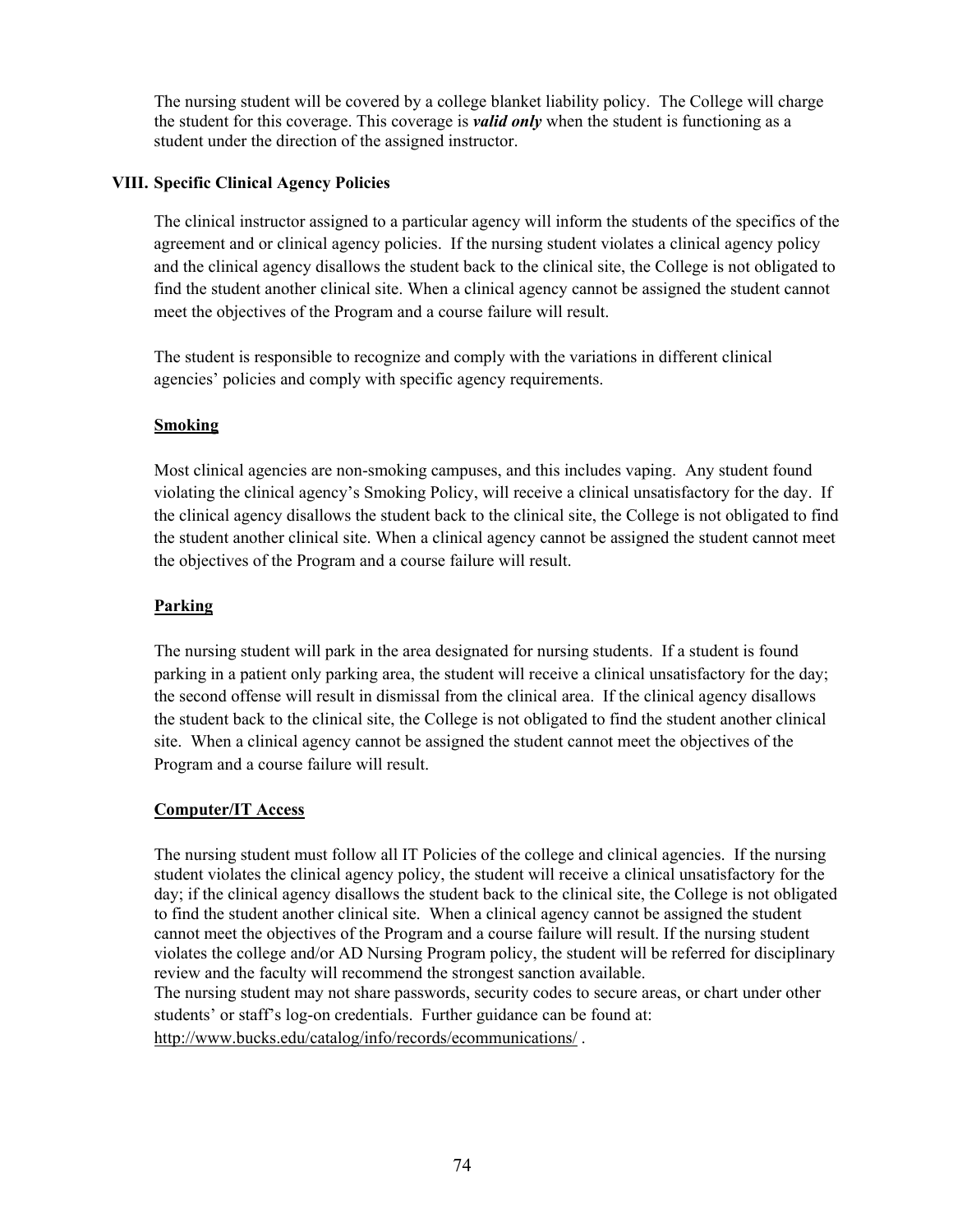The nursing student will be covered by a college blanket liability policy. The College will charge the student for this coverage. This coverage is ***valid only*** when the student is functioning as a student under the direction of the assigned instructor.

## VIII. Specific Clinical Agency Policies

The clinical instructor assigned to a particular agency will inform the students of the specifics of the agreement and or clinical agency policies. If the nursing student violates a clinical agency policy and the clinical agency disallows the student back to the clinical site, the College is not obligated to find the student another clinical site. When a clinical agency cannot be assigned the student cannot meet the objectives of the Program and a course failure will result.

The student is responsible to recognize and comply with the variations in different clinical agencies' policies and comply with specific agency requirements.

### Smoking

Most clinical agencies are non-smoking campuses, and this includes vaping. Any student found violating the clinical agency's Smoking Policy, will receive a clinical unsatisfactory for the day. If the clinical agency disallows the student back to the clinical site, the College is not obligated to find the student another clinical site. When a clinical agency cannot be assigned the student cannot meet the objectives of the Program and a course failure will result.

### Parking

The nursing student will park in the area designated for nursing students. If a student is found parking in a patient only parking area, the student will receive a clinical unsatisfactory for the day; the second offense will result in dismissal from the clinical area. If the clinical agency disallows the student back to the clinical site, the College is not obligated to find the student another clinical site. When a clinical agency cannot be assigned the student cannot meet the objectives of the Program and a course failure will result.

### Computer/IT Access

The nursing student must follow all IT Policies of the college and clinical agencies. If the nursing student violates the clinical agency policy, the student will receive a clinical unsatisfactory for the day; if the clinical agency disallows the student back to the clinical site, the College is not obligated to find the student another clinical site. When a clinical agency cannot be assigned the student cannot meet the objectives of the Program and a course failure will result. If the nursing student violates the college and/or AD Nursing Program policy, the student will be referred for disciplinary review and the faculty will recommend the strongest sanction available.

The nursing student may not share passwords, security codes to secure areas, or chart under other students' or staff's log-on credentials. Further guidance can be found at: http://www.bucks.edu/catalog/info/records/ecommunications/ .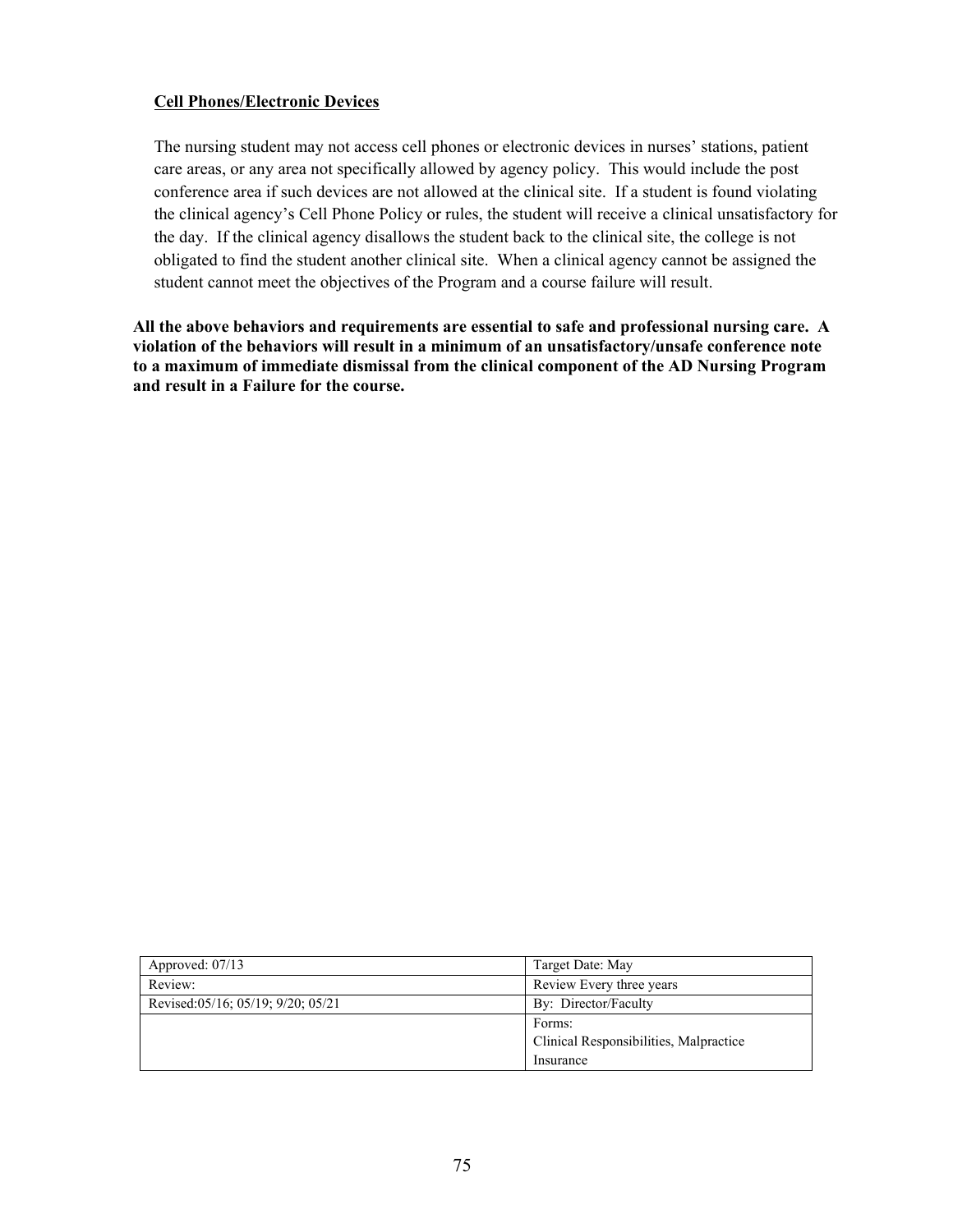**Cell Phones/Electronic Devices**

The nursing student may not access cell phones or electronic devices in nurses' stations, patient care areas, or any area not specifically allowed by agency policy. This would include the post conference area if such devices are not allowed at the clinical site. If a student is found violating the clinical agency's Cell Phone Policy or rules, the student will receive a clinical unsatisfactory for the day. If the clinical agency disallows the student back to the clinical site, the college is not obligated to find the student another clinical site. When a clinical agency cannot be assigned the student cannot meet the objectives of the Program and a course failure will result.

**All the above behaviors and requirements are essential to safe and professional nursing care. A violation of the behaviors will result in a minimum of an unsatisfactory/unsafe conference note to a maximum of immediate dismissal from the clinical component of the AD Nursing Program and result in a Failure for the course.**

| Approved: 07/13 | Target Date: May |
|---|---|
| Review: | Review Every three years |
| Revised:05/16; 05/19; 9/20; 05/21 | By: Director/Faculty |
| | Forms:<br>Clinical Responsibilities, Malpractice Insurance |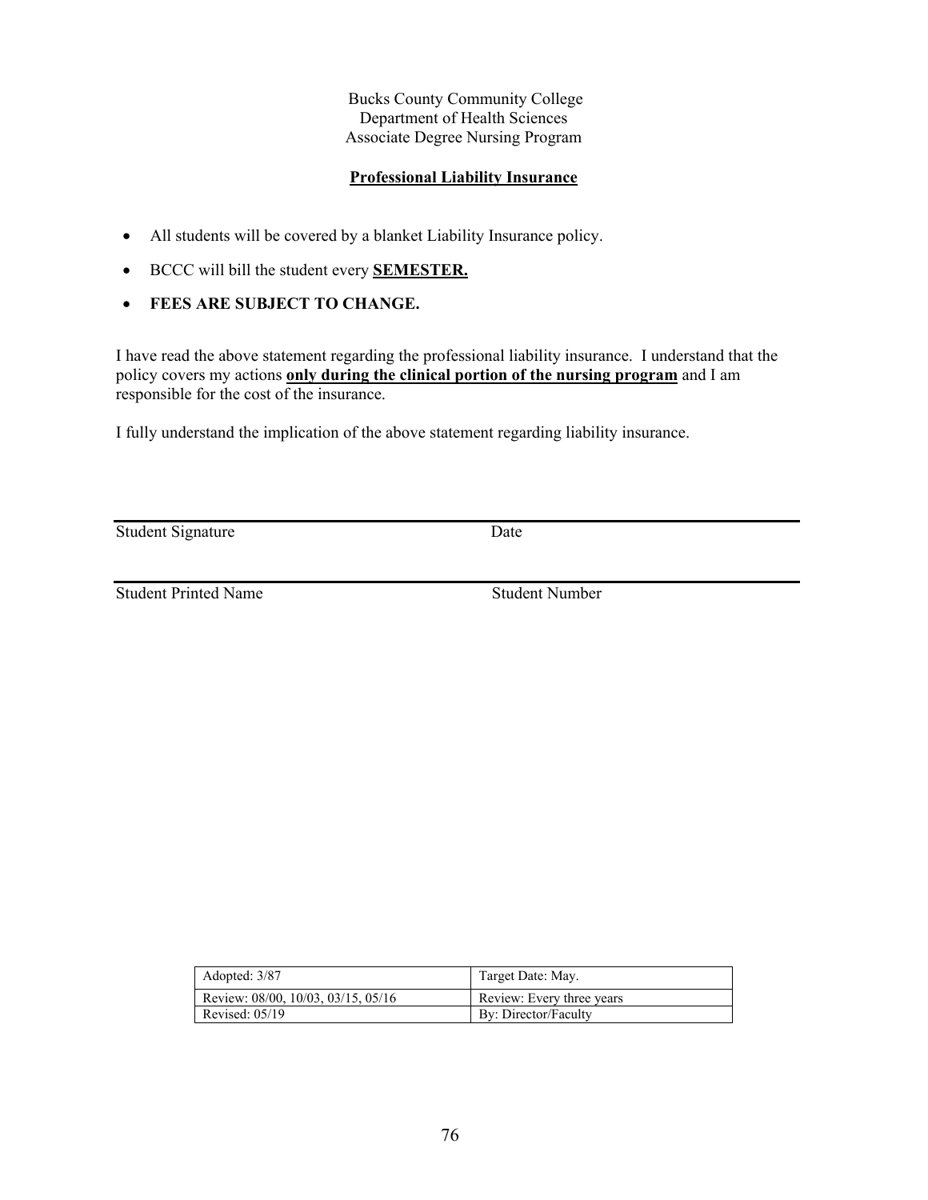Bucks County Community College
Department of Health Sciences
Associate Degree Nursing Program

## Professional Liability Insurance

- All students will be covered by a blanket Liability Insurance policy.
- BCCC will bill the student every **SEMESTER.**
- **FEES ARE SUBJECT TO CHANGE.**

I have read the above statement regarding the professional liability insurance. I understand that the policy covers my actions **only during the clinical portion of the nursing program** and I am responsible for the cost of the insurance.

I fully understand the implication of the above statement regarding liability insurance.

______________________________________________________________

Student Signature                                        Date

______________________________________________________________

Student Printed Name                                  Student Number

| Adopted: 3/87 | Target Date: May. |
|---|---|
| Review: 08/00, 10/03, 03/15, 05/16 | Review: Every three years |
| Revised: 05/19 | By: Director/Faculty |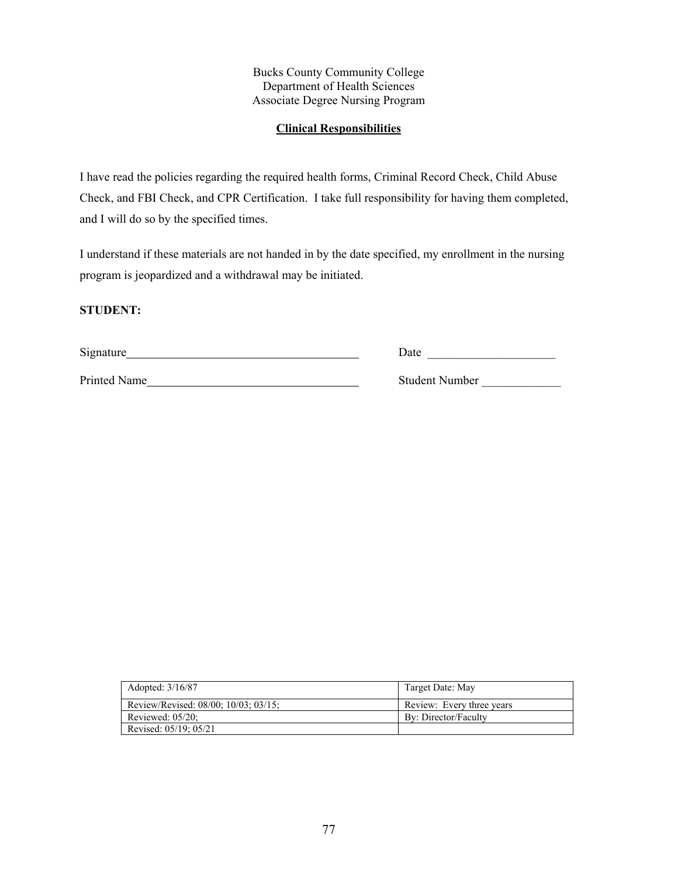Bucks County Community College
Department of Health Sciences
Associate Degree Nursing Program

## Clinical Responsibilities

I have read the policies regarding the required health forms, Criminal Record Check, Child Abuse Check, and FBI Check, and CPR Certification. I take full responsibility for having them completed, and I will do so by the specified times.

I understand if these materials are not handed in by the date specified, my enrollment in the nursing program is jeopardized and a withdrawal may be initiated.

**STUDENT:**

Signature_______________________________________ Date _____________________

Printed Name___________________________________ Student Number _____________

| Adopted: 3/16/87 | Target Date: May |
|---|---|
| Review/Revised: 08/00; 10/03; 03/15; | Review: Every three years |
| Reviewed: 05/20; | By: Director/Faculty |
| Revised: 05/19; 05/21 | |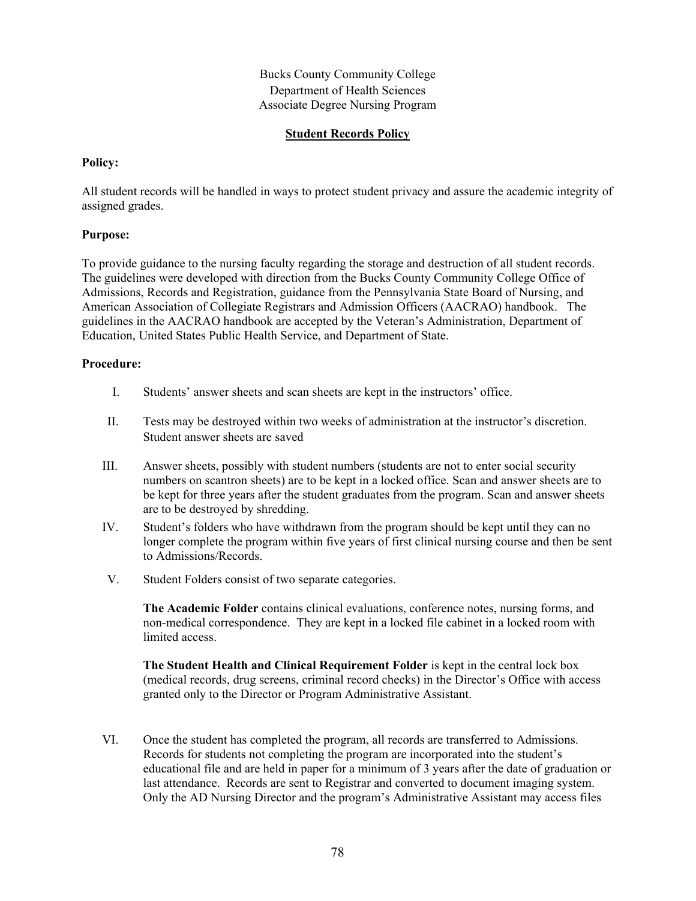Bucks County Community College
Department of Health Sciences
Associate Degree Nursing Program

## Student Records Policy

**Policy:**

All student records will be handled in ways to protect student privacy and assure the academic integrity of assigned grades.

**Purpose:**

To provide guidance to the nursing faculty regarding the storage and destruction of all student records. The guidelines were developed with direction from the Bucks County Community College Office of Admissions, Records and Registration, guidance from the Pennsylvania State Board of Nursing, and American Association of Collegiate Registrars and Admission Officers (AACRAO) handbook. The guidelines in the AACRAO handbook are accepted by the Veteran's Administration, Department of Education, United States Public Health Service, and Department of State.

**Procedure:**

I. Students' answer sheets and scan sheets are kept in the instructors' office.

II. Tests may be destroyed within two weeks of administration at the instructor's discretion. Student answer sheets are saved

III. Answer sheets, possibly with student numbers (students are not to enter social security numbers on scantron sheets) are to be kept in a locked office. Scan and answer sheets are to be kept for three years after the student graduates from the program. Scan and answer sheets are to be destroyed by shredding.

IV. Student's folders who have withdrawn from the program should be kept until they can no longer complete the program within five years of first clinical nursing course and then be sent to Admissions/Records.

V. Student Folders consist of two separate categories.

   **The Academic Folder** contains clinical evaluations, conference notes, nursing forms, and non-medical correspondence. They are kept in a locked file cabinet in a locked room with limited access.

   **The Student Health and Clinical Requirement Folder** is kept in the central lock box (medical records, drug screens, criminal record checks) in the Director's Office with access granted only to the Director or Program Administrative Assistant.

VI. Once the student has completed the program, all records are transferred to Admissions. Records for students not completing the program are incorporated into the student's educational file and are held in paper for a minimum of 3 years after the date of graduation or last attendance. Records are sent to Registrar and converted to document imaging system. Only the AD Nursing Director and the program's Administrative Assistant may access files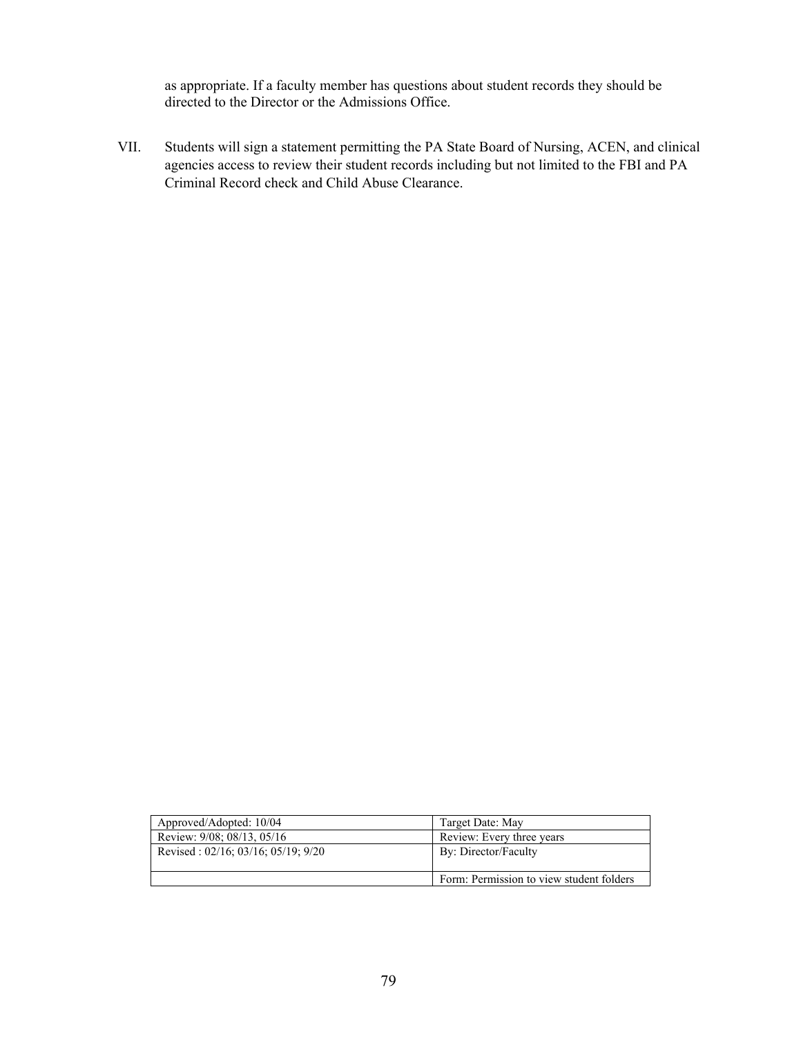as appropriate. If a faculty member has questions about student records they should be directed to the Director or the Admissions Office.

VII. Students will sign a statement permitting the PA State Board of Nursing, ACEN, and clinical agencies access to review their student records including but not limited to the FBI and PA Criminal Record check and Child Abuse Clearance.

| Approved/Adopted: 10/04 | Target Date: May |
|---|---|
| Review: 9/08; 08/13, 05/16 | Review: Every three years |
| Revised : 02/16; 03/16; 05/19; 9/20 | By: Director/Faculty |
| | Form: Permission to view student folders |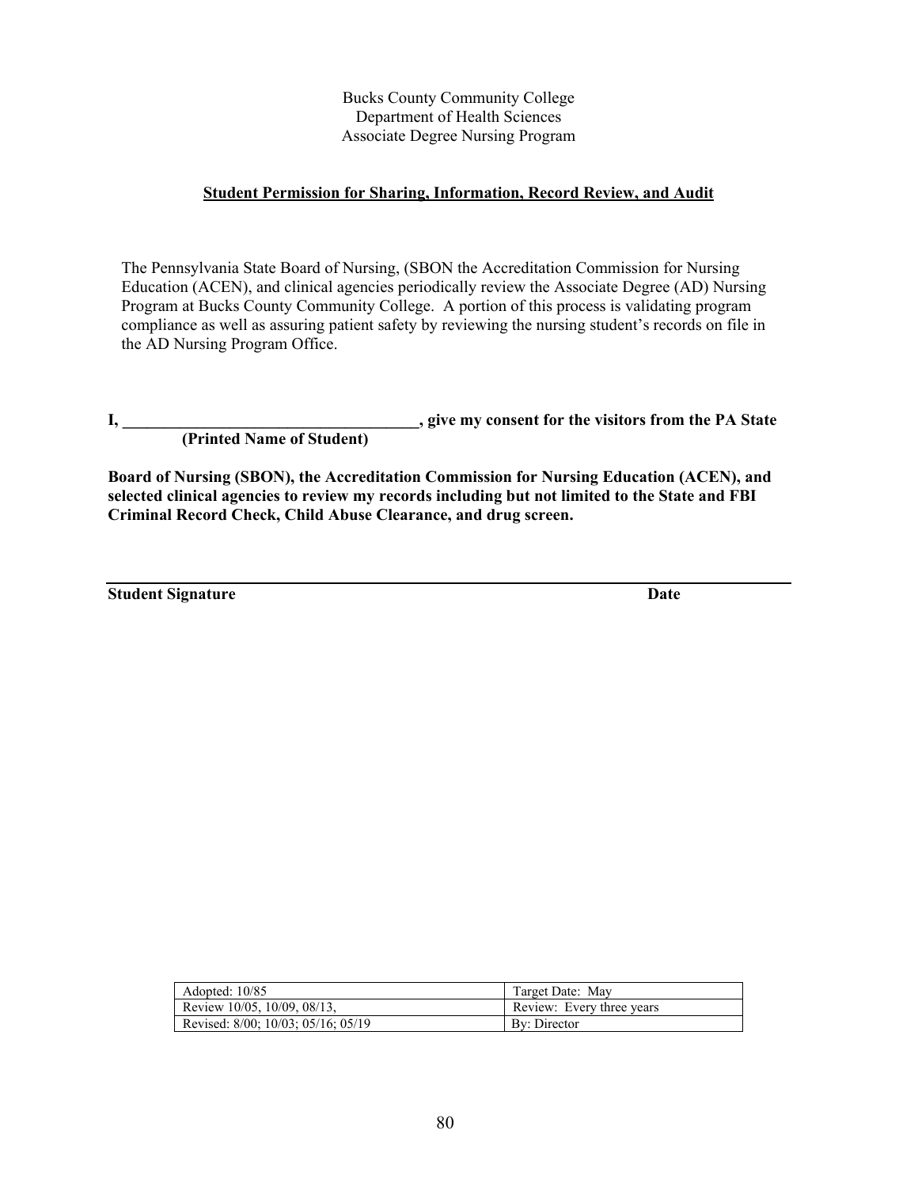Bucks County Community College
Department of Health Sciences
Associate Degree Nursing Program

## Student Permission for Sharing, Information, Record Review, and Audit

The Pennsylvania State Board of Nursing, (SBON the Accreditation Commission for Nursing Education (ACEN), and clinical agencies periodically review the Associate Degree (AD) Nursing Program at Bucks County Community College. A portion of this process is validating program compliance as well as assuring patient safety by reviewing the nursing student's records on file in the AD Nursing Program Office.

**I, ____________________________________, give my consent for the visitors from the PA State**
**(Printed Name of Student)**

**Board of Nursing (SBON), the Accreditation Commission for Nursing Education (ACEN), and selected clinical agencies to review my records including but not limited to the State and FBI Criminal Record Check, Child Abuse Clearance, and drug screen.**

______________________________________________________________________________

**Student Signature** **Date**

| Adopted: 10/85 | Target Date: May |
|---|---|
| Review 10/05, 10/09, 08/13, | Review: Every three years |
| Revised: 8/00; 10/03; 05/16; 05/19 | By: Director |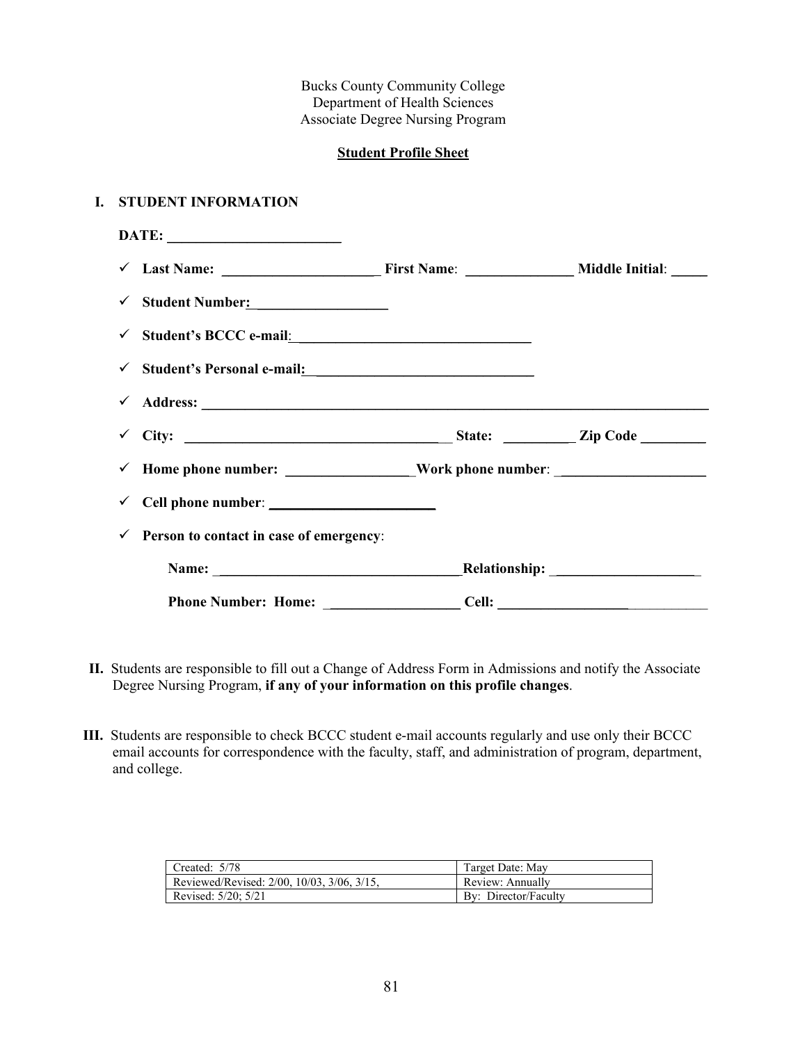Bucks County Community College
Department of Health Sciences
Associate Degree Nursing Program

**Student Profile Sheet**

## I. STUDENT INFORMATION

**DATE:** ________________________

- ✓ **Last Name:** ______________________ **First Name**: _______________ **Middle Initial**: _____
- ✓ **Student Number:** __________________
- ✓ **Student's BCCC e-mail**:________________________________
- ✓ **Student's Personal e-mail:** ______________________________
- ✓ **Address:** ______________________________________________________________________
- ✓ **City:** _____________________________________ **State:** __________ **Zip Code** _________
- ✓ **Home phone number:** _________________**Work phone number**: ____________________
- ✓ **Cell phone number**: _______________________
- ✓ **Person to contact in case of emergency**:

  **Name:** __________________________________**Relationship:** ____________________

  **Phone Number: Home:** __________________ **Cell:** ____________________________

**II.** Students are responsible to fill out a Change of Address Form in Admissions and notify the Associate Degree Nursing Program, **if any of your information on this profile changes**.

**III.** Students are responsible to check BCCC student e-mail accounts regularly and use only their BCCC email accounts for correspondence with the faculty, staff, and administration of program, department, and college.

| Created: 5/78 | Target Date: May |
|---|---|
| Reviewed/Revised: 2/00, 10/03, 3/06, 3/15, | Review: Annually |
| Revised: 5/20; 5/21 | By: Director/Faculty |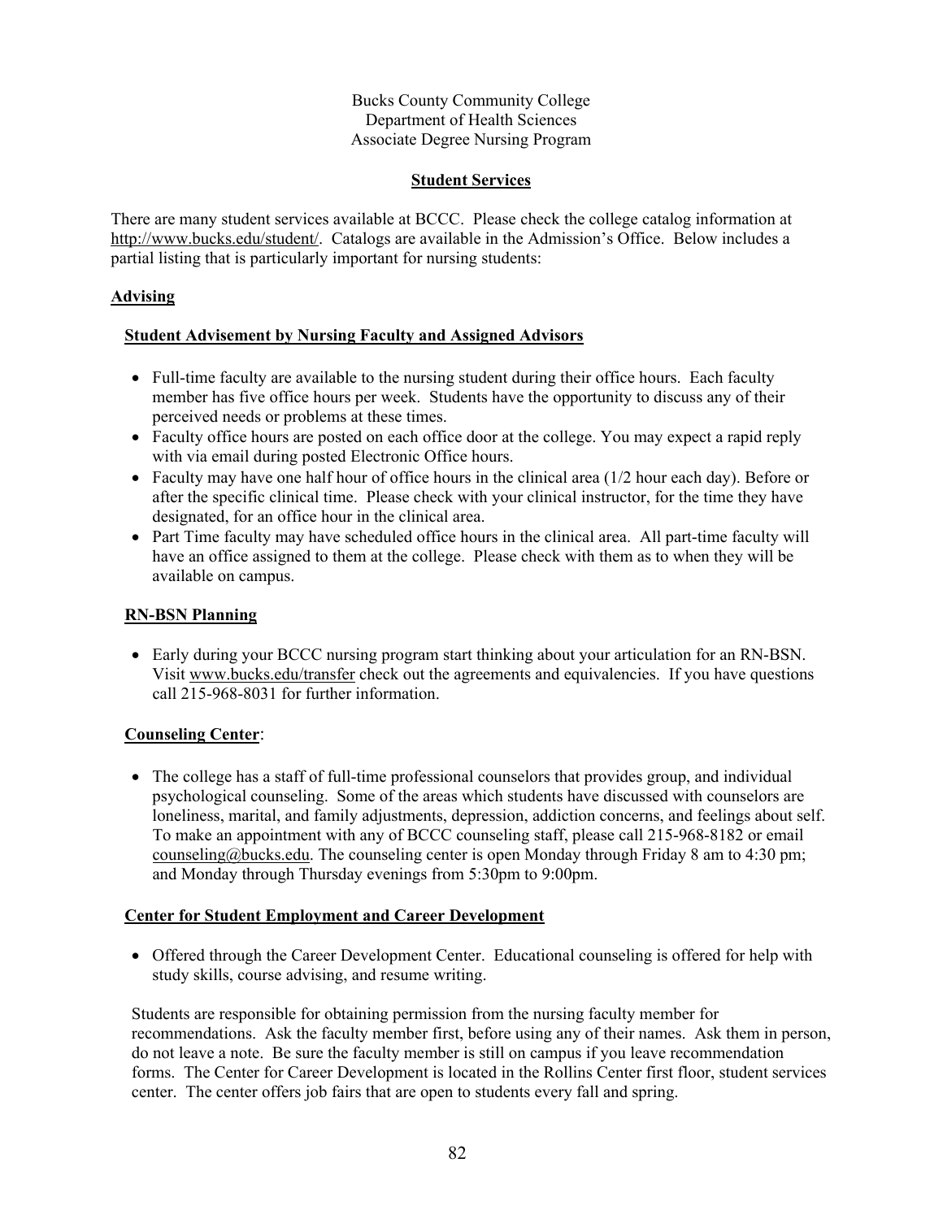Bucks County Community College
Department of Health Sciences
Associate Degree Nursing Program

## Student Services

There are many student services available at BCCC. Please check the college catalog information at http://www.bucks.edu/student/. Catalogs are available in the Admission's Office. Below includes a partial listing that is particularly important for nursing students:

### Advising

#### Student Advisement by Nursing Faculty and Assigned Advisors

- Full-time faculty are available to the nursing student during their office hours. Each faculty member has five office hours per week. Students have the opportunity to discuss any of their perceived needs or problems at these times.
- Faculty office hours are posted on each office door at the college. You may expect a rapid reply with via email during posted Electronic Office hours.
- Faculty may have one half hour of office hours in the clinical area (1/2 hour each day). Before or after the specific clinical time. Please check with your clinical instructor, for the time they have designated, for an office hour in the clinical area.
- Part Time faculty may have scheduled office hours in the clinical area. All part-time faculty will have an office assigned to them at the college. Please check with them as to when they will be available on campus.

#### RN-BSN Planning

- Early during your BCCC nursing program start thinking about your articulation for an RN-BSN. Visit www.bucks.edu/transfer check out the agreements and equivalencies. If you have questions call 215-968-8031 for further information.

#### Counseling Center:

- The college has a staff of full-time professional counselors that provides group, and individual psychological counseling. Some of the areas which students have discussed with counselors are loneliness, marital, and family adjustments, depression, addiction concerns, and feelings about self. To make an appointment with any of BCCC counseling staff, please call 215-968-8182 or email counseling@bucks.edu. The counseling center is open Monday through Friday 8 am to 4:30 pm; and Monday through Thursday evenings from 5:30pm to 9:00pm.

#### Center for Student Employment and Career Development

- Offered through the Career Development Center. Educational counseling is offered for help with study skills, course advising, and resume writing.

Students are responsible for obtaining permission from the nursing faculty member for recommendations. Ask the faculty member first, before using any of their names. Ask them in person, do not leave a note. Be sure the faculty member is still on campus if you leave recommendation forms. The Center for Career Development is located in the Rollins Center first floor, student services center. The center offers job fairs that are open to students every fall and spring.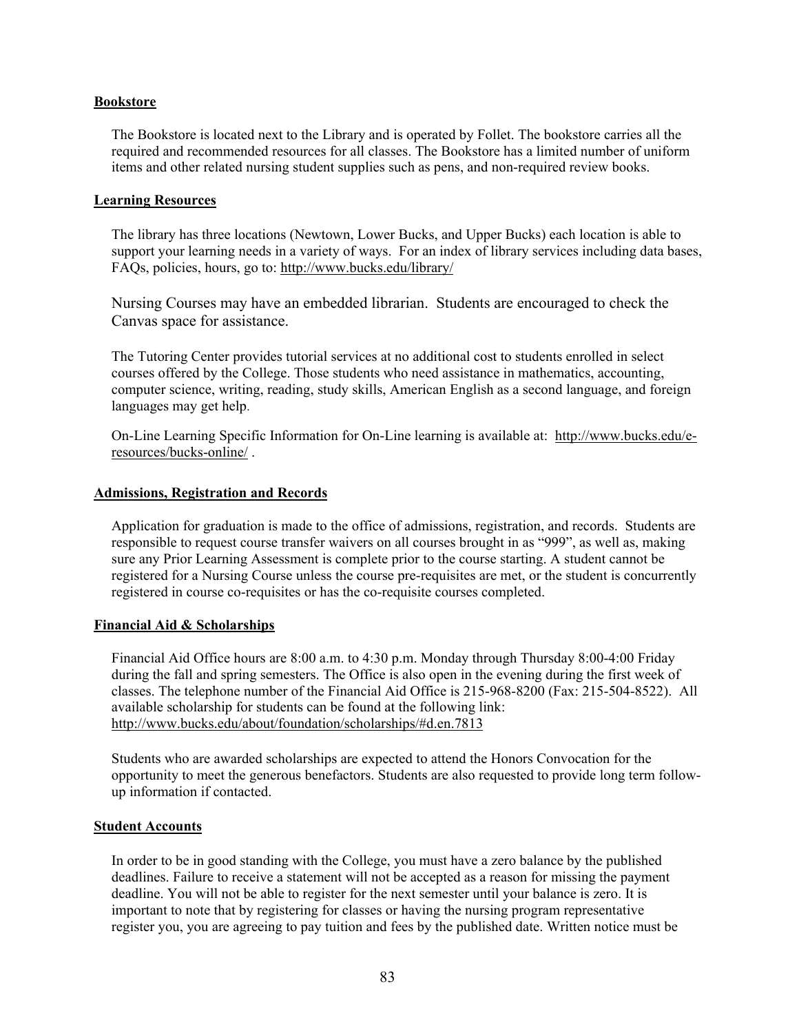**Bookstore**

The Bookstore is located next to the Library and is operated by Follet. The bookstore carries all the required and recommended resources for all classes. The Bookstore has a limited number of uniform items and other related nursing student supplies such as pens, and non-required review books.

**Learning Resources**

The library has three locations (Newtown, Lower Bucks, and Upper Bucks) each location is able to support your learning needs in a variety of ways. For an index of library services including data bases, FAQs, policies, hours, go to: http://www.bucks.edu/library/

Nursing Courses may have an embedded librarian. Students are encouraged to check the Canvas space for assistance.

The Tutoring Center provides tutorial services at no additional cost to students enrolled in select courses offered by the College. Those students who need assistance in mathematics, accounting, computer science, writing, reading, study skills, American English as a second language, and foreign languages may get help.

On-Line Learning Specific Information for On-Line learning is available at: http://www.bucks.edu/e-resources/bucks-online/ .

**Admissions, Registration and Records**

Application for graduation is made to the office of admissions, registration, and records. Students are responsible to request course transfer waivers on all courses brought in as "999", as well as, making sure any Prior Learning Assessment is complete prior to the course starting. A student cannot be registered for a Nursing Course unless the course pre-requisites are met, or the student is concurrently registered in course co-requisites or has the co-requisite courses completed.

**Financial Aid & Scholarships**

Financial Aid Office hours are 8:00 a.m. to 4:30 p.m. Monday through Thursday 8:00-4:00 Friday during the fall and spring semesters. The Office is also open in the evening during the first week of classes. The telephone number of the Financial Aid Office is 215-968-8200 (Fax: 215-504-8522). All available scholarship for students can be found at the following link: http://www.bucks.edu/about/foundation/scholarships/#d.en.7813

Students who are awarded scholarships are expected to attend the Honors Convocation for the opportunity to meet the generous benefactors. Students are also requested to provide long term follow-up information if contacted.

**Student Accounts**

In order to be in good standing with the College, you must have a zero balance by the published deadlines. Failure to receive a statement will not be accepted as a reason for missing the payment deadline. You will not be able to register for the next semester until your balance is zero. It is important to note that by registering for classes or having the nursing program representative register you, you are agreeing to pay tuition and fees by the published date. Written notice must be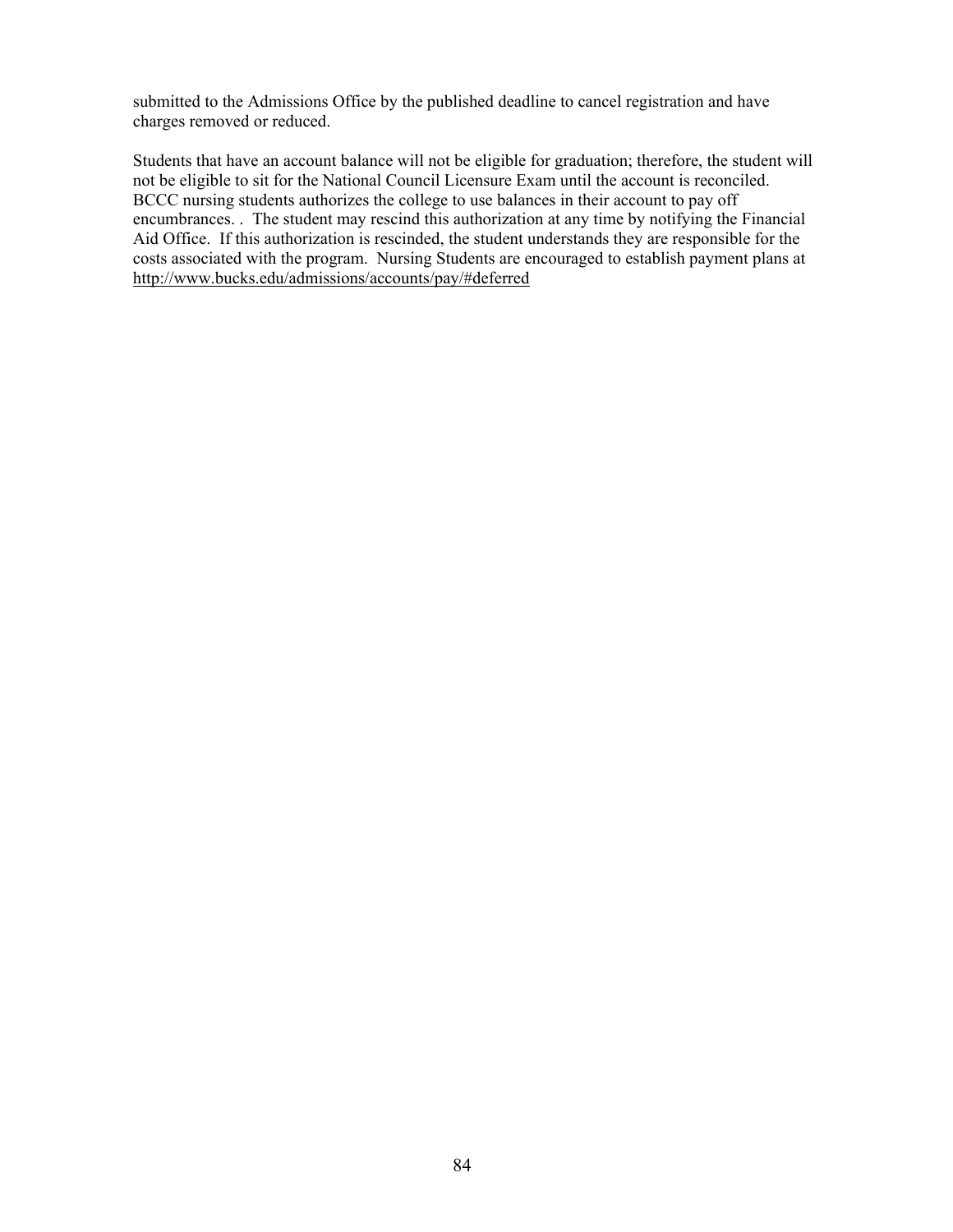submitted to the Admissions Office by the published deadline to cancel registration and have charges removed or reduced.

Students that have an account balance will not be eligible for graduation; therefore, the student will not be eligible to sit for the National Council Licensure Exam until the account is reconciled. BCCC nursing students authorizes the college to use balances in their account to pay off encumbrances. .  The student may rescind this authorization at any time by notifying the Financial Aid Office.  If this authorization is rescinded, the student understands they are responsible for the costs associated with the program.  Nursing Students are encouraged to establish payment plans at http://www.bucks.edu/admissions/accounts/pay/#deferred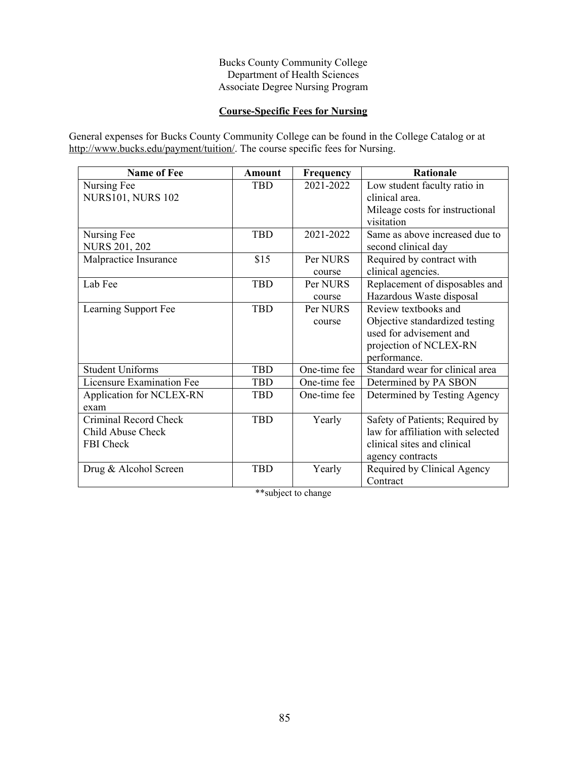Bucks County Community College
Department of Health Sciences
Associate Degree Nursing Program

## Course-Specific Fees for Nursing

General expenses for Bucks County Community College can be found in the College Catalog or at http://www.bucks.edu/payment/tuition/. The course specific fees for Nursing.

| Name of Fee | Amount | Frequency | Rationale |
|---|---|---|---|
| Nursing Fee NURS101, NURS 102 | TBD | 2021-2022 | Low student faculty ratio in clinical area. Mileage costs for instructional visitation |
| Nursing Fee NURS 201, 202 | TBD | 2021-2022 | Same as above increased due to second clinical day |
| Malpractice Insurance | $15 | Per NURS course | Required by contract with clinical agencies. |
| Lab Fee | TBD | Per NURS course | Replacement of disposables and Hazardous Waste disposal |
| Learning Support Fee | TBD | Per NURS course | Review textbooks and Objective standardized testing used for advisement and projection of NCLEX-RN performance. |
| Student Uniforms | TBD | One-time fee | Standard wear for clinical area |
| Licensure Examination Fee | TBD | One-time fee | Determined by PA SBON |
| Application for NCLEX-RN exam | TBD | One-time fee | Determined by Testing Agency |
| Criminal Record Check Child Abuse Check FBI Check | TBD | Yearly | Safety of Patients; Required by law for affiliation with selected clinical sites and clinical agency contracts |
| Drug & Alcohol Screen | TBD | Yearly | Required by Clinical Agency Contract |

**subject to change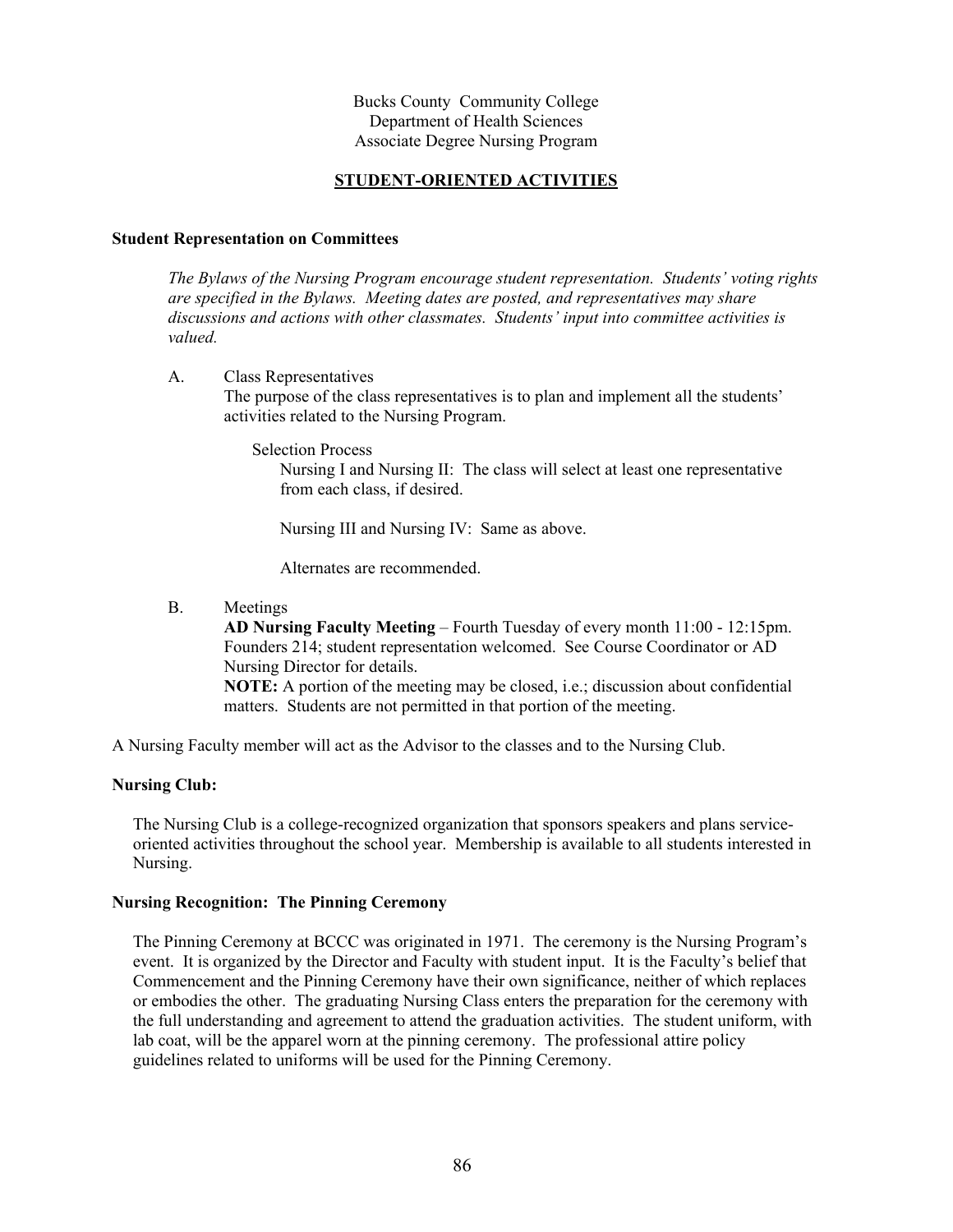Bucks County Community College
Department of Health Sciences
Associate Degree Nursing Program

## STUDENT-ORIENTED ACTIVITIES

**Student Representation on Committees**

*The Bylaws of the Nursing Program encourage student representation. Students' voting rights are specified in the Bylaws. Meeting dates are posted, and representatives may share discussions and actions with other classmates. Students' input into committee activities is valued.*

A. Class Representatives
The purpose of the class representatives is to plan and implement all the students' activities related to the Nursing Program.

Selection Process
Nursing I and Nursing II: The class will select at least one representative from each class, if desired.

Nursing III and Nursing IV: Same as above.

Alternates are recommended.

B. Meetings
**AD Nursing Faculty Meeting** – Fourth Tuesday of every month 11:00 - 12:15pm. Founders 214; student representation welcomed. See Course Coordinator or AD Nursing Director for details.
**NOTE:** A portion of the meeting may be closed, i.e.; discussion about confidential matters. Students are not permitted in that portion of the meeting.

A Nursing Faculty member will act as the Advisor to the classes and to the Nursing Club.

**Nursing Club:**

The Nursing Club is a college-recognized organization that sponsors speakers and plans service-oriented activities throughout the school year. Membership is available to all students interested in Nursing.

**Nursing Recognition: The Pinning Ceremony**

The Pinning Ceremony at BCCC was originated in 1971. The ceremony is the Nursing Program's event. It is organized by the Director and Faculty with student input. It is the Faculty's belief that Commencement and the Pinning Ceremony have their own significance, neither of which replaces or embodies the other. The graduating Nursing Class enters the preparation for the ceremony with the full understanding and agreement to attend the graduation activities. The student uniform, with lab coat, will be the apparel worn at the pinning ceremony. The professional attire policy guidelines related to uniforms will be used for the Pinning Ceremony.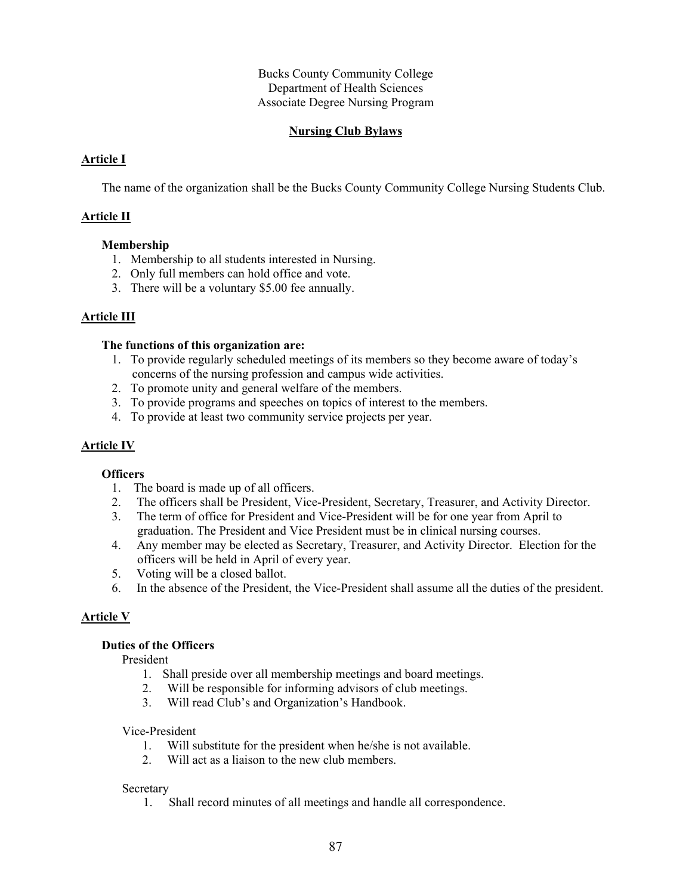Bucks County Community College
Department of Health Sciences
Associate Degree Nursing Program

## Nursing Club Bylaws

### Article I

The name of the organization shall be the Bucks County Community College Nursing Students Club.

### Article II

**Membership**

1. Membership to all students interested in Nursing.
2. Only full members can hold office and vote.
3. There will be a voluntary $5.00 fee annually.

### Article III

**The functions of this organization are:**

1. To provide regularly scheduled meetings of its members so they become aware of today's concerns of the nursing profession and campus wide activities.
2. To promote unity and general welfare of the members.
3. To provide programs and speeches on topics of interest to the members.
4. To provide at least two community service projects per year.

### Article IV

**Officers**

1. The board is made up of all officers.
2. The officers shall be President, Vice-President, Secretary, Treasurer, and Activity Director.
3. The term of office for President and Vice-President will be for one year from April to graduation. The President and Vice President must be in clinical nursing courses.
4. Any member may be elected as Secretary, Treasurer, and Activity Director. Election for the officers will be held in April of every year.
5. Voting will be a closed ballot.
6. In the absence of the President, the Vice-President shall assume all the duties of the president.

### Article V

**Duties of the Officers**

President

1. Shall preside over all membership meetings and board meetings.
2. Will be responsible for informing advisors of club meetings.
3. Will read Club's and Organization's Handbook.

Vice-President

1. Will substitute for the president when he/she is not available.
2. Will act as a liaison to the new club members.

Secretary

1. Shall record minutes of all meetings and handle all correspondence.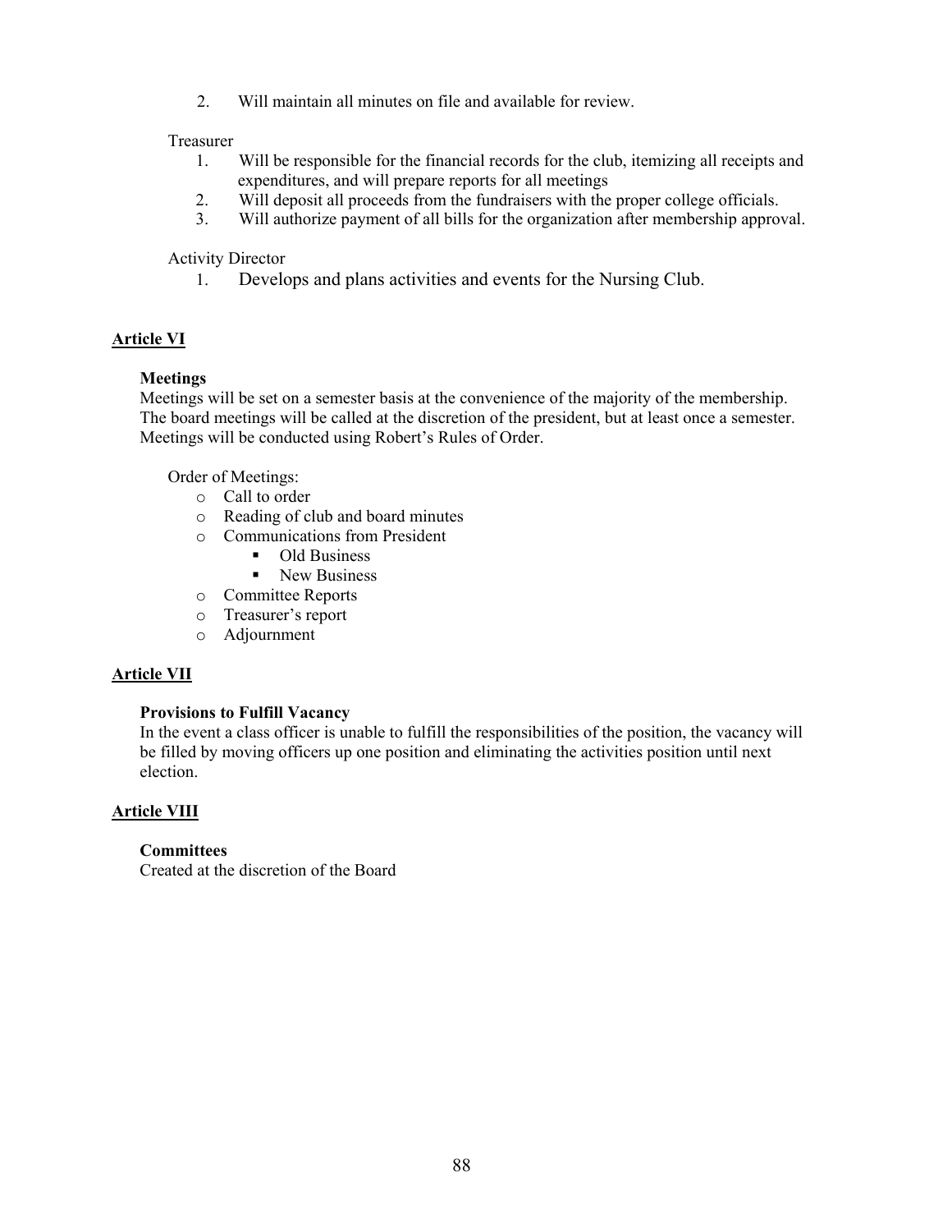2. Will maintain all minutes on file and available for review.

Treasurer

1. Will be responsible for the financial records for the club, itemizing all receipts and expenditures, and will prepare reports for all meetings
2. Will deposit all proceeds from the fundraisers with the proper college officials.
3. Will authorize payment of all bills for the organization after membership approval.

Activity Director

1. Develops and plans activities and events for the Nursing Club.

## Article VI

**Meetings**
Meetings will be set on a semester basis at the convenience of the majority of the membership. The board meetings will be called at the discretion of the president, but at least once a semester. Meetings will be conducted using Robert's Rules of Order.

Order of Meetings:

- Call to order
- Reading of club and board minutes
- Communications from President
  - Old Business
  - New Business
- Committee Reports
- Treasurer's report
- Adjournment

## Article VII

**Provisions to Fulfill Vacancy**
In the event a class officer is unable to fulfill the responsibilities of the position, the vacancy will be filled by moving officers up one position and eliminating the activities position until next election.

## Article VIII

**Committees**
Created at the discretion of the Board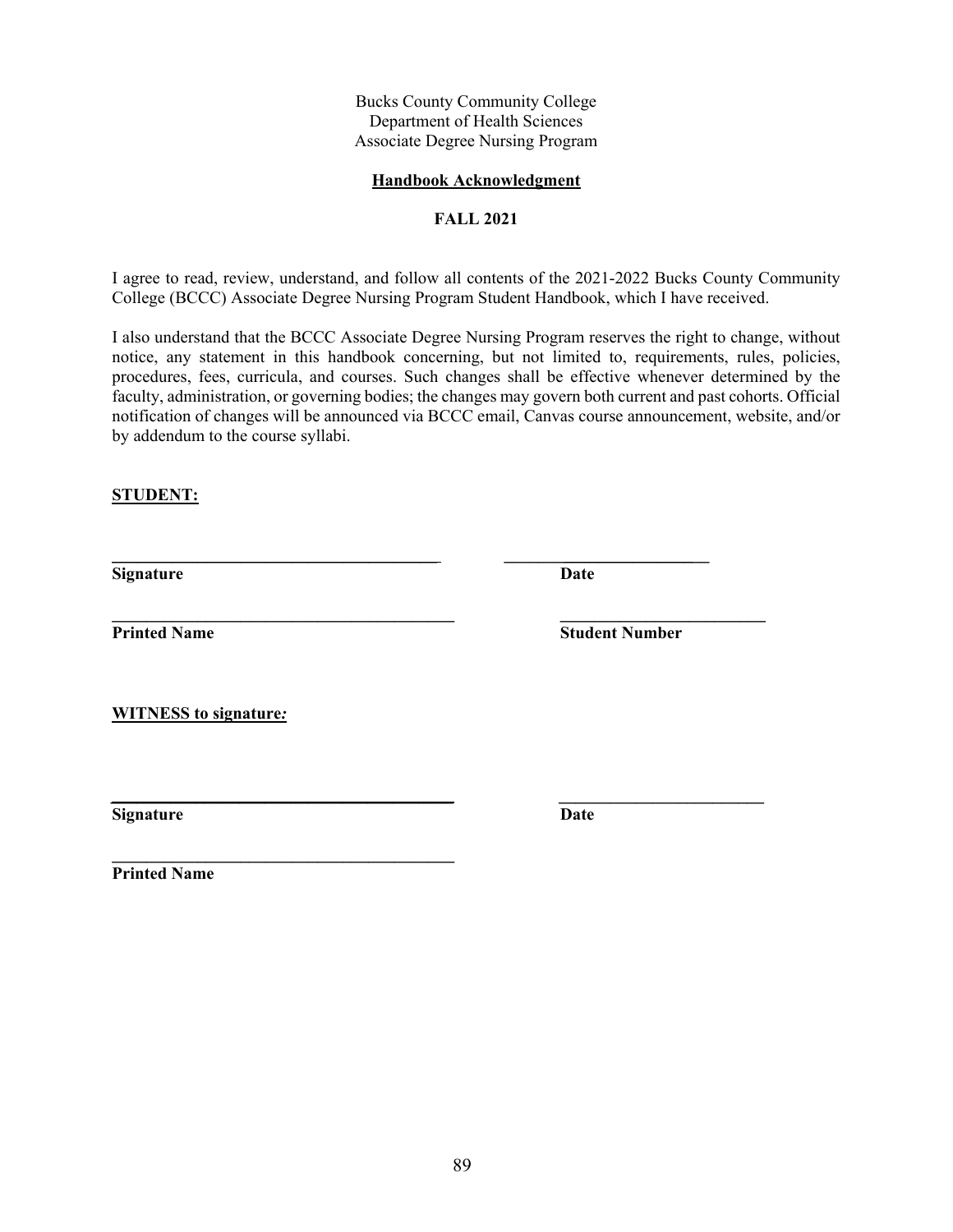Bucks County Community College
Department of Health Sciences
Associate Degree Nursing Program

**Handbook Acknowledgment**

**FALL 2021**

I agree to read, review, understand, and follow all contents of the 2021-2022 Bucks County Community College (BCCC) Associate Degree Nursing Program Student Handbook, which I have received.

I also understand that the BCCC Associate Degree Nursing Program reserves the right to change, without notice, any statement in this handbook concerning, but not limited to, requirements, rules, policies, procedures, fees, curricula, and courses. Such changes shall be effective whenever determined by the faculty, administration, or governing bodies; the changes may govern both current and past cohorts. Official notification of changes will be announced via BCCC email, Canvas course announcement, website, and/or by addendum to the course syllabi.

**STUDENT:**

\_\_\_\_\_\_\_\_\_\_\_\_\_\_\_\_\_\_\_\_\_\_\_\_\_\_\_\_\_\_\_\_\_\_\_\_\_\_\_ \_\_\_\_\_\_\_\_\_\_\_\_\_\_\_\_\_\_\_\_\_\_\_\_\_
**Signature** **Date**

\_\_\_\_\_\_\_\_\_\_\_\_\_\_\_\_\_\_\_\_\_\_\_\_\_\_\_\_\_\_\_\_\_\_\_\_\_\_\_ \_\_\_\_\_\_\_\_\_\_\_\_\_\_\_\_\_\_\_\_\_\_\_\_\_
**Printed Name** **Student Number**

**WITNESS to signature*:***

\_\_\_\_\_\_\_\_\_\_\_\_\_\_\_\_\_\_\_\_\_\_\_\_\_\_\_\_\_\_\_\_\_\_\_\_\_\_\_ \_\_\_\_\_\_\_\_\_\_\_\_\_\_\_\_\_\_\_\_\_\_\_\_\_
**Signature** **Date**

\_\_\_\_\_\_\_\_\_\_\_\_\_\_\_\_\_\_\_\_\_\_\_\_\_\_\_\_\_\_\_\_\_\_\_\_\_\_\_
**Printed Name**